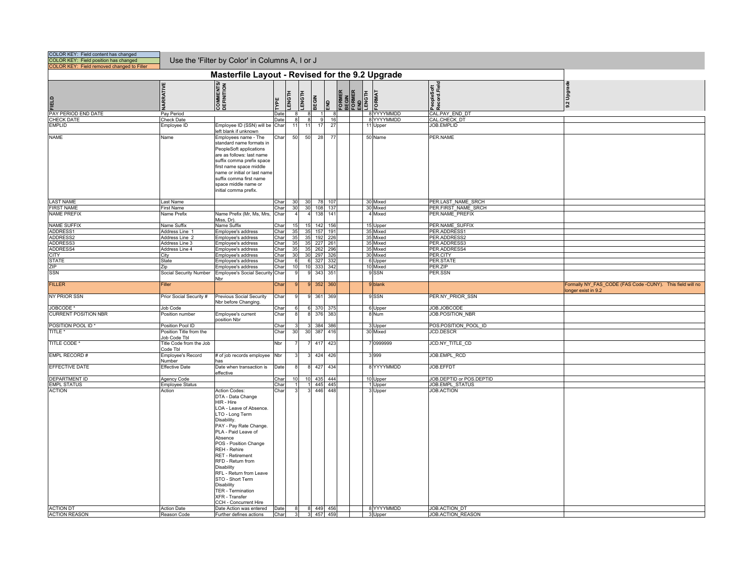COLOR KEY: Field content has changed
COLOR KEY: Field position has changed
COLOR KEY: Field removed changed to Filler

Use the 'Filter by Color' in Columns A, I or J

# Masterfile Layout - Revised for the 9.2 Upgrade

| FIELD | NARRATIVE | COMMENTS/ DEFINITION | TYPE | LENGTH | LENGTH | BEGIN | END | FORMER BEGIN | FORMER END | LENGTH | FORMAT | PeopleSoft Record.Field | 9.2 Upgrade |
|---|---|---|---|---|---|---|---|---|---|---|---|---|---|
| PAY PERIOD END DATE | Pay Period | | Date | 8 | 8 | 1 | 8 | | | 8 | YYYYMMDD | CAL.PAY_END_DT | |
| CHECK DATE | Check Date | | Date | 8 | 8 | 9 | 16 | | | 8 | YYYYMMDD | CAL.CHECK_DT | |
| EMPLID | Employee ID | Employee ID (SSN) will be left blank if unknown | Char | 11 | 11 | 17 | 27 | | | 11 | Upper | JOB.EMPLID | |
| NAME | Name | Employees name - The standard name formats in PeopleSoft applications are as follows: last name suffix comma prefix space first name space middle name or initial or last name suffix comma first name space middle name or initial comma prefix. | Char | 50 | 50 | 28 | 77 | | | 50 | Name | PER.NAME | |
| LAST NAME | Last Name | | Char | 30 | 30 | 78 | 107 | | | 30 | Mixed | PER.LAST_NAME_SRCH | |
| FIRST NAME | First Name | | Char | 30 | 30 | 108 | 137 | | | 30 | Mixed | PER.FIRST_NAME_SRCH | |
| NAME PREFIX | Name Prefix | Name Prefix (Mr, Ms, Mrs, Miss, Dr). | Char | 4 | 4 | 138 | 141 | | | 4 | Mixed | PER.NAME_PREFIX | |
| NAME SUFFIX | Name Suffix | Name Suffix | Char | 15 | 15 | 142 | 156 | | | 15 | Upper | PER.NAME_SUFFIX | |
| ADDRESS1 | Address Line 1 | Employee's address | Char | 35 | 35 | 157 | 191 | | | 35 | Mixed | PER.ADDRESS1 | |
| ADDRESS2 | Address Line 2 | Employee's address | Char | 35 | 35 | 192 | 226 | | | 35 | Mixed | PER.ADDRESS2 | |
| ADDRESS3 | Address Line 3 | Employee's address | Char | 35 | 35 | 227 | 261 | | | 35 | Mixed | PER.ADDRESS3 | |
| ADDRESS4 | Address Line 4 | Employee's address | Char | 35 | 35 | 262 | 296 | | | 35 | Mixed | PER.ADDRESS4 | |
| CITY | City | Employee's address | Char | 30 | 30 | 297 | 326 | | | 30 | Mixed | PER.CITY | |
| STATE | State | Employee's address | Char | 6 | 6 | 327 | 332 | | | 6 | Upper | PER.STATE | |
| ZIP | Zip | Employee's address | Char | 10 | 10 | 333 | 342 | | | 10 | Mixed | PER.ZIP | |
| SSN | Social Security Number | Employee's Social Security Nbr | Char | 9 | 9 | 343 | 351 | | | 9 | SSN | PER.SSN | |
| FILLER | Filler | | Char | 9 | 9 | 352 | 360 | | | 9 | blank | | Formally NY_FAS_CODE (FAS Code -CUNY). This field will no longer exist in 9.2 |
| NY PRIOR SSN | Prior Social Security # | Previous Social Security Nbr before Changing. | Char | 9 | 9 | 361 | 369 | | | 9 | SSN | PER.NY_PRIOR_SSN | |
| JOBCODE * | Job Code | | Char | 6 | 6 | 370 | 375 | | | 6 | Upper | JOB.JOBCODE | |
| CURRENT POSITION NBR | Position number | Employee's current position Nbr | Char | 8 | 8 | 376 | 383 | | | 8 | Num | JOB.POSITION_NBR | |
| POSITION POOL ID * | Position Pool ID | | Char | 3 | 3 | 384 | 386 | | | 3 | Upper | POS.POSITION_POOL_ID | |
| TITLE * | Position Title from the Job Code Tbl | | Char | 30 | 30 | 387 | 416 | | | 30 | Mixed | JCD.DESCR | |
| TITLE CODE * | Title Code from the Job Code Tbl | | Nbr | 7 | 7 | 417 | 423 | | | 7 | 0999999 | JCD.NY_TITLE_CD | |
| EMPL RECORD # | Employee's Record Number | # of job records employee has | Nbr | 3 | 3 | 424 | 426 | | | 3 | 999 | JOB.EMPL_RCD | |
| EFFECTIVE DATE | Effective Date | Date when transaction is effective | Date | 8 | 8 | 427 | 434 | | | 8 | YYYYMMDD | JOB.EFFDT | |
| DEPARTMENT ID | Agency Code | | Char | 10 | 10 | 435 | 444 | | | 10 | Upper | JOB.DEPTID or POS.DEPTID | |
| EMPL STATUS | Employee Status | | Char | 1 | 1 | 445 | 445 | | | 1 | Upper | JOB.EMPL_STATUS | |
| ACTION | Action | Action Codes: DTA - Data Change HIR - Hire LOA - Leave of Absence. LTO - Long Term Disability. PAY - Pay Rate Change. PLA - Paid Leave of Absence POS - Position Change REH - Rehire RET - Retirement RFD - Return from Disability RFL - Return from Leave STO - Short Term Disability TER - Termination XFR - Transfer CCH - Concurrent Hire | Char | 3 | 3 | 446 | 448 | | | 3 | Upper | JOB.ACTION | |
| ACTION DT | Action Date | Date Action was entered | Date | 8 | 8 | 449 | 456 | | | 8 | YYYYMMDD | JOB.ACTION_DT | |
| ACTION REASON | Reason Code | Further defines actions | Char | 3 | 3 | 457 | 459 | | | 3 | Upper | JOB.ACTION_REASON | |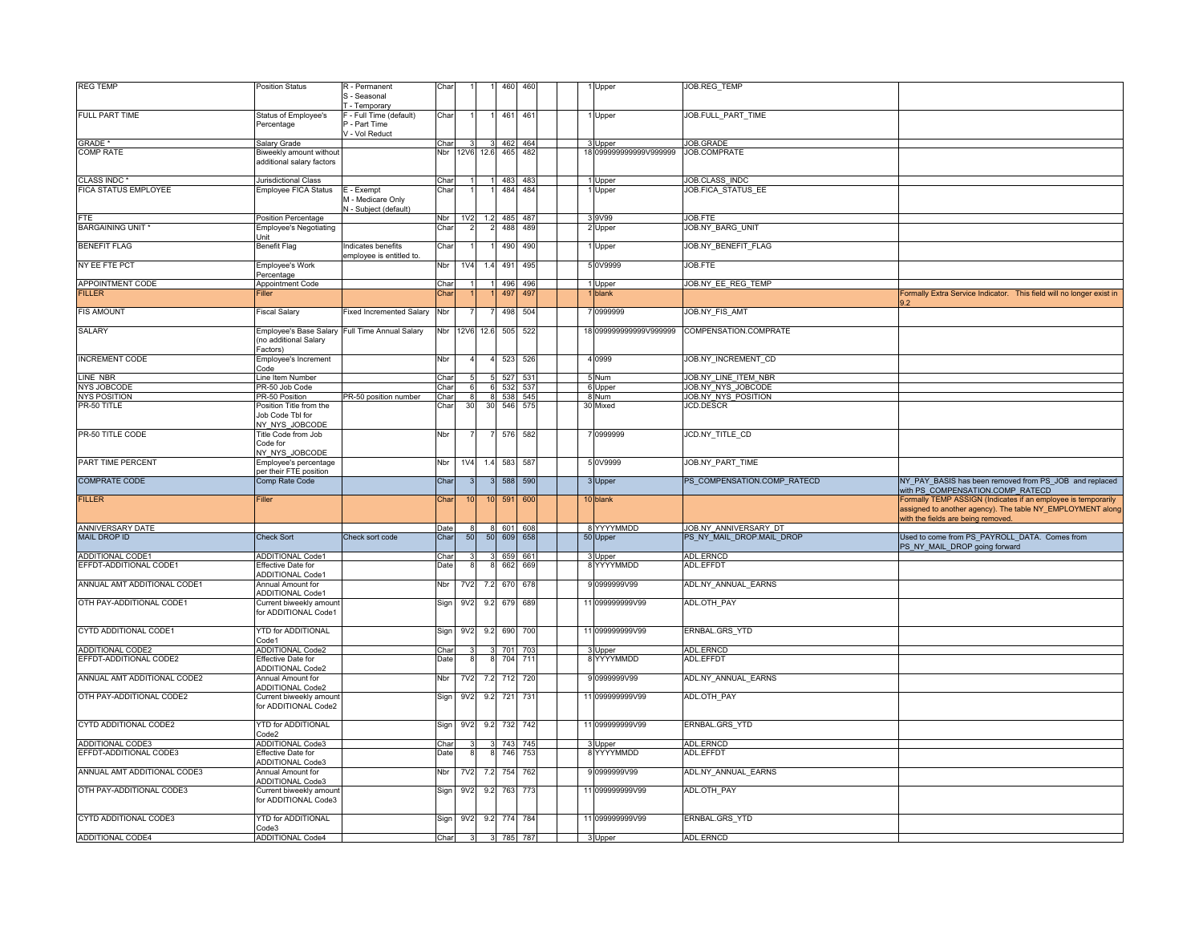| | | | | | | | | | | | | | |
|---|---|---|---|---|---|---|---|---|---|---|---|---|---|
| REG TEMP | Position Status | R - Permanent<br>S - Seasonal<br>T - Temporary | Char | 1 | 1 | 460 | 460 | | | 1 | Upper | JOB.REG_TEMP | |
| FULL PART TIME | Status of Employee's Percentage | F - Full Time (default)<br>P - Part Time<br>V - Vol Reduct | Char | 1 | 1 | 461 | 461 | | | 1 | Upper | JOB.FULL_PART_TIME | |
| GRADE * | Salary Grade | | Char | 3 | 3 | 462 | 464 | | | 3 | Upper | JOB.GRADE | |
| COMP RATE | Biweekly amount without additional salary factors | | Nbr | 12V6 | 12.6 | 465 | 482 | | | 18 | 099999999999V999999 | JOB.COMPRATE | |
| CLASS INDC * | Jurisdictional Class | | Char | 1 | 1 | 483 | 483 | | | 1 | Upper | JOB.CLASS_INDC | |
| FICA STATUS EMPLOYEE | Employee FICA Status | E - Exempt<br>M - Medicare Only<br>N - Subject (default) | Char | 1 | 1 | 484 | 484 | | | 1 | Upper | JOB.FICA_STATUS_EE | |
| FTE | Position Percentage | | Nbr | 1V2 | 1.2 | 485 | 487 | | | 3 | 9V99 | JOB.FTE | |
| BARGAINING UNIT * | Employee's Negotiating Unit | | Char | 2 | 2 | 488 | 489 | | | 2 | Upper | JOB.NY_BARG_UNIT | |
| BENEFIT FLAG | Benefit Flag | Indicates benefits employee is entitled to. | Char | 1 | 1 | 490 | 490 | | | 1 | Upper | JOB.NY_BENEFIT_FLAG | |
| NY EE FTE PCT | Employee's Work Percentage | | Nbr | 1V4 | 1.4 | 491 | 495 | | | 5 | 0V9999 | JOB.FTE | |
| APPOINTMENT CODE | Appointment Code | | Char | 1 | 1 | 496 | 496 | | | 1 | Upper | JOB.NY_EE_REG_TEMP | |
| FILLER | Filler | | Char | 1 | 1 | 497 | 497 | | | 1 | blank | | Formally Extra Service Indicator. This field will no longer exist in 9.2 |
| FIS AMOUNT | Fiscal Salary | Fixed Incremented Salary | Nbr | 7 | 7 | 498 | 504 | | | 7 | 0999999 | JOB.NY_FIS_AMT | |
| SALARY | Employee's Base Salary (no additional Salary Factors) | Full Time Annual Salary | Nbr | 12V6 | 12.6 | 505 | 522 | | | 18 | 099999999999V999999 | COMPENSATION.COMPRATE | |
| INCREMENT CODE | Employee's Increment Code | | Nbr | 4 | 4 | 523 | 526 | | | 4 | 0999 | JOB.NY_INCREMENT_CD | |
| LINE NBR | Line Item Number | | Char | 5 | 5 | 527 | 531 | | | 5 | Num | JOB.NY_LINE_ITEM_NBR | |
| NYS JOBCODE | PR-50 Job Code | | Char | 6 | 6 | 532 | 537 | | | 6 | Upper | JOB.NY_NYS_JOBCODE | |
| NYS POSITION | PR-50 Position | PR-50 position number | Char | 8 | 8 | 538 | 545 | | | 8 | Num | JOB.NY_NYS_POSITION | |
| PR-50 TITLE | Position Title from the Job Code Tbl for NY_NYS_JOBCODE | | Char | 30 | 30 | 546 | 575 | | | 30 | Mixed | JCD.DESCR | |
| PR-50 TITLE CODE | Title Code from Job Code for NY_NYS_JOBCODE | | Nbr | 7 | 7 | 576 | 582 | | | 7 | 0999999 | JCD.NY_TITLE_CD | |
| PART TIME PERCENT | Employee's percentage per their FTE position | | Nbr | 1V4 | 1.4 | 583 | 587 | | | 5 | 0V9999 | JOB.NY_PART_TIME | |
| COMPRATE CODE | Comp Rate Code | | Char | 3 | 3 | 588 | 590 | | | 3 | Upper | PS_COMPENSATION.COMP_RATECD | NY_PAY_BASIS has been removed from PS_JOB and replaced with PS_COMPENSATION.COMP_RATECD |
| FILLER | Filler | | Char | 10 | 10 | 591 | 600 | | | 10 | blank | | Formally TEMP ASSIGN (Indicates if an employee is temporarily assigned to another agency). The table NY_EMPLOYMENT along with the fields are being removed. |
| ANNIVERSARY DATE | | | Date | 8 | 8 | 601 | 608 | | | 8 | YYYYMMDD | JOB.NY_ANNIVERSARY_DT | |
| MAIL DROP ID | Check Sort | Check sort code | Char | 50 | 50 | 609 | 658 | | | 50 | Upper | PS_NY_MAIL_DROP.MAIL_DROP | Used to come from PS_PAYROLL_DATA. Comes from PS_NY_MAIL_DROP going forward |
| ADDITIONAL CODE1 | ADDITIONAL Code1 | | Char | 3 | 3 | 659 | 661 | | | 3 | Upper | ADL.ERNCD | |
| EFFDT-ADDITIONAL CODE1 | Effective Date for ADDITIONAL Code1 | | Date | 8 | 8 | 662 | 669 | | | 8 | YYYYMMDD | ADL.EFFDT | |
| ANNUAL AMT ADDITIONAL CODE1 | Annual Amount for ADDITIONAL Code1 | | Nbr | 7V2 | 7.2 | 670 | 678 | | | 9 | 0999999V99 | ADL.NY_ANNUAL_EARNS | |
| OTH PAY-ADDITIONAL CODE1 | Current biweekly amount for ADDITIONAL Code1 | | Sign | 9V2 | 9.2 | 679 | 689 | | | 11 | 099999999V99 | ADL.OTH_PAY | |
| CYTD ADDITIONAL CODE1 | YTD for ADDITIONAL Code1 | | Sign | 9V2 | 9.2 | 690 | 700 | | | 11 | 099999999V99 | ERNBAL.GRS_YTD | |
| ADDITIONAL CODE2 | ADDITIONAL Code2 | | Char | 3 | 3 | 701 | 703 | | | 3 | Upper | ADL.ERNCD | |
| EFFDT-ADDITIONAL CODE2 | Effective Date for ADDITIONAL Code2 | | Date | 8 | 8 | 704 | 711 | | | 8 | YYYYMMDD | ADL.EFFDT | |
| ANNUAL AMT ADDITIONAL CODE2 | Annual Amount for ADDITIONAL Code2 | | Nbr | 7V2 | 7.2 | 712 | 720 | | | 9 | 0999999V99 | ADL.NY_ANNUAL_EARNS | |
| OTH PAY-ADDITIONAL CODE2 | Current biweekly amount for ADDITIONAL Code2 | | Sign | 9V2 | 9.2 | 721 | 731 | | | 11 | 099999999V99 | ADL.OTH_PAY | |
| CYTD ADDITIONAL CODE2 | YTD for ADDITIONAL Code2 | | Sign | 9V2 | 9.2 | 732 | 742 | | | 11 | 099999999V99 | ERNBAL.GRS_YTD | |
| ADDITIONAL CODE3 | ADDITIONAL Code3 | | Char | 3 | 3 | 743 | 745 | | | 3 | Upper | ADL.ERNCD | |
| EFFDT-ADDITIONAL CODE3 | Effective Date for ADDITIONAL Code3 | | Date | 8 | 8 | 746 | 753 | | | 8 | YYYYMMDD | ADL.EFFDT | |
| ANNUAL AMT ADDITIONAL CODE3 | Annual Amount for ADDITIONAL Code3 | | Nbr | 7V2 | 7.2 | 754 | 762 | | | 9 | 0999999V99 | ADL.NY_ANNUAL_EARNS | |
| OTH PAY-ADDITIONAL CODE3 | Current biweekly amount for ADDITIONAL Code3 | | Sign | 9V2 | 9.2 | 763 | 773 | | | 11 | 099999999V99 | ADL.OTH_PAY | |
| CYTD ADDITIONAL CODE3 | YTD for ADDITIONAL Code3 | | Sign | 9V2 | 9.2 | 774 | 784 | | | 11 | 099999999V99 | ERNBAL.GRS_YTD | |
| ADDITIONAL CODE4 | ADDITIONAL Code4 | | Char | 3 | 3 | 785 | 787 | | | 3 | Upper | ADL.ERNCD | |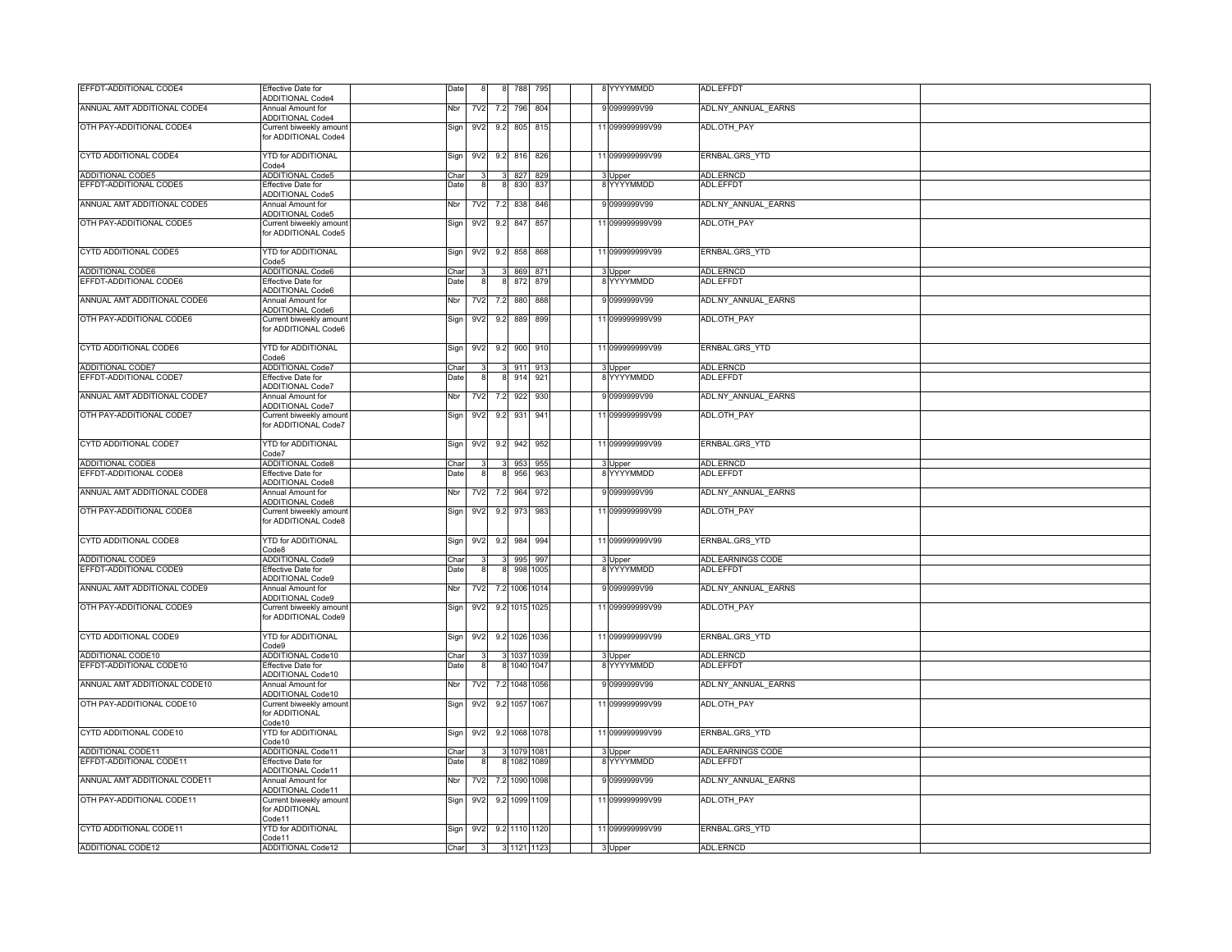| | | | | | | | | | | | |
|---|---|---|---|---|---|---|---|---|---|---|---|
| EFFDT-ADDITIONAL CODE4 | Effective Date for ADDITIONAL Code4 | | Date | 8 | 8 | 788 | 795 | | | 8 YYYYMMDD | ADL.EFFDT | |
| ANNUAL AMT ADDITIONAL CODE4 | Annual Amount for ADDITIONAL Code4 | | Nbr | 7V2 | 7.2 | 796 | 804 | | | 9 0999999V99 | ADL.NY_ANNUAL_EARNS | |
| OTH PAY-ADDITIONAL CODE4 | Current biweekly amount for ADDITIONAL Code4 | | Sign | 9V2 | 9.2 | 805 | 815 | | | 11 099999999V99 | ADL.OTH_PAY | |
| CYTD ADDITIONAL CODE4 | YTD for ADDITIONAL Code4 | | Sign | 9V2 | 9.2 | 816 | 826 | | | 11 099999999V99 | ERNBAL.GRS_YTD | |
| ADDITIONAL CODE5 | ADDITIONAL Code5 | | Char | 3 | 3 | 827 | 829 | | | 3 Upper | ADL.ERNCD | |
| EFFDT-ADDITIONAL CODE5 | Effective Date for ADDITIONAL Code5 | | Date | 8 | 8 | 830 | 837 | | | 8 YYYYMMDD | ADL.EFFDT | |
| ANNUAL AMT ADDITIONAL CODE5 | Annual Amount for ADDITIONAL Code5 | | Nbr | 7V2 | 7.2 | 838 | 846 | | | 9 0999999V99 | ADL.NY_ANNUAL_EARNS | |
| OTH PAY-ADDITIONAL CODE5 | Current biweekly amount for ADDITIONAL Code5 | | Sign | 9V2 | 9.2 | 847 | 857 | | | 11 099999999V99 | ADL.OTH_PAY | |
| CYTD ADDITIONAL CODE5 | YTD for ADDITIONAL Code5 | | Sign | 9V2 | 9.2 | 858 | 868 | | | 11 099999999V99 | ERNBAL.GRS_YTD | |
| ADDITIONAL CODE6 | ADDITIONAL Code6 | | Char | 3 | 3 | 869 | 871 | | | 3 Upper | ADL.ERNCD | |
| EFFDT-ADDITIONAL CODE6 | Effective Date for ADDITIONAL Code6 | | Date | 8 | 8 | 872 | 879 | | | 8 YYYYMMDD | ADL.EFFDT | |
| ANNUAL AMT ADDITIONAL CODE6 | Annual Amount for ADDITIONAL Code6 | | Nbr | 7V2 | 7.2 | 880 | 888 | | | 9 0999999V99 | ADL.NY_ANNUAL_EARNS | |
| OTH PAY-ADDITIONAL CODE6 | Current biweekly amount for ADDITIONAL Code6 | | Sign | 9V2 | 9.2 | 889 | 899 | | | 11 099999999V99 | ADL.OTH_PAY | |
| CYTD ADDITIONAL CODE6 | YTD for ADDITIONAL Code6 | | Sign | 9V2 | 9.2 | 900 | 910 | | | 11 099999999V99 | ERNBAL.GRS_YTD | |
| ADDITIONAL CODE7 | ADDITIONAL Code7 | | Char | 3 | 3 | 911 | 913 | | | 3 Upper | ADL.ERNCD | |
| EFFDT-ADDITIONAL CODE7 | Effective Date for ADDITIONAL Code7 | | Date | 8 | 8 | 914 | 921 | | | 8 YYYYMMDD | ADL.EFFDT | |
| ANNUAL AMT ADDITIONAL CODE7 | Annual Amount for ADDITIONAL Code7 | | Nbr | 7V2 | 7.2 | 922 | 930 | | | 9 0999999V99 | ADL.NY_ANNUAL_EARNS | |
| OTH PAY-ADDITIONAL CODE7 | Current biweekly amount for ADDITIONAL Code7 | | Sign | 9V2 | 9.2 | 931 | 941 | | | 11 099999999V99 | ADL.OTH_PAY | |
| CYTD ADDITIONAL CODE7 | YTD for ADDITIONAL Code7 | | Sign | 9V2 | 9.2 | 942 | 952 | | | 11 099999999V99 | ERNBAL.GRS_YTD | |
| ADDITIONAL CODE8 | ADDITIONAL Code8 | | Char | 3 | 3 | 953 | 955 | | | 3 Upper | ADL.ERNCD | |
| EFFDT-ADDITIONAL CODE8 | Effective Date for ADDITIONAL Code8 | | Date | 8 | 8 | 956 | 963 | | | 8 YYYYMMDD | ADL.EFFDT | |
| ANNUAL AMT ADDITIONAL CODE8 | Annual Amount for ADDITIONAL Code8 | | Nbr | 7V2 | 7.2 | 964 | 972 | | | 9 0999999V99 | ADL.NY_ANNUAL_EARNS | |
| OTH PAY-ADDITIONAL CODE8 | Current biweekly amount for ADDITIONAL Code8 | | Sign | 9V2 | 9.2 | 973 | 983 | | | 11 099999999V99 | ADL.OTH_PAY | |
| CYTD ADDITIONAL CODE8 | YTD for ADDITIONAL Code8 | | Sign | 9V2 | 9.2 | 984 | 994 | | | 11 099999999V99 | ERNBAL.GRS_YTD | |
| ADDITIONAL CODE9 | ADDITIONAL Code9 | | Char | 3 | 3 | 995 | 997 | | | 3 Upper | ADL.EARNINGS CODE | |
| EFFDT-ADDITIONAL CODE9 | Effective Date for ADDITIONAL Code9 | | Date | 8 | 8 | 998 | 1005 | | | 8 YYYYMMDD | ADL.EFFDT | |
| ANNUAL AMT ADDITIONAL CODE9 | Annual Amount for ADDITIONAL Code9 | | Nbr | 7V2 | 7.2 | 1006 | 1014 | | | 9 0999999V99 | ADL.NY_ANNUAL_EARNS | |
| OTH PAY-ADDITIONAL CODE9 | Current biweekly amount for ADDITIONAL Code9 | | Sign | 9V2 | 9.2 | 1015 | 1025 | | | 11 099999999V99 | ADL.OTH_PAY | |
| CYTD ADDITIONAL CODE9 | YTD for ADDITIONAL Code9 | | Sign | 9V2 | 9.2 | 1026 | 1036 | | | 11 099999999V99 | ERNBAL.GRS_YTD | |
| ADDITIONAL CODE10 | ADDITIONAL Code10 | | Char | 3 | 3 | 1037 | 1039 | | | 3 Upper | ADL.ERNCD | |
| EFFDT-ADDITIONAL CODE10 | Effective Date for ADDITIONAL Code10 | | Date | 8 | 8 | 1040 | 1047 | | | 8 YYYYMMDD | ADL.EFFDT | |
| ANNUAL AMT ADDITIONAL CODE10 | Annual Amount for ADDITIONAL Code10 | | Nbr | 7V2 | 7.2 | 1048 | 1056 | | | 9 0999999V99 | ADL.NY_ANNUAL_EARNS | |
| OTH PAY-ADDITIONAL CODE10 | Current biweekly amount for ADDITIONAL Code10 | | Sign | 9V2 | 9.2 | 1057 | 1067 | | | 11 099999999V99 | ADL.OTH_PAY | |
| CYTD ADDITIONAL CODE10 | YTD for ADDITIONAL Code10 | | Sign | 9V2 | 9.2 | 1068 | 1078 | | | 11 099999999V99 | ERNBAL.GRS_YTD | |
| ADDITIONAL CODE11 | ADDITIONAL Code11 | | Char | 3 | 3 | 1079 | 1081 | | | 3 Upper | ADL.EARNINGS CODE | |
| EFFDT-ADDITIONAL CODE11 | Effective Date for ADDITIONAL Code11 | | Date | 8 | 8 | 1082 | 1089 | | | 8 YYYYMMDD | ADL.EFFDT | |
| ANNUAL AMT ADDITIONAL CODE11 | Annual Amount for ADDITIONAL Code11 | | Nbr | 7V2 | 7.2 | 1090 | 1098 | | | 9 0999999V99 | ADL.NY_ANNUAL_EARNS | |
| OTH PAY-ADDITIONAL CODE11 | Current biweekly amount for ADDITIONAL Code11 | | Sign | 9V2 | 9.2 | 1099 | 1109 | | | 11 099999999V99 | ADL.OTH_PAY | |
| CYTD ADDITIONAL CODE11 | YTD for ADDITIONAL Code11 | | Sign | 9V2 | 9.2 | 1110 | 1120 | | | 11 099999999V99 | ERNBAL.GRS_YTD | |
| ADDITIONAL CODE12 | ADDITIONAL Code12 | | Char | 3 | 3 | 1121 | 1123 | | | 3 Upper | ADL.ERNCD | |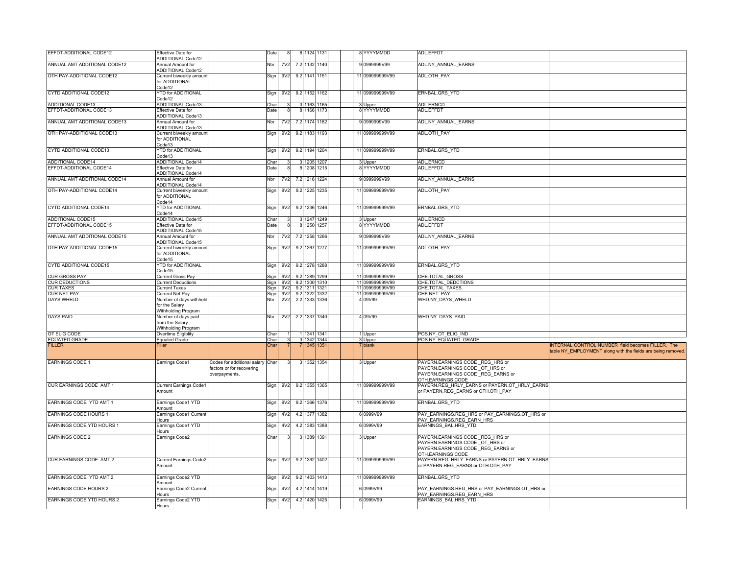| | | | | | | | | | | | | | |
|---|---|---|---|---|---|---|---|---|---|---|---|---|---|
| EFFDT-ADDITIONAL CODE12 | Effective Date for ADDITIONAL Code12 | | Date | 8 | 8 | 1124 | 1131 | | | 8 | YYYYMMDD | ADL.EFFDT | |
| ANNUAL AMT ADDITIONAL CODE12 | Annual Amount for ADDITIONAL Code12 | | Nbr | 7V2 | 7.2 | 1132 | 1140 | | | 9 | 0999999V99 | ADL.NY_ANNUAL_EARNS | |
| OTH PAY-ADDITIONAL CODE12 | Current biweekly amount for ADDITIONAL Code12 | | Sign | 9V2 | 9.2 | 1141 | 1151 | | | 11 | 099999999V99 | ADL.OTH_PAY | |
| CYTD ADDITIONAL CODE12 | YTD for ADDITIONAL Code12 | | Sign | 9V2 | 9.2 | 1152 | 1162 | | | 11 | 099999999V99 | ERNBAL.GRS_YTD | |
| ADDITIONAL CODE13 | ADDITIONAL Code13 | | Char | 3 | 3 | 1163 | 1165 | | | 3 | Upper | ADL.ERNCD | |
| EFFDT-ADDITIONAL CODE13 | Effective Date for ADDITIONAL Code13 | | Date | 8 | 8 | 1166 | 1173 | | | 8 | YYYYMMDD | ADL.EFFDT | |
| ANNUAL AMT ADDITIONAL CODE13 | Annual Amount for ADDITIONAL Code13 | | Nbr | 7V2 | 7.2 | 1174 | 1182 | | | 9 | 0999999V99 | ADL.NY_ANNUAL_EARNS | |
| OTH PAY-ADDITIONAL CODE13 | Current biweekly amount for ADDITIONAL Code13 | | Sign | 9V2 | 9.2 | 1183 | 1193 | | | 11 | 099999999V99 | ADL.OTH_PAY | |
| CYTD ADDITIONAL CODE13 | YTD for ADDITIONAL Code13 | | Sign | 9V2 | 9.2 | 1194 | 1204 | | | 11 | 099999999V99 | ERNBAL.GRS_YTD | |
| ADDITIONAL CODE14 | ADDITIONAL Code14 | | Char | 3 | 3 | 1205 | 1207 | | | 3 | Upper | ADL.ERNCD | |
| EFFDT-ADDITIONAL CODE14 | Effective Date for ADDITIONAL Code14 | | Date | 8 | 8 | 1208 | 1215 | | | 8 | YYYYMMDD | ADL.EFFDT | |
| ANNUAL AMT ADDITIONAL CODE14 | Annual Amount for ADDITIONAL Code14 | | Nbr | 7V2 | 7.2 | 1216 | 1224 | | | 9 | 0999999V99 | ADL.NY_ANNUAL_EARNS | |
| OTH PAY-ADDITIONAL CODE14 | Current biweekly amount for ADDITIONAL Code14 | | Sign | 9V2 | 9.2 | 1225 | 1235 | | | 11 | 099999999V99 | ADL.OTH_PAY | |
| CYTD ADDITIONAL CODE14 | YTD for ADDITIONAL Code14 | | Sign | 9V2 | 9.2 | 1236 | 1246 | | | 11 | 099999999V99 | ERNBAL.GRS_YTD | |
| ADDITIONAL CODE15 | ADDITIONAL Code15 | | Char | 3 | 3 | 1247 | 1249 | | | 3 | Upper | ADL.ERNCD | |
| EFFDT-ADDITIONAL CODE15 | Effective Date for ADDITIONAL Code15 | | Date | 8 | 8 | 1250 | 1257 | | | 8 | YYYYMMDD | ADL.EFFDT | |
| ANNUAL AMT ADDITIONAL CODE15 | Annual Amount for ADDITIONAL Code15 | | Nbr | 7V2 | 7.2 | 1258 | 1266 | | | 9 | 0999999V99 | ADL.NY_ANNUAL_EARNS | |
| OTH PAY-ADDITIONAL CODE15 | Current biweekly amount for ADDITIONAL Code15 | | Sign | 9V2 | 9.2 | 1267 | 1277 | | | 11 | 099999999V99 | ADL.OTH_PAY | |
| CYTD ADDITIONAL CODE15 | YTD for ADDITIONAL Code15 | | Sign | 9V2 | 9.2 | 1278 | 1288 | | | 11 | 099999999V99 | ERNBAL.GRS_YTD | |
| CUR GROSS PAY | Current Gross Pay | | Sign | 9V2 | 9.2 | 1289 | 1299 | | | 11 | 099999999V99 | CHE.TOTAL_GROSS | |
| CUR DEDUCTIONS | Current Deductions | | Sign | 9V2 | 9.2 | 1300 | 1310 | | | 11 | 099999999V99 | CHE.TOTAL_DEDCTIONS | |
| CUR TAXES | Current Taxes | | Sign | 9V2 | 9.2 | 1311 | 1321 | | | 11 | 099999999V99 | CHE.TOTAL_TAXES | |
| CUR NET PAY | Current Net Pay | | Sign | 9V2 | 9.2 | 1322 | 1332 | | | 11 | 099999999V99 | CHE.NET_PAY | |
| DAYS WHELD | Number of days withheld for the Salary Withholding Program | | Nbr | 2V2 | 2.2 | 1333 | 1336 | | | 4 | 09V99 | WHD.NY_DAYS_WHELD | |
| DAYS PAID | Number of days paid from the Salary Withholding Program | | Nbr | 2V2 | 2.2 | 1337 | 1340 | | | 4 | 09V99 | WHD.NY_DAYS_PAID | |
| OT ELIG CODE | Overtime Eligiblity | | Char | 1 | 1 | 1341 | 1341 | | | 1 | Upper | POS.NY_OT_ELIG_IND | |
| EQUATED GRADE | Equated Grade | | Char | 3 | 3 | 1342 | 1344 | | | 3 | Upper | POS.NY_EQUATED_GRADE | |
| FILLER | Filler | | Char | 7 | 7 | 1345 | 1351 | | | 7 | blank | | INTERNAL CONTROL NUMBER field becomes FILLER. The table NY_EMPLOYMENT along with the fields are being removed. |
| EARNINGS CODE 1 | Earnings Code1 | Codes for additional salary factors or for recovering overpayments. | Char | 3 | 3 | 1352 | 1354 | | | 3 | Upper | PAYERN.EARNINGS CODE _REG_HRS or PAYERN.EARNINGS CODE _OT_HRS or PAYERN.EARNINGS CODE _REG_EARNS or OTH.EARNINGS CODE | |
| CUR EARNINGS CODE AMT 1 | Current Earnings Code1 Amount | | Sign | 9V2 | 9.2 | 1355 | 1365 | | | 11 | 099999999V99 | PAYERN.REG_HRLY_EARNS or PAYERN.OT_HRLY_EARNS or PAYERN.REG_EARNS or OTH.OTH_PAY | |
| EARNINGS CODE YTD AMT 1 | Earnings Code1 YTD Amount | | Sign | 9V2 | 9.2 | 1366 | 1376 | | | 11 | 099999999V99 | ERNBAL.GRS_YTD | |
| EARNINGS CODE HOURS 1 | Earnings Code1 Current Hours | | Sign | 4V2 | 4.2 | 1377 | 1382 | | | 6 | 0999V99 | PAY_EARNINGS.REG_HRS or PAY_EARNINGS.OT_HRS or PAY_EARNINGS.REG_EARN_HRS | |
| EARNINGS CODE YTD HOURS 1 | Earnings Code1 YTD Hours | | Sign | 4V2 | 4.2 | 1383 | 1388 | | | 6 | 0999V99 | EARNINGS_BAL.HRS_YTD | |
| EARNINGS CODE 2 | Earnings Code2 | | Char | 3 | 3 | 1389 | 1391 | | | 3 | Upper | PAYERN.EARNINGS CODE _REG_HRS or PAYERN.EARNINGS CODE _OT_HRS or PAYERN.EARNINGS CODE _REG_EARNS or OTH.EARNINGS CODE | |
| CUR EARNINGS CODE AMT 2 | Current Earnings Code2 Amount | | Sign | 9V2 | 9.2 | 1392 | 1402 | | | 11 | 099999999V99 | PAYERN.REG_HRLY_EARNS or PAYERN.OT_HRLY_EARNS or PAYERN.REG_EARNS or OTH.OTH_PAY | |
| EARNINGS CODE YTD AMT 2 | Earnings Code2 YTD Amount | | Sign | 9V2 | 9.2 | 1403 | 1413 | | | 11 | 099999999V99 | ERNBAL.GRS_YTD | |
| EARNINGS CODE HOURS 2 | Earnings Code2 Current Hours | | Sign | 4V2 | 4.2 | 1414 | 1419 | | | 6 | 0999V99 | PAY_EARNINGS.REG_HRS or PAY_EARNINGS.OT_HRS or PAY_EARNINGS.REG_EARN_HRS | |
| EARNINGS CODE YTD HOURS 2 | Earnings Code2 YTD Hours | | Sign | 4V2 | 4.2 | 1420 | 1425 | | | 6 | 0999V99 | EARNINGS_BAL.HRS_YTD | |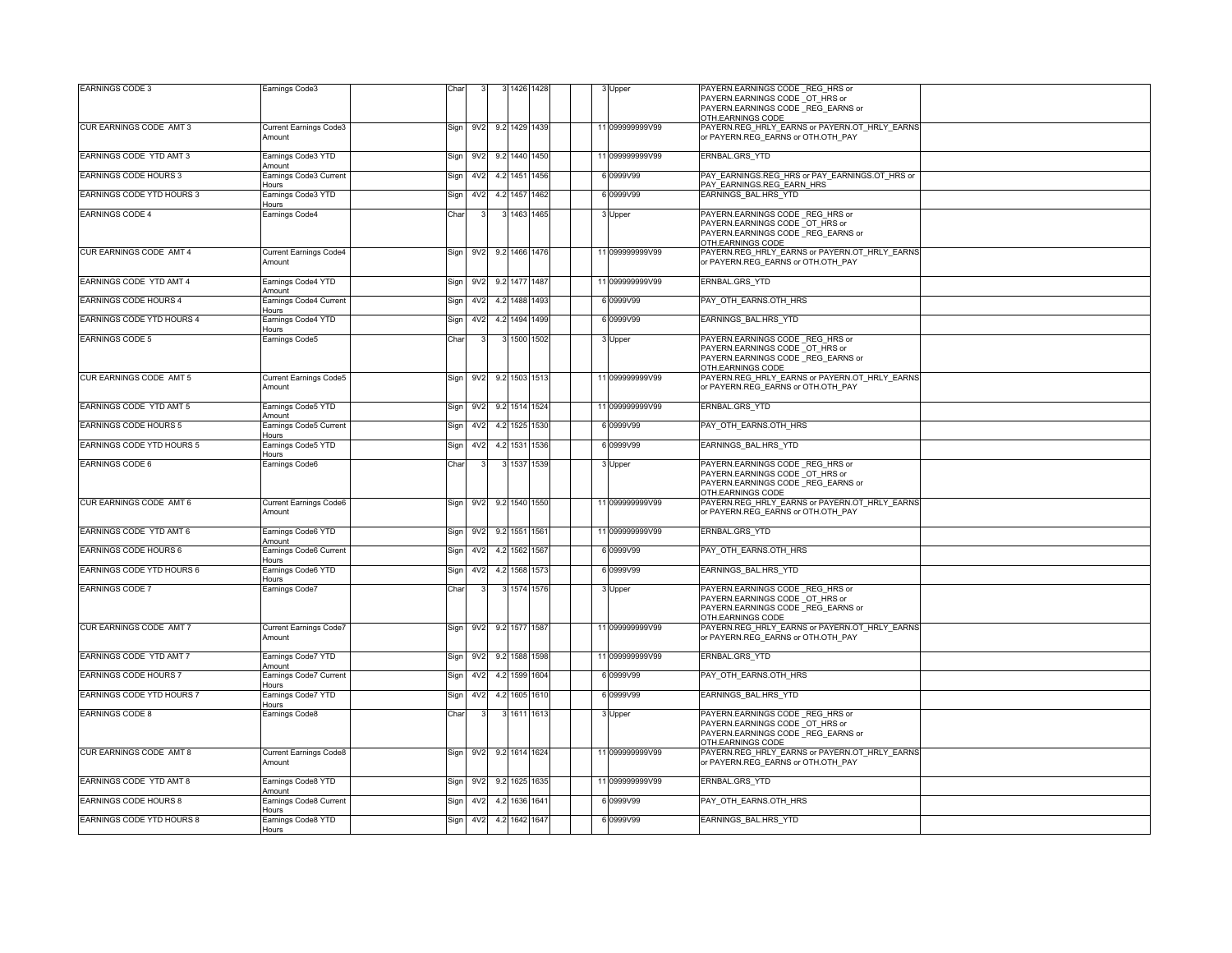| | | | | | | | | | | | | | |
|---|---|---|---|---|---|---|---|---|---|---|---|---|---|
| EARNINGS CODE 3 | Earnings Code3 | | Char | 3 | 3 | 1426 | 1428 | | | 3 | Upper | PAYERN.EARNINGS CODE _REG_HRS or PAYERN.EARNINGS CODE _OT_HRS or PAYERN.EARNINGS CODE _REG_EARNS or OTH.EARNINGS CODE | |
| CUR EARNINGS CODE AMT 3 | Current Earnings Code3 Amount | | Sign | 9V2 | 9.2 | 1429 | 1439 | | | 11 | 099999999V99 | PAYERN.REG_HRLY_EARNS or PAYERN.OT_HRLY_EARNS or PAYERN.REG_EARNS or OTH.OTH_PAY | |
| EARNINGS CODE YTD AMT 3 | Earnings Code3 YTD Amount | | Sign | 9V2 | 9.2 | 1440 | 1450 | | | 11 | 099999999V99 | ERNBAL.GRS_YTD | |
| EARNINGS CODE HOURS 3 | Earnings Code3 Current Hours | | Sign | 4V2 | 4.2 | 1451 | 1456 | | | 6 | 0999V99 | PAY_EARNINGS.REG_HRS or PAY_EARNINGS.OT_HRS or PAY_EARNINGS.REG_EARN_HRS | |
| EARNINGS CODE YTD HOURS 3 | Earnings Code3 YTD Hours | | Sign | 4V2 | 4.2 | 1457 | 1462 | | | 6 | 0999V99 | EARNINGS_BAL.HRS_YTD | |
| EARNINGS CODE 4 | Earnings Code4 | | Char | 3 | 3 | 1463 | 1465 | | | 3 | Upper | PAYERN.EARNINGS CODE _REG_HRS or PAYERN.EARNINGS CODE _OT_HRS or PAYERN.EARNINGS CODE _REG_EARNS or OTH.EARNINGS CODE | |
| CUR EARNINGS CODE AMT 4 | Current Earnings Code4 Amount | | Sign | 9V2 | 9.2 | 1466 | 1476 | | | 11 | 099999999V99 | PAYERN.REG_HRLY_EARNS or PAYERN.OT_HRLY_EARNS or PAYERN.REG_EARNS or OTH.OTH_PAY | |
| EARNINGS CODE YTD AMT 4 | Earnings Code4 YTD Amount | | Sign | 9V2 | 9.2 | 1477 | 1487 | | | 11 | 099999999V99 | ERNBAL.GRS_YTD | |
| EARNINGS CODE HOURS 4 | Earnings Code4 Current Hours | | Sign | 4V2 | 4.2 | 1488 | 1493 | | | 6 | 0999V99 | PAY_OTH_EARNS.OTH_HRS | |
| EARNINGS CODE YTD HOURS 4 | Earnings Code4 YTD Hours | | Sign | 4V2 | 4.2 | 1494 | 1499 | | | 6 | 0999V99 | EARNINGS_BAL.HRS_YTD | |
| EARNINGS CODE 5 | Earnings Code5 | | Char | 3 | 3 | 1500 | 1502 | | | 3 | Upper | PAYERN.EARNINGS CODE _REG_HRS or PAYERN.EARNINGS CODE _OT_HRS or PAYERN.EARNINGS CODE _REG_EARNS or OTH.EARNINGS CODE | |
| CUR EARNINGS CODE AMT 5 | Current Earnings Code5 Amount | | Sign | 9V2 | 9.2 | 1503 | 1513 | | | 11 | 099999999V99 | PAYERN.REG_HRLY_EARNS or PAYERN.OT_HRLY_EARNS or PAYERN.REG_EARNS or OTH.OTH_PAY | |
| EARNINGS CODE YTD AMT 5 | Earnings Code5 YTD Amount | | Sign | 9V2 | 9.2 | 1514 | 1524 | | | 11 | 099999999V99 | ERNBAL.GRS_YTD | |
| EARNINGS CODE HOURS 5 | Earnings Code5 Current Hours | | Sign | 4V2 | 4.2 | 1525 | 1530 | | | 6 | 0999V99 | PAY_OTH_EARNS.OTH_HRS | |
| EARNINGS CODE YTD HOURS 5 | Earnings Code5 YTD Hours | | Sign | 4V2 | 4.2 | 1531 | 1536 | | | 6 | 0999V99 | EARNINGS_BAL.HRS_YTD | |
| EARNINGS CODE 6 | Earnings Code6 | | Char | 3 | 3 | 1537 | 1539 | | | 3 | Upper | PAYERN.EARNINGS CODE _REG_HRS or PAYERN.EARNINGS CODE _OT_HRS or PAYERN.EARNINGS CODE _REG_EARNS or OTH.EARNINGS CODE | |
| CUR EARNINGS CODE AMT 6 | Current Earnings Code6 Amount | | Sign | 9V2 | 9.2 | 1540 | 1550 | | | 11 | 099999999V99 | PAYERN.REG_HRLY_EARNS or PAYERN.OT_HRLY_EARNS or PAYERN.REG_EARNS or OTH.OTH_PAY | |
| EARNINGS CODE YTD AMT 6 | Earnings Code6 YTD Amount | | Sign | 9V2 | 9.2 | 1551 | 1561 | | | 11 | 099999999V99 | ERNBAL.GRS_YTD | |
| EARNINGS CODE HOURS 6 | Earnings Code6 Current Hours | | Sign | 4V2 | 4.2 | 1562 | 1567 | | | 6 | 0999V99 | PAY_OTH_EARNS.OTH_HRS | |
| EARNINGS CODE YTD HOURS 6 | Earnings Code6 YTD Hours | | Sign | 4V2 | 4.2 | 1568 | 1573 | | | 6 | 0999V99 | EARNINGS_BAL.HRS_YTD | |
| EARNINGS CODE 7 | Earnings Code7 | | Char | 3 | 3 | 1574 | 1576 | | | 3 | Upper | PAYERN.EARNINGS CODE _REG_HRS or PAYERN.EARNINGS CODE _OT_HRS or PAYERN.EARNINGS CODE _REG_EARNS or OTH.EARNINGS CODE | |
| CUR EARNINGS CODE AMT 7 | Current Earnings Code7 Amount | | Sign | 9V2 | 9.2 | 1577 | 1587 | | | 11 | 099999999V99 | PAYERN.REG_HRLY_EARNS or PAYERN.OT_HRLY_EARNS or PAYERN.REG_EARNS or OTH.OTH_PAY | |
| EARNINGS CODE YTD AMT 7 | Earnings Code7 YTD Amount | | Sign | 9V2 | 9.2 | 1588 | 1598 | | | 11 | 099999999V99 | ERNBAL.GRS_YTD | |
| EARNINGS CODE HOURS 7 | Earnings Code7 Current Hours | | Sign | 4V2 | 4.2 | 1599 | 1604 | | | 6 | 0999V99 | PAY_OTH_EARNS.OTH_HRS | |
| EARNINGS CODE YTD HOURS 7 | Earnings Code7 YTD Hours | | Sign | 4V2 | 4.2 | 1605 | 1610 | | | 6 | 0999V99 | EARNINGS_BAL.HRS_YTD | |
| EARNINGS CODE 8 | Earnings Code8 | | Char | 3 | 3 | 1611 | 1613 | | | 3 | Upper | PAYERN.EARNINGS CODE _REG_HRS or PAYERN.EARNINGS CODE _OT_HRS or PAYERN.EARNINGS CODE _REG_EARNS or OTH.EARNINGS CODE | |
| CUR EARNINGS CODE AMT 8 | Current Earnings Code8 Amount | | Sign | 9V2 | 9.2 | 1614 | 1624 | | | 11 | 099999999V99 | PAYERN.REG_HRLY_EARNS or PAYERN.OT_HRLY_EARNS or PAYERN.REG_EARNS or OTH.OTH_PAY | |
| EARNINGS CODE YTD AMT 8 | Earnings Code8 YTD Amount | | Sign | 9V2 | 9.2 | 1625 | 1635 | | | 11 | 099999999V99 | ERNBAL.GRS_YTD | |
| EARNINGS CODE HOURS 8 | Earnings Code8 Current Hours | | Sign | 4V2 | 4.2 | 1636 | 1641 | | | 6 | 0999V99 | PAY_OTH_EARNS.OTH_HRS | |
| EARNINGS CODE YTD HOURS 8 | Earnings Code8 YTD Hours | | Sign | 4V2 | 4.2 | 1642 | 1647 | | | 6 | 0999V99 | EARNINGS_BAL.HRS_YTD | |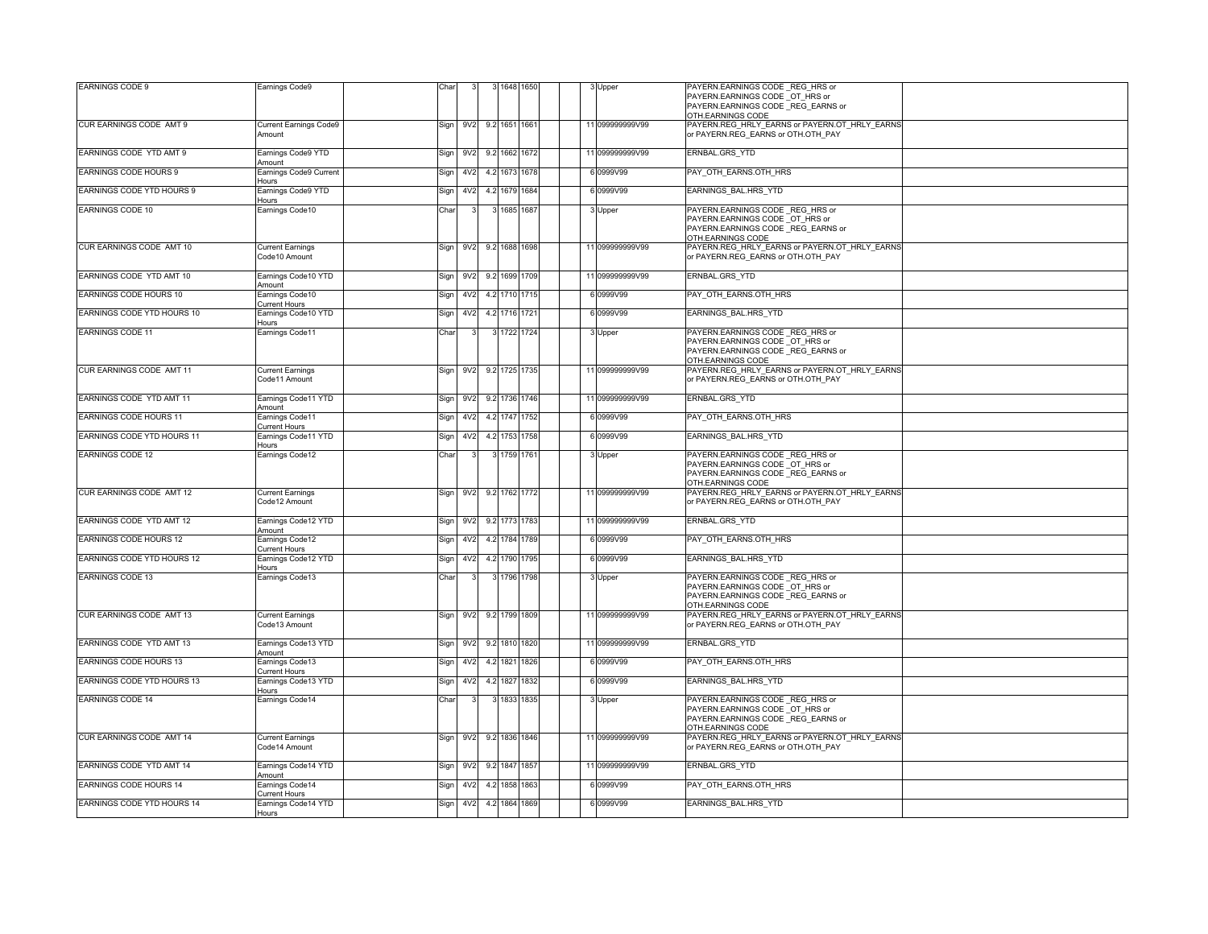| | | | | | | | | | | | | | |
|---|---|---|---|---|---|---|---|---|---|---|---|---|---|
| EARNINGS CODE 9 | Earnings Code9 | | Char | 3 | 3 | 1648 | 1650 | | | 3 | Upper | PAYERN.EARNINGS CODE _REG_HRS or PAYERN.EARNINGS CODE _OT_HRS or PAYERN.EARNINGS CODE _REG_EARNS or OTH.EARNINGS CODE | |
| CUR EARNINGS CODE AMT 9 | Current Earnings Code9 Amount | | Sign | 9V2 | 9.2 | 1651 | 1661 | | | 11 | 099999999V99 | PAYERN.REG_HRLY_EARNS or PAYERN.OT_HRLY_EARNS or PAYERN.REG_EARNS or OTH.OTH_PAY | |
| EARNINGS CODE YTD AMT 9 | Earnings Code9 YTD Amount | | Sign | 9V2 | 9.2 | 1662 | 1672 | | | 11 | 099999999V99 | ERNBAL.GRS_YTD | |
| EARNINGS CODE HOURS 9 | Earnings Code9 Current Hours | | Sign | 4V2 | 4.2 | 1673 | 1678 | | | 6 | 0999V99 | PAY_OTH_EARNS.OTH_HRS | |
| EARNINGS CODE YTD HOURS 9 | Earnings Code9 YTD Hours | | Sign | 4V2 | 4.2 | 1679 | 1684 | | | 6 | 0999V99 | EARNINGS_BAL.HRS_YTD | |
| EARNINGS CODE 10 | Earnings Code10 | | Char | 3 | 3 | 1685 | 1687 | | | 3 | Upper | PAYERN.EARNINGS CODE _REG_HRS or PAYERN.EARNINGS CODE _OT_HRS or PAYERN.EARNINGS CODE _REG_EARNS or OTH.EARNINGS CODE | |
| CUR EARNINGS CODE AMT 10 | Current Earnings Code10 Amount | | Sign | 9V2 | 9.2 | 1688 | 1698 | | | 11 | 099999999V99 | PAYERN.REG_HRLY_EARNS or PAYERN.OT_HRLY_EARNS or PAYERN.REG_EARNS or OTH.OTH_PAY | |
| EARNINGS CODE YTD AMT 10 | Earnings Code10 YTD Amount | | Sign | 9V2 | 9.2 | 1699 | 1709 | | | 11 | 099999999V99 | ERNBAL.GRS_YTD | |
| EARNINGS CODE HOURS 10 | Earnings Code10 Current Hours | | Sign | 4V2 | 4.2 | 1710 | 1715 | | | 6 | 0999V99 | PAY_OTH_EARNS.OTH_HRS | |
| EARNINGS CODE YTD HOURS 10 | Earnings Code10 YTD Hours | | Sign | 4V2 | 4.2 | 1716 | 1721 | | | 6 | 0999V99 | EARNINGS_BAL.HRS_YTD | |
| EARNINGS CODE 11 | Earnings Code11 | | Char | 3 | 3 | 1722 | 1724 | | | 3 | Upper | PAYERN.EARNINGS CODE _REG_HRS or PAYERN.EARNINGS CODE _OT_HRS or PAYERN.EARNINGS CODE _REG_EARNS or OTH.EARNINGS CODE | |
| CUR EARNINGS CODE AMT 11 | Current Earnings Code11 Amount | | Sign | 9V2 | 9.2 | 1725 | 1735 | | | 11 | 099999999V99 | PAYERN.REG_HRLY_EARNS or PAYERN.OT_HRLY_EARNS or PAYERN.REG_EARNS or OTH.OTH_PAY | |
| EARNINGS CODE YTD AMT 11 | Earnings Code11 YTD Amount | | Sign | 9V2 | 9.2 | 1736 | 1746 | | | 11 | 099999999V99 | ERNBAL.GRS_YTD | |
| EARNINGS CODE HOURS 11 | Earnings Code11 Current Hours | | Sign | 4V2 | 4.2 | 1747 | 1752 | | | 6 | 0999V99 | PAY_OTH_EARNS.OTH_HRS | |
| EARNINGS CODE YTD HOURS 11 | Earnings Code11 YTD Hours | | Sign | 4V2 | 4.2 | 1753 | 1758 | | | 6 | 0999V99 | EARNINGS_BAL.HRS_YTD | |
| EARNINGS CODE 12 | Earnings Code12 | | Char | 3 | 3 | 1759 | 1761 | | | 3 | Upper | PAYERN.EARNINGS CODE _REG_HRS or PAYERN.EARNINGS CODE _OT_HRS or PAYERN.EARNINGS CODE _REG_EARNS or OTH.EARNINGS CODE | |
| CUR EARNINGS CODE AMT 12 | Current Earnings Code12 Amount | | Sign | 9V2 | 9.2 | 1762 | 1772 | | | 11 | 099999999V99 | PAYERN.REG_HRLY_EARNS or PAYERN.OT_HRLY_EARNS or PAYERN.REG_EARNS or OTH.OTH_PAY | |
| EARNINGS CODE YTD AMT 12 | Earnings Code12 YTD Amount | | Sign | 9V2 | 9.2 | 1773 | 1783 | | | 11 | 099999999V99 | ERNBAL.GRS_YTD | |
| EARNINGS CODE HOURS 12 | Earnings Code12 Current Hours | | Sign | 4V2 | 4.2 | 1784 | 1789 | | | 6 | 0999V99 | PAY_OTH_EARNS.OTH_HRS | |
| EARNINGS CODE YTD HOURS 12 | Earnings Code12 YTD Hours | | Sign | 4V2 | 4.2 | 1790 | 1795 | | | 6 | 0999V99 | EARNINGS_BAL.HRS_YTD | |
| EARNINGS CODE 13 | Earnings Code13 | | Char | 3 | 3 | 1796 | 1798 | | | 3 | Upper | PAYERN.EARNINGS CODE _REG_HRS or PAYERN.EARNINGS CODE _OT_HRS or PAYERN.EARNINGS CODE _REG_EARNS or OTH.EARNINGS CODE | |
| CUR EARNINGS CODE AMT 13 | Current Earnings Code13 Amount | | Sign | 9V2 | 9.2 | 1799 | 1809 | | | 11 | 099999999V99 | PAYERN.REG_HRLY_EARNS or PAYERN.OT_HRLY_EARNS or PAYERN.REG_EARNS or OTH.OTH_PAY | |
| EARNINGS CODE YTD AMT 13 | Earnings Code13 YTD Amount | | Sign | 9V2 | 9.2 | 1810 | 1820 | | | 11 | 099999999V99 | ERNBAL.GRS_YTD | |
| EARNINGS CODE HOURS 13 | Earnings Code13 Current Hours | | Sign | 4V2 | 4.2 | 1821 | 1826 | | | 6 | 0999V99 | PAY_OTH_EARNS.OTH_HRS | |
| EARNINGS CODE YTD HOURS 13 | Earnings Code13 YTD Hours | | Sign | 4V2 | 4.2 | 1827 | 1832 | | | 6 | 0999V99 | EARNINGS_BAL.HRS_YTD | |
| EARNINGS CODE 14 | Earnings Code14 | | Char | 3 | 3 | 1833 | 1835 | | | 3 | Upper | PAYERN.EARNINGS CODE _REG_HRS or PAYERN.EARNINGS CODE _OT_HRS or PAYERN.EARNINGS CODE _REG_EARNS or OTH.EARNINGS CODE | |
| CUR EARNINGS CODE AMT 14 | Current Earnings Code14 Amount | | Sign | 9V2 | 9.2 | 1836 | 1846 | | | 11 | 099999999V99 | PAYERN.REG_HRLY_EARNS or PAYERN.OT_HRLY_EARNS or PAYERN.REG_EARNS or OTH.OTH_PAY | |
| EARNINGS CODE YTD AMT 14 | Earnings Code14 YTD Amount | | Sign | 9V2 | 9.2 | 1847 | 1857 | | | 11 | 099999999V99 | ERNBAL.GRS_YTD | |
| EARNINGS CODE HOURS 14 | Earnings Code14 Current Hours | | Sign | 4V2 | 4.2 | 1858 | 1863 | | | 6 | 0999V99 | PAY_OTH_EARNS.OTH_HRS | |
| EARNINGS CODE YTD HOURS 14 | Earnings Code14 YTD Hours | | Sign | 4V2 | 4.2 | 1864 | 1869 | | | 6 | 0999V99 | EARNINGS_BAL.HRS_YTD | |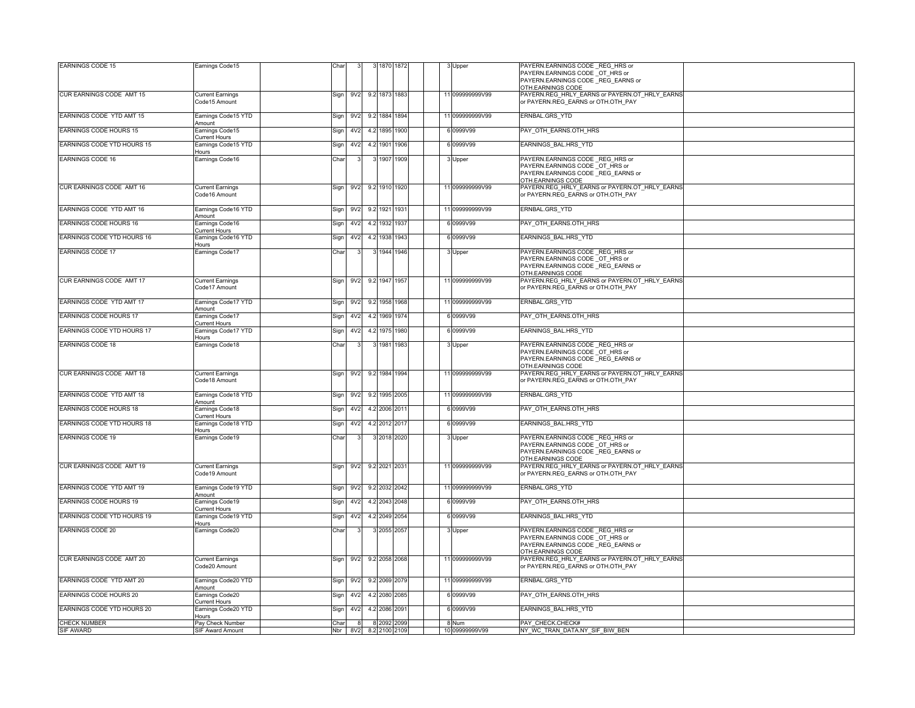| | | | | | | | | | | | | | |
|---|---|---|---|---|---|---|---|---|---|---|---|---|---|
| EARNINGS CODE 15 | Earnings Code15 | | Char | 3 | 3 | 1870 | 1872 | | | 3 | Upper | PAYERN.EARNINGS CODE _REG_HRS or PAYERN.EARNINGS CODE _OT_HRS or PAYERN.EARNINGS CODE _REG_EARNS or OTH.EARNINGS CODE | |
| CUR EARNINGS CODE AMT 15 | Current Earnings Code15 Amount | | Sign | 9V2 | 9.2 | 1873 | 1883 | | | 11 | 099999999V99 | PAYERN.REG_HRLY_EARNS or PAYERN.OT_HRLY_EARNS or PAYERN.REG_EARNS or OTH.OTH_PAY | |
| EARNINGS CODE YTD AMT 15 | Earnings Code15 YTD Amount | | Sign | 9V2 | 9.2 | 1884 | 1894 | | | 11 | 099999999V99 | ERNBAL.GRS_YTD | |
| EARNINGS CODE HOURS 15 | Earnings Code15 Current Hours | | Sign | 4V2 | 4.2 | 1895 | 1900 | | | 6 | 0999V99 | PAY_OTH_EARNS.OTH_HRS | |
| EARNINGS CODE YTD HOURS 15 | Earnings Code15 YTD Hours | | Sign | 4V2 | 4.2 | 1901 | 1906 | | | 6 | 0999V99 | EARNINGS_BAL.HRS_YTD | |
| EARNINGS CODE 16 | Earnings Code16 | | Char | 3 | 3 | 1907 | 1909 | | | 3 | Upper | PAYERN.EARNINGS CODE _REG_HRS or PAYERN.EARNINGS CODE _OT_HRS or PAYERN.EARNINGS CODE _REG_EARNS or OTH.EARNINGS CODE | |
| CUR EARNINGS CODE AMT 16 | Current Earnings Code16 Amount | | Sign | 9V2 | 9.2 | 1910 | 1920 | | | 11 | 099999999V99 | PAYERN.REG_HRLY_EARNS or PAYERN.OT_HRLY_EARNS or PAYERN.REG_EARNS or OTH.OTH_PAY | |
| EARNINGS CODE YTD AMT 16 | Earnings Code16 YTD Amount | | Sign | 9V2 | 9.2 | 1921 | 1931 | | | 11 | 099999999V99 | ERNBAL.GRS_YTD | |
| EARNINGS CODE HOURS 16 | Earnings Code16 Current Hours | | Sign | 4V2 | 4.2 | 1932 | 1937 | | | 6 | 0999V99 | PAY_OTH_EARNS.OTH_HRS | |
| EARNINGS CODE YTD HOURS 16 | Earnings Code16 YTD Hours | | Sign | 4V2 | 4.2 | 1938 | 1943 | | | 6 | 0999V99 | EARNINGS_BAL.HRS_YTD | |
| EARNINGS CODE 17 | Earnings Code17 | | Char | 3 | 3 | 1944 | 1946 | | | 3 | Upper | PAYERN.EARNINGS CODE _REG_HRS or PAYERN.EARNINGS CODE _OT_HRS or PAYERN.EARNINGS CODE _REG_EARNS or OTH.EARNINGS CODE | |
| CUR EARNINGS CODE AMT 17 | Current Earnings Code17 Amount | | Sign | 9V2 | 9.2 | 1947 | 1957 | | | 11 | 099999999V99 | PAYERN.REG_HRLY_EARNS or PAYERN.OT_HRLY_EARNS or PAYERN.REG_EARNS or OTH.OTH_PAY | |
| EARNINGS CODE YTD AMT 17 | Earnings Code17 YTD Amount | | Sign | 9V2 | 9.2 | 1958 | 1968 | | | 11 | 099999999V99 | ERNBAL.GRS_YTD | |
| EARNINGS CODE HOURS 17 | Earnings Code17 Current Hours | | Sign | 4V2 | 4.2 | 1969 | 1974 | | | 6 | 0999V99 | PAY_OTH_EARNS.OTH_HRS | |
| EARNINGS CODE YTD HOURS 17 | Earnings Code17 YTD Hours | | Sign | 4V2 | 4.2 | 1975 | 1980 | | | 6 | 0999V99 | EARNINGS_BAL.HRS_YTD | |
| EARNINGS CODE 18 | Earnings Code18 | | Char | 3 | 3 | 1981 | 1983 | | | 3 | Upper | PAYERN.EARNINGS CODE _REG_HRS or PAYERN.EARNINGS CODE _OT_HRS or PAYERN.EARNINGS CODE _REG_EARNS or OTH.EARNINGS CODE | |
| CUR EARNINGS CODE AMT 18 | Current Earnings Code18 Amount | | Sign | 9V2 | 9.2 | 1984 | 1994 | | | 11 | 099999999V99 | PAYERN.REG_HRLY_EARNS or PAYERN.OT_HRLY_EARNS or PAYERN.REG_EARNS or OTH.OTH_PAY | |
| EARNINGS CODE YTD AMT 18 | Earnings Code18 YTD Amount | | Sign | 9V2 | 9.2 | 1995 | 2005 | | | 11 | 099999999V99 | ERNBAL.GRS_YTD | |
| EARNINGS CODE HOURS 18 | Earnings Code18 Current Hours | | Sign | 4V2 | 4.2 | 2006 | 2011 | | | 6 | 0999V99 | PAY_OTH_EARNS.OTH_HRS | |
| EARNINGS CODE YTD HOURS 18 | Earnings Code18 YTD Hours | | Sign | 4V2 | 4.2 | 2012 | 2017 | | | 6 | 0999V99 | EARNINGS_BAL.HRS_YTD | |
| EARNINGS CODE 19 | Earnings Code19 | | Char | 3 | 3 | 2018 | 2020 | | | 3 | Upper | PAYERN.EARNINGS CODE _REG_HRS or PAYERN.EARNINGS CODE _OT_HRS or PAYERN.EARNINGS CODE _REG_EARNS or OTH.EARNINGS CODE | |
| CUR EARNINGS CODE AMT 19 | Current Earnings Code19 Amount | | Sign | 9V2 | 9.2 | 2021 | 2031 | | | 11 | 099999999V99 | PAYERN.REG_HRLY_EARNS or PAYERN.OT_HRLY_EARNS or PAYERN.REG_EARNS or OTH.OTH_PAY | |
| EARNINGS CODE YTD AMT 19 | Earnings Code19 YTD Amount | | Sign | 9V2 | 9.2 | 2032 | 2042 | | | 11 | 099999999V99 | ERNBAL.GRS_YTD | |
| EARNINGS CODE HOURS 19 | Earnings Code19 Current Hours | | Sign | 4V2 | 4.2 | 2043 | 2048 | | | 6 | 0999V99 | PAY_OTH_EARNS.OTH_HRS | |
| EARNINGS CODE YTD HOURS 19 | Earnings Code19 YTD Hours | | Sign | 4V2 | 4.2 | 2049 | 2054 | | | 6 | 0999V99 | EARNINGS_BAL.HRS_YTD | |
| EARNINGS CODE 20 | Earnings Code20 | | Char | 3 | 3 | 2055 | 2057 | | | 3 | Upper | PAYERN.EARNINGS CODE _REG_HRS or PAYERN.EARNINGS CODE _OT_HRS or PAYERN.EARNINGS CODE _REG_EARNS or OTH.EARNINGS CODE | |
| CUR EARNINGS CODE AMT 20 | Current Earnings Code20 Amount | | Sign | 9V2 | 9.2 | 2058 | 2068 | | | 11 | 099999999V99 | PAYERN.REG_HRLY_EARNS or PAYERN.OT_HRLY_EARNS or PAYERN.REG_EARNS or OTH.OTH_PAY | |
| EARNINGS CODE YTD AMT 20 | Earnings Code20 YTD Amount | | Sign | 9V2 | 9.2 | 2069 | 2079 | | | 11 | 099999999V99 | ERNBAL.GRS_YTD | |
| EARNINGS CODE HOURS 20 | Earnings Code20 Current Hours | | Sign | 4V2 | 4.2 | 2080 | 2085 | | | 6 | 0999V99 | PAY_OTH_EARNS.OTH_HRS | |
| EARNINGS CODE YTD HOURS 20 | Earnings Code20 YTD Hours | | Sign | 4V2 | 4.2 | 2086 | 2091 | | | 6 | 0999V99 | EARNINGS_BAL.HRS_YTD | |
| CHECK NUMBER | Pay Check Number | | Char | 8 | 8 | 2092 | 2099 | | | 8 | Num | PAY_CHECK.CHECK# | |
| SIF AWARD | SIF Award Amount | | Nbr | 8V2 | 8.2 | 2100 | 2109 | | | 10 | 09999999V99 | NY_WC_TRAN_DATA.NY_SIF_BIW_BEN | |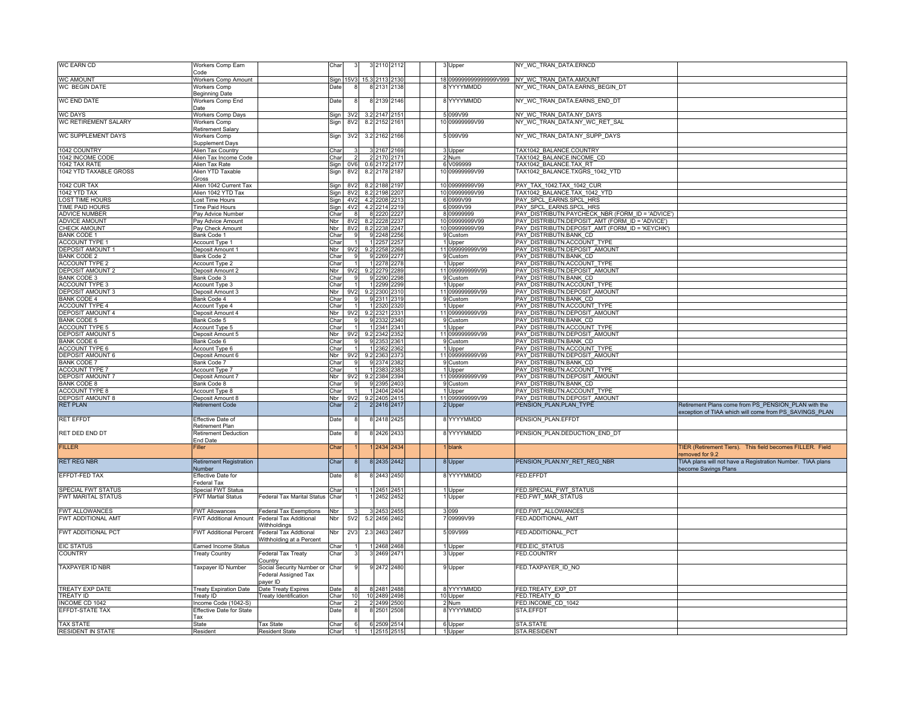| WC EARN CD | Workers Comp Earn Code | | Char | 3 | 3 | 2110 | 2112 | | | 3 | Upper | NY_WC_TRAN_DATA.ERNCD | |
|---|---|---|---|---|---|---|---|---|---|---|---|---|---|
| WC AMOUNT | Workers Comp Amount | | Sign | 15V3 | 15.3 | 2113 | 2130 | | | 18 | 0999999999999999V999 | NY_WC_TRAN_DATA.AMOUNT | |
| WC BEGIN DATE | Workers Comp Beginning Date | | Date | 8 | 8 | 2131 | 2138 | | | 8 | YYYYMMDD | NY_WC_TRAN_DATA.EARNS_BEGIN_DT | |
| WC END DATE | Workers Comp End Date | | Date | 8 | 8 | 2139 | 2146 | | | 8 | YYYYMMDD | NY_WC_TRAN_DATA.EARNS_END_DT | |
| WC DAYS | Workers Comp Days | | Sign | 3V2 | 3.2 | 2147 | 2151 | | | 5 | 099V99 | NY_WC_TRAN_DATA.NY_DAYS | |
| WC RETIREMENT SALARY | Workers Comp Retirement Salary | | Sign | 8V2 | 8.2 | 2152 | 2161 | | | 10 | 09999999V99 | NY_WC_TRAN_DATA.NY_WC_RET_SAL | |
| WC SUPPLEMENT DAYS | Workers Comp Supplement Days | | Sign | 3V2 | 3.2 | 2162 | 2166 | | | 5 | 099V99 | NY_WC_TRAN_DATA.NY_SUPP_DAYS | |
| 1042 COUNTRY | Alien Tax Country | | Char | 3 | 3 | 2167 | 2169 | | | 3 | Upper | TAX1042_BALANCE.COUNTRY | |
| 1042 INCOME CODE | Alien Tax Income Code | | Char | 2 | 2 | 2170 | 2171 | | | 2 | Num | TAX1042_BALANCE.INCOME_CD | |
| 1042 TAX RATE | Alien Tax Rate | | Sign | 0V6 | 0.6 | 2172 | 2177 | | | 6 | V099999 | TAX1042_BALANCE.TAX_RT | |
| 1042 YTD TAXABLE GROSS | Alien YTD Taxable Gross | | Sign | 8V2 | 8.2 | 2178 | 2187 | | | 10 | 09999999V99 | TAX1042_BALANCE.TXGRS_1042_YTD | |
| 1042 CUR TAX | Alien 1042 Current Tax | | Sign | 8V2 | 8.2 | 2188 | 2197 | | | 10 | 09999999V99 | PAY_TAX_1042.TAX_1042_CUR | |
| 1042 YTD TAX | Alien 1042 YTD Tax | | Sign | 8V2 | 8.2 | 2198 | 2207 | | | 10 | 09999999V99 | TAX1042_BALANCE.TAX_1042_YTD | |
| LOST TIME HOURS | Lost Time Hours | | Sign | 4V2 | 4.2 | 2208 | 2213 | | | 6 | 0999V99 | PAY_SPCL_EARNS.SPCL_HRS | |
| TIME PAID HOURS | Time Paid Hours | | Sign | 4V2 | 4.2 | 2214 | 2219 | | | 6 | 0999V99 | PAY_SPCL_EARNS.SPCL_HRS | |
| ADVICE NUMBER | Pay Advice Number | | Char | 8 | 8 | 2220 | 2227 | | | 8 | 09999999 | PAY_DISTRIBUTN.PAYCHECK_NBR (FORM_ID = 'ADVICE') | |
| ADVICE AMOUNT | Pay Advice Amount | | Nbr | 8V2 | 8.2 | 2228 | 2237 | | | 10 | 09999999V99 | PAY_DISTRIBUTN.DEPOSIT_AMT (FORM_ID = 'ADVICE') | |
| CHECK AMOUNT | Pay Check Amount | | Nbr | 8V2 | 8.2 | 2238 | 2247 | | | 10 | 09999999V99 | PAY_DISTRIBUTN.DEPOSIT_AMT (FORM_ID = 'KEYCHK') | |
| BANK CODE 1 | Bank Code 1 | | Char | 9 | 9 | 2248 | 2256 | | | 9 | Custom | PAY_DISTRIBUTN.BANK_CD | |
| ACCOUNT TYPE 1 | Account Type 1 | | Char | 1 | 1 | 2257 | 2257 | | | 1 | Upper | PAY_DISTRIBUTN.ACCOUNT_TYPE | |
| DEPOSIT AMOUNT 1 | Deposit Amount 1 | | Nbr | 9V2 | 9.2 | 2258 | 2268 | | | 11 | 099999999V99 | PAY_DISTRIBUTN.DEPOSIT_AMOUNT | |
| BANK CODE 2 | Bank Code 2 | | Char | 9 | 9 | 2269 | 2277 | | | 9 | Custom | PAY_DISTRIBUTN.BANK_CD | |
| ACCOUNT TYPE 2 | Account Type 2 | | Char | 1 | 1 | 2278 | 2278 | | | 1 | Upper | PAY_DISTRIBUTN.ACCOUNT_TYPE | |
| DEPOSIT AMOUNT 2 | Deposit Amount 2 | | Nbr | 9V2 | 9.2 | 2279 | 2289 | | | 11 | 099999999V99 | PAY_DISTRIBUTN.DEPOSIT_AMOUNT | |
| BANK CODE 3 | Bank Code 3 | | Char | 9 | 9 | 2290 | 2298 | | | 9 | Custom | PAY_DISTRIBUTN.BANK_CD | |
| ACCOUNT TYPE 3 | Account Type 3 | | Char | 1 | 1 | 2299 | 2299 | | | 1 | Upper | PAY_DISTRIBUTN.ACCOUNT_TYPE | |
| DEPOSIT AMOUNT 3 | Deposit Amount 3 | | Nbr | 9V2 | 9.2 | 2300 | 2310 | | | 11 | 099999999V99 | PAY_DISTRIBUTN.DEPOSIT_AMOUNT | |
| BANK CODE 4 | Bank Code 4 | | Char | 9 | 9 | 2311 | 2319 | | | 9 | Custom | PAY_DISTRIBUTN.BANK_CD | |
| ACCOUNT TYPE 4 | Account Type 4 | | Char | 1 | 1 | 2320 | 2320 | | | 1 | Upper | PAY_DISTRIBUTN.ACCOUNT_TYPE | |
| DEPOSIT AMOUNT 4 | Deposit Amount 4 | | Nbr | 9V2 | 9.2 | 2321 | 2331 | | | 11 | 099999999V99 | PAY_DISTRIBUTN.DEPOSIT_AMOUNT | |
| BANK CODE 5 | Bank Code 5 | | Char | 9 | 9 | 2332 | 2340 | | | 9 | Custom | PAY_DISTRIBUTN.BANK_CD | |
| ACCOUNT TYPE 5 | Account Type 5 | | Char | 1 | 1 | 2341 | 2341 | | | 1 | Upper | PAY_DISTRIBUTN.ACCOUNT_TYPE | |
| DEPOSIT AMOUNT 5 | Deposit Amount 5 | | Nbr | 9V2 | 9.2 | 2342 | 2352 | | | 11 | 099999999V99 | PAY_DISTRIBUTN.DEPOSIT_AMOUNT | |
| BANK CODE 6 | Bank Code 6 | | Char | 9 | 9 | 2353 | 2361 | | | 9 | Custom | PAY_DISTRIBUTN.BANK_CD | |
| ACCOUNT TYPE 6 | Account Type 6 | | Char | 1 | 1 | 2362 | 2362 | | | 1 | Upper | PAY_DISTRIBUTN.ACCOUNT_TYPE | |
| DEPOSIT AMOUNT 6 | Deposit Amount 6 | | Nbr | 9V2 | 9.2 | 2363 | 2373 | | | 11 | 099999999V99 | PAY_DISTRIBUTN.DEPOSIT_AMOUNT | |
| BANK CODE 7 | Bank Code 7 | | Char | 9 | 9 | 2374 | 2382 | | | 9 | Custom | PAY_DISTRIBUTN.BANK_CD | |
| ACCOUNT TYPE 7 | Account Type 7 | | Char | 1 | 1 | 2383 | 2383 | | | 1 | Upper | PAY_DISTRIBUTN.ACCOUNT_TYPE | |
| DEPOSIT AMOUNT 7 | Deposit Amount 7 | | Nbr | 9V2 | 9.2 | 2384 | 2394 | | | 11 | 099999999V99 | PAY_DISTRIBUTN.DEPOSIT_AMOUNT | |
| BANK CODE 8 | Bank Code 8 | | Char | 9 | 9 | 2395 | 2403 | | | 9 | Custom | PAY_DISTRIBUTN.BANK_CD | |
| ACCOUNT TYPE 8 | Account Type 8 | | Char | 1 | 1 | 2404 | 2404 | | | 1 | Upper | PAY_DISTRIBUTN.ACCOUNT_TYPE | |
| DEPOSIT AMOUNT 8 | Deposit Amount 8 | | Nbr | 9V2 | 9.2 | 2405 | 2415 | | | 11 | 099999999V99 | PAY_DISTRIBUTN.DEPOSIT_AMOUNT | |
| RET PLAN | Retirement Code | | Char | 2 | 2 | 2416 | 2417 | | | 2 | Upper | PENSION_PLAN.PLAN_TYPE | Retirement Plans come from PS_PENSION_PLAN with the exception of TIAA which will come from PS_SAVINGS_PLAN |
| RET EFFDT | Effective Date of Retirement Plan | | Date | 8 | 8 | 2418 | 2425 | | | 8 | YYYYMMDD | PENSION_PLAN.EFFDT | |
| RET DED END DT | Retirement Deduction End Date | | Date | 8 | 8 | 2426 | 2433 | | | 8 | YYYYMMDD | PENSION_PLAN.DEDUCTION_END_DT | |
| FILLER | Filler | | Char | 1 | 1 | 2434 | 2434 | | | 1 | blank | | TIER (Retirement Tiers). This field becomes FILLER. Field removed for 9.2 |
| RET REG NBR | Retirement Registration Number | | Char | 8 | 8 | 2435 | 2442 | | | 8 | Upper | PENSION_PLAN.NY_RET_REG_NBR | TIAA plans will not have a Registration Number. TIAA plans become Savings Plans |
| EFFDT-FED TAX | Effective Date for Federal Tax | | Date | 8 | 8 | 2443 | 2450 | | | 8 | YYYYMMDD | FED.EFFDT | |
| SPECIAL FWT STATUS | Special FWT Status | | Char | 1 | 1 | 2451 | 2451 | | | 1 | Upper | FED.SPECIAL_FWT_STATUS | |
| FWT MARITAL STATUS | FWT Martial Status | Federal Tax Marital Status | Char | 1 | 1 | 2452 | 2452 | | | 1 | Upper | FED.FWT_MAR_STATUS | |
| FWT ALLOWANCES | FWT Allowances | Federal Tax Exemptions | Nbr | 3 | 3 | 2453 | 2455 | | | 3 | 099 | FED.FWT_ALLOWANCES | |
| FWT ADDITIONAL AMT | FWT Additional Amount | Federal Tax Additional Withholdings | Nbr | 5V2 | 5.2 | 2456 | 2462 | | | 7 | 09999V99 | FED.ADDITIONAL_AMT | |
| FWT ADDITIONAL PCT | FWT Additional Percent | Federal Tax Addtional Withholding at a Percent | Nbr | 2V3 | 2.3 | 2463 | 2467 | | | 5 | 09V999 | FED.ADDITIONAL_PCT | |
| EIC STATUS | Earned Income Status | | Char | 1 | 1 | 2468 | 2468 | | | 1 | Upper | FED.EIC_STATUS | |
| COUNTRY | Treaty Country | Federal Tax Treaty Country | Char | 3 | 3 | 2469 | 2471 | | | 3 | Upper | FED.COUNTRY | |
| TAXPAYER ID NBR | Taxpayer ID Number | Social Security Number or Federal Assigned Tax payer ID | Char | 9 | 9 | 2472 | 2480 | | | 9 | Upper | FED.TAXPAYER_ID_NO | |
| TREATY EXP DATE | Treaty Expiration Date | Date Treaty Expires | Date | 8 | 8 | 2481 | 2488 | | | 8 | YYYYMMDD | FED.TREATY_EXP_DT | |
| TREATY ID | Treaty ID | Treaty Identification | Char | 10 | 10 | 2489 | 2498 | | | 10 | Upper | FED.TREATY_ID | |
| INCOME CD 1042 | Income Code (1042-S) | | Char | 2 | 2 | 2499 | 2500 | | | 2 | Num | FED.INCOME_CD_1042 | |
| EFFDT-STATE TAX | Effective Date for State Tax | | Date | 8 | 8 | 2501 | 2508 | | | 8 | YYYYMMDD | STA.EFFDT | |
| TAX STATE | State | Tax State | Char | 6 | 6 | 2509 | 2514 | | | 6 | Upper | STA.STATE | |
| RESIDENT IN STATE | Resident | Resident State | Char | 1 | 1 | 2515 | 2515 | | | 1 | Upper | STA.RESIDENT | |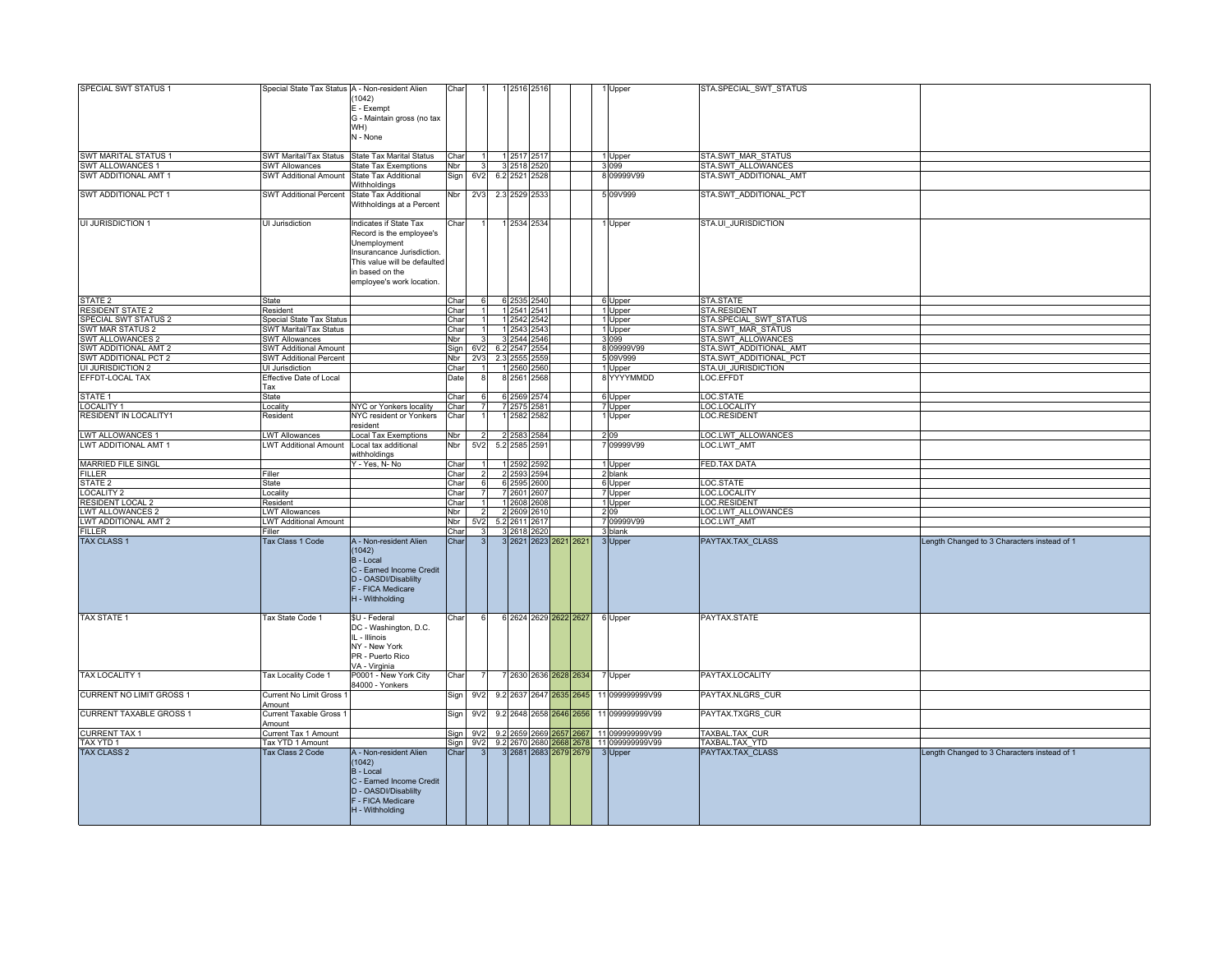| | | | | | | | | | | | | | |
|---|---|---|---|---|---|---|---|---|---|---|---|---|---|
| SPECIAL SWT STATUS 1 | Special State Tax Status | A - Non-resident Alien (1042)<br>E - Exempt<br>G - Maintain gross (no tax WH)<br>N - None | Char | 1 | 1 | 2516 | 2516 | | | 1 | Upper | STA.SPECIAL_SWT_STATUS | |
| SWT MARITAL STATUS 1 | SWT Marital/Tax Status | State Tax Marital Status | Char | 1 | 1 | 2517 | 2517 | | | 1 | Upper | STA.SWT_MAR_STATUS | |
| SWT ALLOWANCES 1 | SWT Allowances | State Tax Exemptions | Nbr | 3 | 3 | 2518 | 2520 | | | 3 | 099 | STA.SWT_ALLOWANCES | |
| SWT ADDITIONAL AMT 1 | SWT Additional Amount | State Tax Additional Withholdings | Sign | 6V2 | 6.2 | 2521 | 2528 | | | 8 | 09999V99 | STA.SWT_ADDITIONAL_AMT | |
| SWT ADDITIONAL PCT 1 | SWT Additional Percent | State Tax Additional Withholdings at a Percent | Nbr | 2V3 | 2.3 | 2529 | 2533 | | | 5 | 09V999 | STA.SWT_ADDITIONAL_PCT | |
| UI JURISDICTION 1 | UI Jurisdiction | Indicates if State Tax Record is the employee's Unemployment Insurancance Jurisdiction. This value will be defaulted in based on the employee's work location. | Char | 1 | 1 | 2534 | 2534 | | | 1 | Upper | STA.UI_JURISDICTION | |
| STATE 2 | State | | Char | 6 | 6 | 2535 | 2540 | | | 6 | Upper | STA.STATE | |
| RESIDENT STATE 2 | Resident | | Char | 1 | 1 | 2541 | 2541 | | | 1 | Upper | STA.RESIDENT | |
| SPECIAL SWT STATUS 2 | Special State Tax Status | | Char | 1 | 1 | 2542 | 2542 | | | 1 | Upper | STA.SPECIAL_SWT_STATUS | |
| SWT MAR STATUS 2 | SWT Marital/Tax Status | | Char | 1 | 1 | 2543 | 2543 | | | 1 | Upper | STA.SWT_MAR_STATUS | |
| SWT ALLOWANCES 2 | SWT Allowances | | Nbr | 3 | 3 | 2544 | 2546 | | | 3 | 099 | STA.SWT_ALLOWANCES | |
| SWT ADDITIONAL AMT 2 | SWT Additional Amount | | Sign | 6V2 | 6.2 | 2547 | 2554 | | | 8 | 09999V99 | STA.SWT_ADDITIONAL_AMT | |
| SWT ADDITIONAL PCT 2 | SWT Additional Percent | | Nbr | 2V3 | 2.3 | 2555 | 2559 | | | 5 | 09V999 | STA.SWT_ADDITIONAL_PCT | |
| UI JURISDICTION 2 | UI Jurisdiction | | Char | 1 | 1 | 2560 | 2560 | | | 1 | Upper | STA.UI_JURISDICTION | |
| EFFDT-LOCAL TAX | Effective Date of Local Tax | | Date | 8 | 8 | 2561 | 2568 | | | 8 | YYYYMMDD | LOC.EFFDT | |
| STATE 1 | State | | Char | 6 | 6 | 2569 | 2574 | | | 6 | Upper | LOC.STATE | |
| LOCALITY 1 | Locality | NYC or Yonkers locality | Char | 7 | 7 | 2575 | 2581 | | | 7 | Upper | LOC.LOCALITY | |
| RESIDENT IN LOCALITY1 | Resident | NYC resident or Yonkers resident | Char | 1 | 1 | 2582 | 2582 | | | 1 | Upper | LOC.RESIDENT | |
| LWT ALLOWANCES 1 | LWT Allowances | Local Tax Exemptions | Nbr | 2 | 2 | 2583 | 2584 | | | 2 | 09 | LOC.LWT_ALLOWANCES | |
| LWT ADDITIONAL AMT 1 | LWT Additional Amount | Local tax additional withholdings | Nbr | 5V2 | 5.2 | 2585 | 2591 | | | 7 | 09999V99 | LOC.LWT_AMT | |
| MARRIED FILE SINGL | | Y - Yes, N- No | Char | 1 | 1 | 2592 | 2592 | | | 1 | Upper | FED.TAX DATA | |
| FILLER | Filler | | Char | 2 | 2 | 2593 | 2594 | | | 2 | blank | | |
| STATE 2 | State | | Char | 6 | 6 | 2595 | 2600 | | | 6 | Upper | LOC.STATE | |
| LOCALITY 2 | Locality | | Char | 7 | 7 | 2601 | 2607 | | | 7 | Upper | LOC.LOCALITY | |
| RESIDENT LOCAL 2 | Resident | | Char | 1 | 1 | 2608 | 2608 | | | 1 | Upper | LOC.RESIDENT | |
| LWT ALLOWANCES 2 | LWT Allowances | | Nbr | 2 | 2 | 2609 | 2610 | | | 2 | 09 | LOC.LWT_ALLOWANCES | |
| LWT ADDITIONAL AMT 2 | LWT Additional Amount | | Nbr | 5V2 | 5.2 | 2611 | 2617 | | | 7 | 09999V99 | LOC.LWT_AMT | |
| FILLER | Filler | | Char | 3 | 3 | 2618 | 2620 | | | 3 | blank | | |
| TAX CLASS 1 | Tax Class 1 Code | A - Non-resident Alien (1042)<br>B - Local<br>C - Earned Income Credit<br>D - OASDI/Disablilty<br>F - FICA Medicare<br>H - Withholding | Char | 3 | 3 | 2621 | 2623 | 2621 | 2621 | 3 | Upper | PAYTAX.TAX_CLASS | Length Changed to 3 Characters instead of 1 |
| TAX STATE 1 | Tax State Code 1 | $U - Federal<br>DC - Washington, D.C.<br>IL - Illinois<br>NY - New York<br>PR - Puerto Rico<br>VA - Virginia | Char | 6 | 6 | 2624 | 2629 | 2622 | 2627 | 6 | Upper | PAYTAX.STATE | |
| TAX LOCALITY 1 | Tax Locality Code 1 | P0001 - New York City<br>84000 - Yonkers | Char | 7 | 7 | 2630 | 2636 | 2628 | 2634 | 7 | Upper | PAYTAX.LOCALITY | |
| CURRENT NO LIMIT GROSS 1 | Current No Limit Gross 1 Amount | | Sign | 9V2 | 9.2 | 2637 | 2647 | 2635 | 2645 | 11 | 099999999V99 | PAYTAX.NLGRS_CUR | |
| CURRENT TAXABLE GROSS 1 | Current Taxable Gross 1 Amount | | Sign | 9V2 | 9.2 | 2648 | 2658 | 2646 | 2656 | 11 | 099999999V99 | PAYTAX.TXGRS_CUR | |
| CURRENT TAX 1 | Current Tax 1 Amount | | Sign | 9V2 | 9.2 | 2659 | 2669 | 2657 | 2667 | 11 | 099999999V99 | TAXBAL.TAX_CUR | |
| TAX YTD 1 | Tax YTD 1 Amount | | Sign | 9V2 | 9.2 | 2670 | 2680 | 2668 | 2678 | 11 | 099999999V99 | TAXBAL.TAX_YTD | |
| TAX CLASS 2 | Tax Class 2 Code | A - Non-resident Alien (1042)<br>B - Local<br>C - Earned Income Credit<br>D - OASDI/Disablilty<br>F - FICA Medicare<br>H - Withholding | Char | 3 | 3 | 2681 | 2683 | 2679 | 2679 | 3 | Upper | PAYTAX.TAX_CLASS | Length Changed to 3 Characters instead of 1 |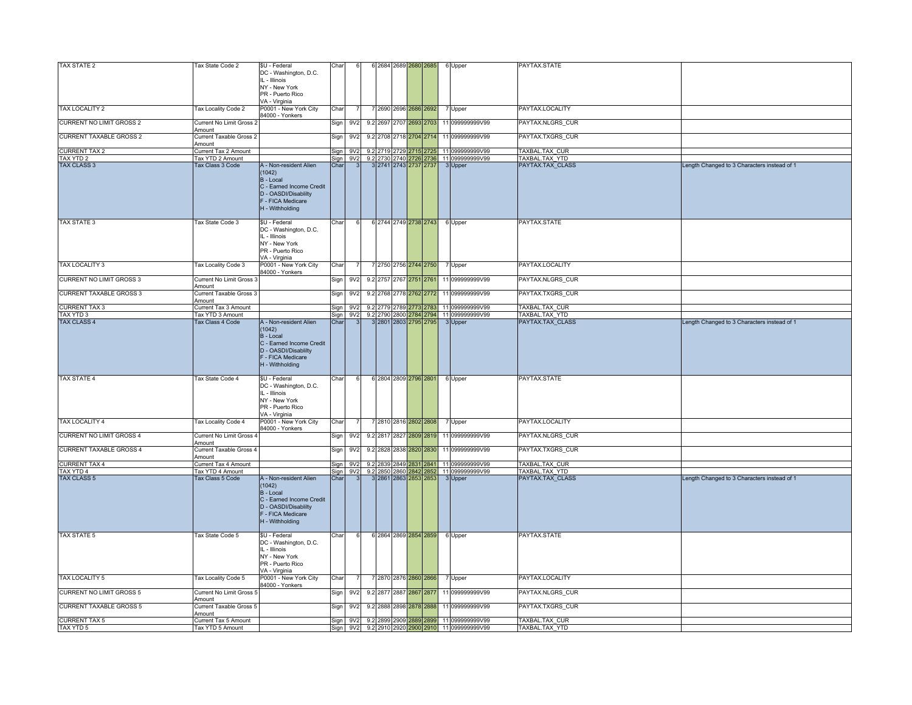| | | | | | | | | | | | | | |
|---|---|---|---|---|---|---|---|---|---|---|---|---|---|
| TAX STATE 2 | Tax State Code 2 | $U - Federal<br>DC - Washington, D.C.<br>IL - Illinois<br>NY - New York<br>PR - Puerto Rico<br>VA - Virginia | Char | 6 | 6 | 2684 | 2689 | 2680 | 2685 | 6 | Upper | PAYTAX.STATE | |
| TAX LOCALITY 2 | Tax Locality Code 2 | P0001 - New York City<br>84000 - Yonkers | Char | 7 | 7 | 2690 | 2696 | 2686 | 2692 | 7 | Upper | PAYTAX.LOCALITY | |
| CURRENT NO LIMIT GROSS 2 | Current No Limit Gross 2 Amount | | Sign | 9V2 | 9.2 | 2697 | 2707 | 2693 | 2703 | 11 | 099999999V99 | PAYTAX.NLGRS_CUR | |
| CURRENT TAXABLE GROSS 2 | Current Taxable Gross 2 Amount | | Sign | 9V2 | 9.2 | 2708 | 2718 | 2704 | 2714 | 11 | 099999999V99 | PAYTAX.TXGRS_CUR | |
| CURRENT TAX 2 | Current Tax 2 Amount | | Sign | 9V2 | 9.2 | 2719 | 2729 | 2715 | 2725 | 11 | 099999999V99 | TAXBAL.TAX_CUR | |
| TAX YTD 2 | Tax YTD 2 Amount | | Sign | 9V2 | 9.2 | 2730 | 2740 | 2726 | 2736 | 11 | 099999999V99 | TAXBAL.TAX_YTD | |
| TAX CLASS 3 | Tax Class 3 Code | A - Non-resident Alien (1042)<br>B - Local<br>C - Earned Income Credit<br>D - OASDI/Disablilty<br>F - FICA Medicare<br>H - Withholding | Char | 3 | 3 | 2741 | 2743 | 2737 | 2737 | 3 | Upper | PAYTAX.TAX_CLASS | Length Changed to 3 Characters instead of 1 |
| TAX STATE 3 | Tax State Code 3 | $U - Federal<br>DC - Washington, D.C.<br>IL - Illinois<br>NY - New York<br>PR - Puerto Rico<br>VA - Virginia | Char | 6 | 6 | 2744 | 2749 | 2738 | 2743 | 6 | Upper | PAYTAX.STATE | |
| TAX LOCALITY 3 | Tax Locality Code 3 | P0001 - New York City<br>84000 - Yonkers | Char | 7 | 7 | 2750 | 2756 | 2744 | 2750 | 7 | Upper | PAYTAX.LOCALITY | |
| CURRENT NO LIMIT GROSS 3 | Current No Limit Gross 3 Amount | | Sign | 9V2 | 9.2 | 2757 | 2767 | 2751 | 2761 | 11 | 099999999V99 | PAYTAX.NLGRS_CUR | |
| CURRENT TAXABLE GROSS 3 | Current Taxable Gross 3 Amount | | Sign | 9V2 | 9.2 | 2768 | 2778 | 2762 | 2772 | 11 | 099999999V99 | PAYTAX.TXGRS_CUR | |
| CURRENT TAX 3 | Current Tax 3 Amount | | Sign | 9V2 | 9.2 | 2779 | 2789 | 2773 | 2783 | 11 | 099999999V99 | TAXBAL.TAX_CUR | |
| TAX YTD 3 | Tax YTD 3 Amount | | Sign | 9V2 | 9.2 | 2790 | 2800 | 2784 | 2794 | 11 | 099999999V99 | TAXBAL.TAX_YTD | |
| TAX CLASS 4 | Tax Class 4 Code | A - Non-resident Alien (1042)<br>B - Local<br>C - Earned Income Credit<br>D - OASDI/Disablilty<br>F - FICA Medicare<br>H - Withholding | Char | 3 | 3 | 2801 | 2803 | 2795 | 2795 | 3 | Upper | PAYTAX.TAX_CLASS | Length Changed to 3 Characters instead of 1 |
| TAX STATE 4 | Tax State Code 4 | $U - Federal<br>DC - Washington, D.C.<br>IL - Illinois<br>NY - New York<br>PR - Puerto Rico<br>VA - Virginia | Char | 6 | 6 | 2804 | 2809 | 2796 | 2801 | 6 | Upper | PAYTAX.STATE | |
| TAX LOCALITY 4 | Tax Locality Code 4 | P0001 - New York City<br>84000 - Yonkers | Char | 7 | 7 | 2810 | 2816 | 2802 | 2808 | 7 | Upper | PAYTAX.LOCALITY | |
| CURRENT NO LIMIT GROSS 4 | Current No Limit Gross 4 Amount | | Sign | 9V2 | 9.2 | 2817 | 2827 | 2809 | 2819 | 11 | 099999999V99 | PAYTAX.NLGRS_CUR | |
| CURRENT TAXABLE GROSS 4 | Current Taxable Gross 4 Amount | | Sign | 9V2 | 9.2 | 2828 | 2838 | 2820 | 2830 | 11 | 099999999V99 | PAYTAX.TXGRS_CUR | |
| CURRENT TAX 4 | Current Tax 4 Amount | | Sign | 9V2 | 9.2 | 2839 | 2849 | 2831 | 2841 | 11 | 099999999V99 | TAXBAL.TAX_CUR | |
| TAX YTD 4 | Tax YTD 4 Amount | | Sign | 9V2 | 9.2 | 2850 | 2860 | 2842 | 2852 | 11 | 099999999V99 | TAXBAL.TAX_YTD | |
| TAX CLASS 5 | Tax Class 5 Code | A - Non-resident Alien (1042)<br>B - Local<br>C - Earned Income Credit<br>D - OASDI/Disablilty<br>F - FICA Medicare<br>H - Withholding | Char | 3 | 3 | 2861 | 2863 | 2853 | 2853 | 3 | Upper | PAYTAX.TAX_CLASS | Length Changed to 3 Characters instead of 1 |
| TAX STATE 5 | Tax State Code 5 | $U - Federal<br>DC - Washington, D.C.<br>IL - Illinois<br>NY - New York<br>PR - Puerto Rico<br>VA - Virginia | Char | 6 | 6 | 2864 | 2869 | 2854 | 2859 | 6 | Upper | PAYTAX.STATE | |
| TAX LOCALITY 5 | Tax Locality Code 5 | P0001 - New York City<br>84000 - Yonkers | Char | 7 | 7 | 2870 | 2876 | 2860 | 2866 | 7 | Upper | PAYTAX.LOCALITY | |
| CURRENT NO LIMIT GROSS 5 | Current No Limit Gross 5 Amount | | Sign | 9V2 | 9.2 | 2877 | 2887 | 2867 | 2877 | 11 | 099999999V99 | PAYTAX.NLGRS_CUR | |
| CURRENT TAXABLE GROSS 5 | Current Taxable Gross 5 Amount | | Sign | 9V2 | 9.2 | 2888 | 2898 | 2878 | 2888 | 11 | 099999999V99 | PAYTAX.TXGRS_CUR | |
| CURRENT TAX 5 | Current Tax 5 Amount | | Sign | 9V2 | 9.2 | 2899 | 2909 | 2889 | 2899 | 11 | 099999999V99 | TAXBAL.TAX_CUR | |
| TAX YTD 5 | Tax YTD 5 Amount | | Sign | 9V2 | 9.2 | 2910 | 2920 | 2900 | 2910 | 11 | 099999999V99 | TAXBAL.TAX_YTD | |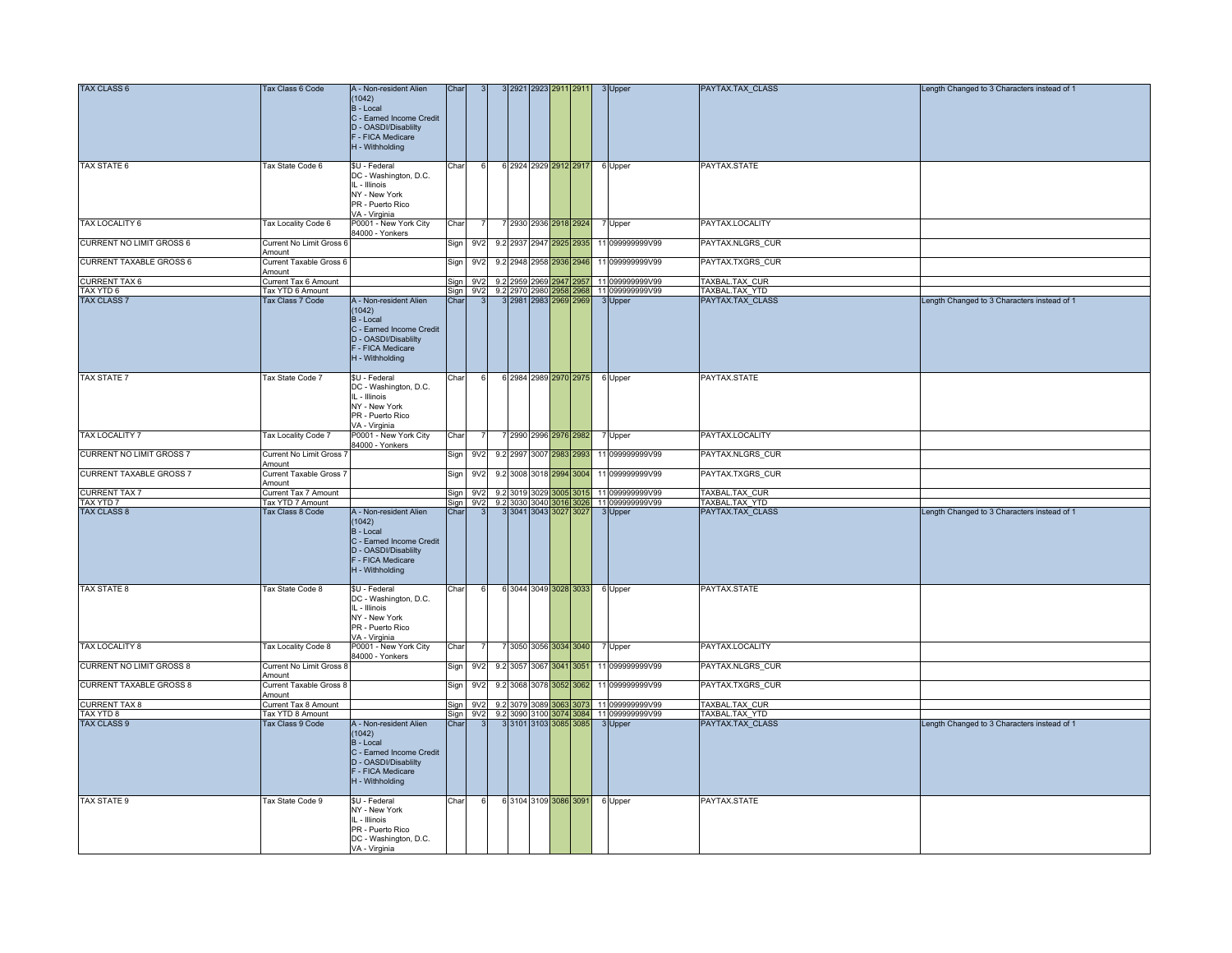| TAX CLASS 6 | Tax Class 6 Code | A - Non-resident Alien (1042)<br>B - Local<br>C - Earned Income Credit<br>D - OASDI/Disablilty<br>F - FICA Medicare<br>H - Withholding | Char | 3 | 3 | 2921 | 2923 | 2911 | 2911 | 3 | Upper | PAYTAX.TAX_CLASS | Length Changed to 3 Characters instead of 1 |
|---|---|---|---|---|---|---|---|---|---|---|---|---|---|
| TAX STATE 6 | Tax State Code 6 | $U - Federal<br>DC - Washington, D.C.<br>IL - Illinois<br>NY - New York<br>PR - Puerto Rico<br>VA - Virginia | Char | 6 | 6 | 2924 | 2929 | 2912 | 2917 | 6 | Upper | PAYTAX.STATE | |
| TAX LOCALITY 6 | Tax Locality Code 6 | P0001 - New York City<br>84000 - Yonkers | Char | 7 | 7 | 2930 | 2936 | 2918 | 2924 | 7 | Upper | PAYTAX.LOCALITY | |
| CURRENT NO LIMIT GROSS 6 | Current No Limit Gross 6 Amount | | Sign | 9V2 | 9.2 | 2937 | 2947 | 2925 | 2935 | 11 | 099999999V99 | PAYTAX.NLGRS_CUR | |
| CURRENT TAXABLE GROSS 6 | Current Taxable Gross 6 Amount | | Sign | 9V2 | 9.2 | 2948 | 2958 | 2936 | 2946 | 11 | 099999999V99 | PAYTAX.TXGRS_CUR | |
| CURRENT TAX 6 | Current Tax 6 Amount | | Sign | 9V2 | 9.2 | 2959 | 2969 | 2947 | 2957 | 11 | 099999999V99 | TAXBAL.TAX_CUR | |
| TAX YTD 6 | Tax YTD 6 Amount | | Sign | 9V2 | 9.2 | 2970 | 2980 | 2958 | 2968 | 11 | 099999999V99 | TAXBAL.TAX_YTD | |
| TAX CLASS 7 | Tax Class 7 Code | A - Non-resident Alien (1042)<br>B - Local<br>C - Earned Income Credit<br>D - OASDI/Disablilty<br>F - FICA Medicare<br>H - Withholding | Char | 3 | 3 | 2981 | 2983 | 2969 | 2969 | 3 | Upper | PAYTAX.TAX_CLASS | Length Changed to 3 Characters instead of 1 |
| TAX STATE 7 | Tax State Code 7 | $U - Federal<br>DC - Washington, D.C.<br>IL - Illinois<br>NY - New York<br>PR - Puerto Rico<br>VA - Virginia | Char | 6 | 6 | 2984 | 2989 | 2970 | 2975 | 6 | Upper | PAYTAX.STATE | |
| TAX LOCALITY 7 | Tax Locality Code 7 | P0001 - New York City<br>84000 - Yonkers | Char | 7 | 7 | 2990 | 2996 | 2976 | 2982 | 7 | Upper | PAYTAX.LOCALITY | |
| CURRENT NO LIMIT GROSS 7 | Current No Limit Gross 7 Amount | | Sign | 9V2 | 9.2 | 2997 | 3007 | 2983 | 2993 | 11 | 099999999V99 | PAYTAX.NLGRS_CUR | |
| CURRENT TAXABLE GROSS 7 | Current Taxable Gross 7 Amount | | Sign | 9V2 | 9.2 | 3008 | 3018 | 2994 | 3004 | 11 | 099999999V99 | PAYTAX.TXGRS_CUR | |
| CURRENT TAX 7 | Current Tax 7 Amount | | Sign | 9V2 | 9.2 | 3019 | 3029 | 3005 | 3015 | 11 | 099999999V99 | TAXBAL.TAX_CUR | |
| TAX YTD 7 | Tax YTD 7 Amount | | Sign | 9V2 | 9.2 | 3030 | 3040 | 3016 | 3026 | 11 | 099999999V99 | TAXBAL.TAX_YTD | |
| TAX CLASS 8 | Tax Class 8 Code | A - Non-resident Alien (1042)<br>B - Local<br>C - Earned Income Credit<br>D - OASDI/Disablilty<br>F - FICA Medicare<br>H - Withholding | Char | 3 | 3 | 3041 | 3043 | 3027 | 3027 | 3 | Upper | PAYTAX.TAX_CLASS | Length Changed to 3 Characters instead of 1 |
| TAX STATE 8 | Tax State Code 8 | $U - Federal<br>DC - Washington, D.C.<br>IL - Illinois<br>NY - New York<br>PR - Puerto Rico<br>VA - Virginia | Char | 6 | 6 | 3044 | 3049 | 3028 | 3033 | 6 | Upper | PAYTAX.STATE | |
| TAX LOCALITY 8 | Tax Locality Code 8 | P0001 - New York City<br>84000 - Yonkers | Char | 7 | 7 | 3050 | 3056 | 3034 | 3040 | 7 | Upper | PAYTAX.LOCALITY | |
| CURRENT NO LIMIT GROSS 8 | Current No Limit Gross 8 Amount | | Sign | 9V2 | 9.2 | 3057 | 3067 | 3041 | 3051 | 11 | 099999999V99 | PAYTAX.NLGRS_CUR | |
| CURRENT TAXABLE GROSS 8 | Current Taxable Gross 8 Amount | | Sign | 9V2 | 9.2 | 3068 | 3078 | 3052 | 3062 | 11 | 099999999V99 | PAYTAX.TXGRS_CUR | |
| CURRENT TAX 8 | Current Tax 8 Amount | | Sign | 9V2 | 9.2 | 3079 | 3089 | 3063 | 3073 | 11 | 099999999V99 | TAXBAL.TAX_CUR | |
| TAX YTD 8 | Tax YTD 8 Amount | | Sign | 9V2 | 9.2 | 3090 | 3100 | 3074 | 3084 | 11 | 099999999V99 | TAXBAL.TAX_YTD | |
| TAX CLASS 9 | Tax Class 9 Code | A - Non-resident Alien (1042)<br>B - Local<br>C - Earned Income Credit<br>D - OASDI/Disablilty<br>F - FICA Medicare<br>H - Withholding | Char | 3 | 3 | 3101 | 3103 | 3085 | 3085 | 3 | Upper | PAYTAX.TAX_CLASS | Length Changed to 3 Characters instead of 1 |
| TAX STATE 9 | Tax State Code 9 | $U - Federal<br>NY - New York<br>IL - Illinois<br>PR - Puerto Rico<br>DC - Washington, D.C.<br>VA - Virginia | Char | 6 | 6 | 3104 | 3109 | 3086 | 3091 | 6 | Upper | PAYTAX.STATE | |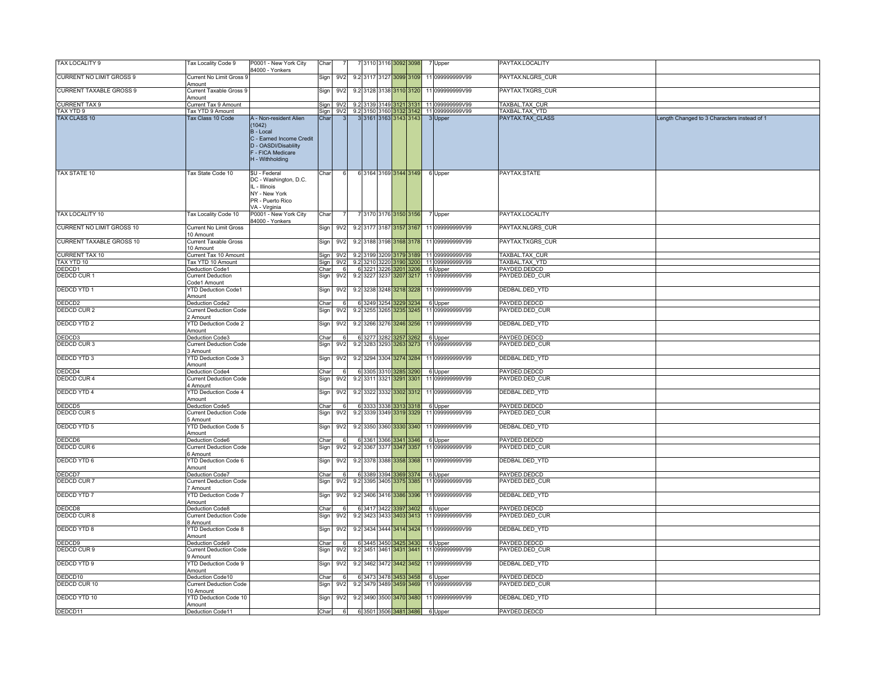| | | | | | | | | | | | | |
|---|---|---|---|---|---|---|---|---|---|---|---|---|
| TAX LOCALITY 9 | Tax Locality Code 9 | P0001 - New York City 84000 - Yonkers | Char | 7 | 7 | 3110 | 3116 | 3092 | 3098 | 7 Upper | PAYTAX.LOCALITY | |
| CURRENT NO LIMIT GROSS 9 | Current No Limit Gross 9 Amount | | Sign | 9V2 | 9.2 | 3117 | 3127 | 3099 | 3109 | 11 099999999V99 | PAYTAX.NLGRS_CUR | |
| CURRENT TAXABLE GROSS 9 | Current Taxable Gross 9 Amount | | Sign | 9V2 | 9.2 | 3128 | 3138 | 3110 | 3120 | 11 099999999V99 | PAYTAX.TXGRS_CUR | |
| CURRENT TAX 9 | Current Tax 9 Amount | | Sign | 9V2 | 9.2 | 3139 | 3149 | 3121 | 3131 | 11 099999999V99 | TAXBAL.TAX_CUR | |
| TAX YTD 9 | Tax YTD 9 Amount | | Sign | 9V2 | 9.2 | 3150 | 3160 | 3132 | 3142 | 11 099999999V99 | TAXBAL.TAX_YTD | |
| TAX CLASS 10 | Tax Class 10 Code | A - Non-resident Alien (1042) B - Local C - Earned Income Credit D - OASDI/Disablilty F - FICA Medicare H - Withholding | Char | 3 | 3 | 3161 | 3163 | 3143 | 3143 | 3 Upper | PAYTAX.TAX_CLASS | Length Changed to 3 Characters instead of 1 |
| TAX STATE 10 | Tax State Code 10 | $U - Federal DC - Washington, D.C. IL - Illinois NY - New York PR - Puerto Rico VA - Virginia | Char | 6 | 6 | 3164 | 3169 | 3144 | 3149 | 6 Upper | PAYTAX.STATE | |
| TAX LOCALITY 10 | Tax Locality Code 10 | P0001 - New York City 84000 - Yonkers | Char | 7 | 7 | 3170 | 3176 | 3150 | 3156 | 7 Upper | PAYTAX.LOCALITY | |
| CURRENT NO LIMIT GROSS 10 | Current No Limit Gross 10 Amount | | Sign | 9V2 | 9.2 | 3177 | 3187 | 3157 | 3167 | 11 099999999V99 | PAYTAX.NLGRS_CUR | |
| CURRENT TAXABLE GROSS 10 | Current Taxable Gross 10 Amount | | Sign | 9V2 | 9.2 | 3188 | 3198 | 3168 | 3178 | 11 099999999V99 | PAYTAX.TXGRS_CUR | |
| CURRENT TAX 10 | Current Tax 10 Amount | | Sign | 9V2 | 9.2 | 3199 | 3209 | 3179 | 3189 | 11 099999999V99 | TAXBAL.TAX_CUR | |
| TAX YTD 10 | Tax YTD 10 Amount | | Sign | 9V2 | 9.2 | 3210 | 3220 | 3190 | 3200 | 11 099999999V99 | TAXBAL.TAX_YTD | |
| DEDCD1 | Deduction Code1 | | Char | 6 | 6 | 3221 | 3226 | 3201 | 3206 | 6 Upper | PAYDED.DEDCD | |
| DEDCD CUR 1 | Current Deduction Code1 Amount | | Sign | 9V2 | 9.2 | 3227 | 3237 | 3207 | 3217 | 11 099999999V99 | PAYDED.DED_CUR | |
| DEDCD YTD 1 | YTD Deduction Code1 Amount | | Sign | 9V2 | 9.2 | 3238 | 3248 | 3218 | 3228 | 11 099999999V99 | DEDBAL.DED_YTD | |
| DEDCD2 | Deduction Code2 | | Char | 6 | 6 | 3249 | 3254 | 3229 | 3234 | 6 Upper | PAYDED.DEDCD | |
| DEDCD CUR 2 | Current Deduction Code 2 Amount | | Sign | 9V2 | 9.2 | 3255 | 3265 | 3235 | 3245 | 11 099999999V99 | PAYDED.DED_CUR | |
| DEDCD YTD 2 | YTD Deduction Code 2 Amount | | Sign | 9V2 | 9.2 | 3266 | 3276 | 3246 | 3256 | 11 099999999V99 | DEDBAL.DED_YTD | |
| DEDCD3 | Deduction Code3 | | Char | 6 | 6 | 3277 | 3282 | 3257 | 3262 | 6 Upper | PAYDED.DEDCD | |
| DEDCD CUR 3 | Current Deduction Code 3 Amount | | Sign | 9V2 | 9.2 | 3283 | 3293 | 3263 | 3273 | 11 099999999V99 | PAYDED.DED_CUR | |
| DEDCD YTD 3 | YTD Deduction Code 3 Amount | | Sign | 9V2 | 9.2 | 3294 | 3304 | 3274 | 3284 | 11 099999999V99 | DEDBAL.DED_YTD | |
| DEDCD4 | Deduction Code4 | | Char | 6 | 6 | 3305 | 3310 | 3285 | 3290 | 6 Upper | PAYDED.DEDCD | |
| DEDCD CUR 4 | Current Deduction Code 4 Amount | | Sign | 9V2 | 9.2 | 3311 | 3321 | 3291 | 3301 | 11 099999999V99 | PAYDED.DED_CUR | |
| DEDCD YTD 4 | YTD Deduction Code 4 Amount | | Sign | 9V2 | 9.2 | 3322 | 3332 | 3302 | 3312 | 11 099999999V99 | DEDBAL.DED_YTD | |
| DEDCD5 | Deduction Code5 | | Char | 6 | 6 | 3333 | 3338 | 3313 | 3318 | 6 Upper | PAYDED.DEDCD | |
| DEDCD CUR 5 | Current Deduction Code 5 Amount | | Sign | 9V2 | 9.2 | 3339 | 3349 | 3319 | 3329 | 11 099999999V99 | PAYDED.DED_CUR | |
| DEDCD YTD 5 | YTD Deduction Code 5 Amount | | Sign | 9V2 | 9.2 | 3350 | 3360 | 3330 | 3340 | 11 099999999V99 | DEDBAL.DED_YTD | |
| DEDCD6 | Deduction Code6 | | Char | 6 | 6 | 3361 | 3366 | 3341 | 3346 | 6 Upper | PAYDED.DEDCD | |
| DEDCD CUR 6 | Current Deduction Code 6 Amount | | Sign | 9V2 | 9.2 | 3367 | 3377 | 3347 | 3357 | 11 099999999V99 | PAYDED.DED_CUR | |
| DEDCD YTD 6 | YTD Deduction Code 6 Amount | | Sign | 9V2 | 9.2 | 3378 | 3388 | 3358 | 3368 | 11 099999999V99 | DEDBAL.DED_YTD | |
| DEDCD7 | Deduction Code7 | | Char | 6 | 6 | 3389 | 3394 | 3369 | 3374 | 6 Upper | PAYDED.DEDCD | |
| DEDCD CUR 7 | Current Deduction Code 7 Amount | | Sign | 9V2 | 9.2 | 3395 | 3405 | 3375 | 3385 | 11 099999999V99 | PAYDED.DED_CUR | |
| DEDCD YTD 7 | YTD Deduction Code 7 Amount | | Sign | 9V2 | 9.2 | 3406 | 3416 | 3386 | 3396 | 11 099999999V99 | DEDBAL.DED_YTD | |
| DEDCD8 | Deduction Code8 | | Char | 6 | 6 | 3417 | 3422 | 3397 | 3402 | 6 Upper | PAYDED.DEDCD | |
| DEDCD CUR 8 | Current Deduction Code 8 Amount | | Sign | 9V2 | 9.2 | 3423 | 3433 | 3403 | 3413 | 11 099999999V99 | PAYDED.DED_CUR | |
| DEDCD YTD 8 | YTD Deduction Code 8 Amount | | Sign | 9V2 | 9.2 | 3434 | 3444 | 3414 | 3424 | 11 099999999V99 | DEDBAL.DED_YTD | |
| DEDCD9 | Deduction Code9 | | Char | 6 | 6 | 3445 | 3450 | 3425 | 3430 | 6 Upper | PAYDED.DEDCD | |
| DEDCD CUR 9 | Current Deduction Code 9 Amount | | Sign | 9V2 | 9.2 | 3451 | 3461 | 3431 | 3441 | 11 099999999V99 | PAYDED.DED_CUR | |
| DEDCD YTD 9 | YTD Deduction Code 9 Amount | | Sign | 9V2 | 9.2 | 3462 | 3472 | 3442 | 3452 | 11 099999999V99 | DEDBAL.DED_YTD | |
| DEDCD10 | Deduction Code10 | | Char | 6 | 6 | 3473 | 3478 | 3453 | 3458 | 6 Upper | PAYDED.DEDCD | |
| DEDCD CUR 10 | Current Deduction Code 10 Amount | | Sign | 9V2 | 9.2 | 3479 | 3489 | 3459 | 3469 | 11 099999999V99 | PAYDED.DED_CUR | |
| DEDCD YTD 10 | YTD Deduction Code 10 Amount | | Sign | 9V2 | 9.2 | 3490 | 3500 | 3470 | 3480 | 11 099999999V99 | DEDBAL.DED_YTD | |
| DEDCD11 | Deduction Code11 | | Char | 6 | 6 | 3501 | 3506 | 3481 | 3486 | 6 Upper | PAYDED.DEDCD | |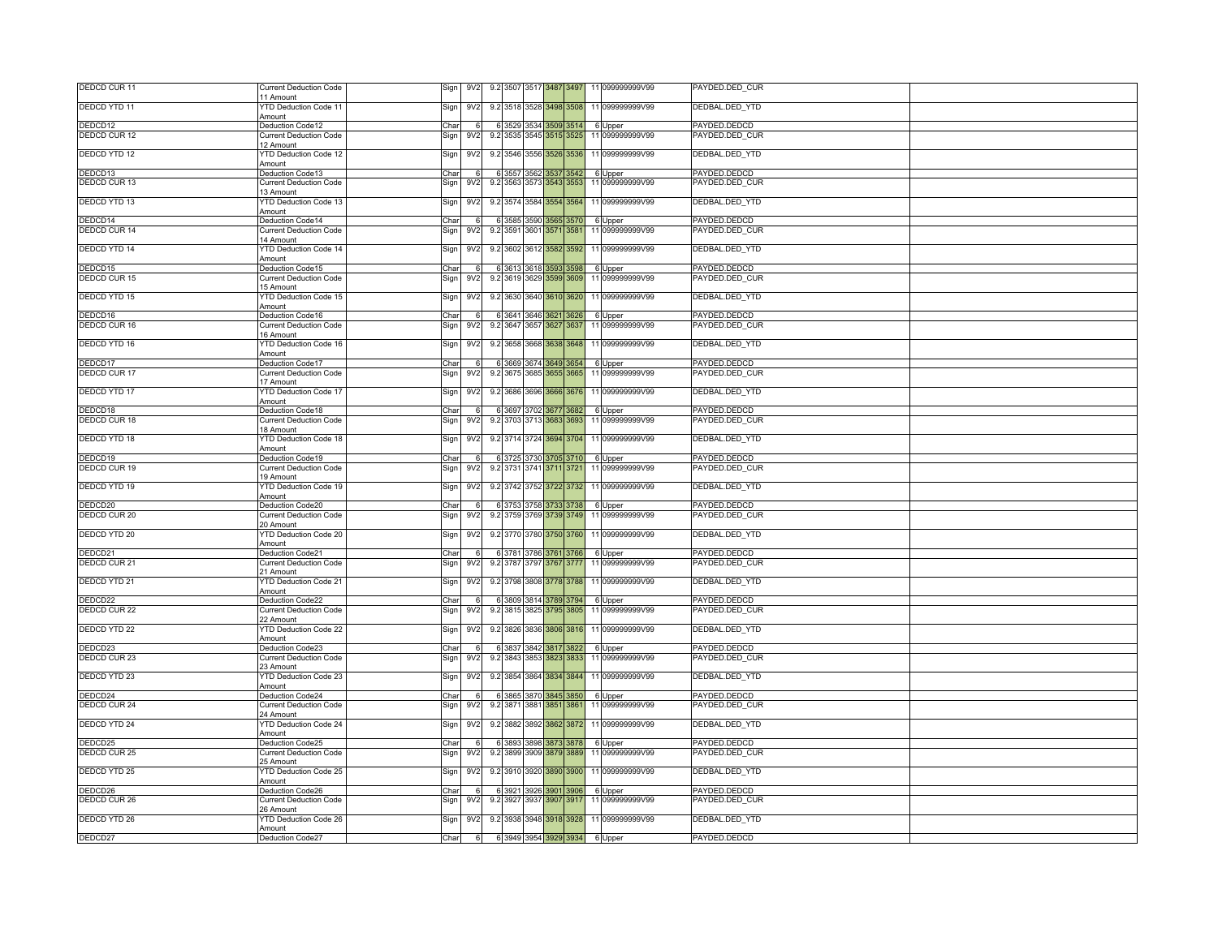| | | | | | | | | | | | | | | |
|---|---|---|---|---|---|---|---|---|---|---|---|---|---|---|
| DEDCD CUR 11 | Current Deduction Code 11 Amount | | Sign | 9V2 | 9.2 | 3507 | 3517 | 3487 | 3497 | 11 | 099999999V99 | PAYDED.DED_CUR | |
| DEDCD YTD 11 | YTD Deduction Code 11 Amount | | Sign | 9V2 | 9.2 | 3518 | 3528 | 3498 | 3508 | 11 | 099999999V99 | DEDBAL.DED_YTD | |
| DEDCD12 | Deduction Code12 | | Char | 6 | 6 | 3529 | 3534 | 3509 | 3514 | 6 | Upper | PAYDED.DEDCD | |
| DEDCD CUR 12 | Current Deduction Code 12 Amount | | Sign | 9V2 | 9.2 | 3535 | 3545 | 3515 | 3525 | 11 | 099999999V99 | PAYDED.DED_CUR | |
| DEDCD YTD 12 | YTD Deduction Code 12 Amount | | Sign | 9V2 | 9.2 | 3546 | 3556 | 3526 | 3536 | 11 | 099999999V99 | DEDBAL.DED_YTD | |
| DEDCD13 | Deduction Code13 | | Char | 6 | 6 | 3557 | 3562 | 3537 | 3542 | 6 | Upper | PAYDED.DEDCD | |
| DEDCD CUR 13 | Current Deduction Code 13 Amount | | Sign | 9V2 | 9.2 | 3563 | 3573 | 3543 | 3553 | 11 | 099999999V99 | PAYDED.DED_CUR | |
| DEDCD YTD 13 | YTD Deduction Code 13 Amount | | Sign | 9V2 | 9.2 | 3574 | 3584 | 3554 | 3564 | 11 | 099999999V99 | DEDBAL.DED_YTD | |
| DEDCD14 | Deduction Code14 | | Char | 6 | 6 | 3585 | 3590 | 3565 | 3570 | 6 | Upper | PAYDED.DEDCD | |
| DEDCD CUR 14 | Current Deduction Code 14 Amount | | Sign | 9V2 | 9.2 | 3591 | 3601 | 3571 | 3581 | 11 | 099999999V99 | PAYDED.DED_CUR | |
| DEDCD YTD 14 | YTD Deduction Code 14 Amount | | Sign | 9V2 | 9.2 | 3602 | 3612 | 3582 | 3592 | 11 | 099999999V99 | DEDBAL.DED_YTD | |
| DEDCD15 | Deduction Code15 | | Char | 6 | 6 | 3613 | 3618 | 3593 | 3598 | 6 | Upper | PAYDED.DEDCD | |
| DEDCD CUR 15 | Current Deduction Code 15 Amount | | Sign | 9V2 | 9.2 | 3619 | 3629 | 3599 | 3609 | 11 | 099999999V99 | PAYDED.DED_CUR | |
| DEDCD YTD 15 | YTD Deduction Code 15 Amount | | Sign | 9V2 | 9.2 | 3630 | 3640 | 3610 | 3620 | 11 | 099999999V99 | DEDBAL.DED_YTD | |
| DEDCD16 | Deduction Code16 | | Char | 6 | 6 | 3641 | 3646 | 3621 | 3626 | 6 | Upper | PAYDED.DEDCD | |
| DEDCD CUR 16 | Current Deduction Code 16 Amount | | Sign | 9V2 | 9.2 | 3647 | 3657 | 3627 | 3637 | 11 | 099999999V99 | PAYDED.DED_CUR | |
| DEDCD YTD 16 | YTD Deduction Code 16 Amount | | Sign | 9V2 | 9.2 | 3658 | 3668 | 3638 | 3648 | 11 | 099999999V99 | DEDBAL.DED_YTD | |
| DEDCD17 | Deduction Code17 | | Char | 6 | 6 | 3669 | 3674 | 3649 | 3654 | 6 | Upper | PAYDED.DEDCD | |
| DEDCD CUR 17 | Current Deduction Code 17 Amount | | Sign | 9V2 | 9.2 | 3675 | 3685 | 3655 | 3665 | 11 | 099999999V99 | PAYDED.DED_CUR | |
| DEDCD YTD 17 | YTD Deduction Code 17 Amount | | Sign | 9V2 | 9.2 | 3686 | 3696 | 3666 | 3676 | 11 | 099999999V99 | DEDBAL.DED_YTD | |
| DEDCD18 | Deduction Code18 | | Char | 6 | 6 | 3697 | 3702 | 3677 | 3682 | 6 | Upper | PAYDED.DEDCD | |
| DEDCD CUR 18 | Current Deduction Code 18 Amount | | Sign | 9V2 | 9.2 | 3703 | 3713 | 3683 | 3693 | 11 | 099999999V99 | PAYDED.DED_CUR | |
| DEDCD YTD 18 | YTD Deduction Code 18 Amount | | Sign | 9V2 | 9.2 | 3714 | 3724 | 3694 | 3704 | 11 | 099999999V99 | DEDBAL.DED_YTD | |
| DEDCD19 | Deduction Code19 | | Char | 6 | 6 | 3725 | 3730 | 3705 | 3710 | 6 | Upper | PAYDED.DEDCD | |
| DEDCD CUR 19 | Current Deduction Code 19 Amount | | Sign | 9V2 | 9.2 | 3731 | 3741 | 3711 | 3721 | 11 | 099999999V99 | PAYDED.DED_CUR | |
| DEDCD YTD 19 | YTD Deduction Code 19 Amount | | Sign | 9V2 | 9.2 | 3742 | 3752 | 3722 | 3732 | 11 | 099999999V99 | DEDBAL.DED_YTD | |
| DEDCD20 | Deduction Code20 | | Char | 6 | 6 | 3753 | 3758 | 3733 | 3738 | 6 | Upper | PAYDED.DEDCD | |
| DEDCD CUR 20 | Current Deduction Code 20 Amount | | Sign | 9V2 | 9.2 | 3759 | 3769 | 3739 | 3749 | 11 | 099999999V99 | PAYDED.DED_CUR | |
| DEDCD YTD 20 | YTD Deduction Code 20 Amount | | Sign | 9V2 | 9.2 | 3770 | 3780 | 3750 | 3760 | 11 | 099999999V99 | DEDBAL.DED_YTD | |
| DEDCD21 | Deduction Code21 | | Char | 6 | 6 | 3781 | 3786 | 3761 | 3766 | 6 | Upper | PAYDED.DEDCD | |
| DEDCD CUR 21 | Current Deduction Code 21 Amount | | Sign | 9V2 | 9.2 | 3787 | 3797 | 3767 | 3777 | 11 | 099999999V99 | PAYDED.DED_CUR | |
| DEDCD YTD 21 | YTD Deduction Code 21 Amount | | Sign | 9V2 | 9.2 | 3798 | 3808 | 3778 | 3788 | 11 | 099999999V99 | DEDBAL.DED_YTD | |
| DEDCD22 | Deduction Code22 | | Char | 6 | 6 | 3809 | 3814 | 3789 | 3794 | 6 | Upper | PAYDED.DEDCD | |
| DEDCD CUR 22 | Current Deduction Code 22 Amount | | Sign | 9V2 | 9.2 | 3815 | 3825 | 3795 | 3805 | 11 | 099999999V99 | PAYDED.DED_CUR | |
| DEDCD YTD 22 | YTD Deduction Code 22 Amount | | Sign | 9V2 | 9.2 | 3826 | 3836 | 3806 | 3816 | 11 | 099999999V99 | DEDBAL.DED_YTD | |
| DEDCD23 | Deduction Code23 | | Char | 6 | 6 | 3837 | 3842 | 3817 | 3822 | 6 | Upper | PAYDED.DEDCD | |
| DEDCD CUR 23 | Current Deduction Code 23 Amount | | Sign | 9V2 | 9.2 | 3843 | 3853 | 3823 | 3833 | 11 | 099999999V99 | PAYDED.DED_CUR | |
| DEDCD YTD 23 | YTD Deduction Code 23 Amount | | Sign | 9V2 | 9.2 | 3854 | 3864 | 3834 | 3844 | 11 | 099999999V99 | DEDBAL.DED_YTD | |
| DEDCD24 | Deduction Code24 | | Char | 6 | 6 | 3865 | 3870 | 3845 | 3850 | 6 | Upper | PAYDED.DEDCD | |
| DEDCD CUR 24 | Current Deduction Code 24 Amount | | Sign | 9V2 | 9.2 | 3871 | 3881 | 3851 | 3861 | 11 | 099999999V99 | PAYDED.DED_CUR | |
| DEDCD YTD 24 | YTD Deduction Code 24 Amount | | Sign | 9V2 | 9.2 | 3882 | 3892 | 3862 | 3872 | 11 | 099999999V99 | DEDBAL.DED_YTD | |
| DEDCD25 | Deduction Code25 | | Char | 6 | 6 | 3893 | 3898 | 3873 | 3878 | 6 | Upper | PAYDED.DEDCD | |
| DEDCD CUR 25 | Current Deduction Code 25 Amount | | Sign | 9V2 | 9.2 | 3899 | 3909 | 3879 | 3889 | 11 | 099999999V99 | PAYDED.DED_CUR | |
| DEDCD YTD 25 | YTD Deduction Code 25 Amount | | Sign | 9V2 | 9.2 | 3910 | 3920 | 3890 | 3900 | 11 | 099999999V99 | DEDBAL.DED_YTD | |
| DEDCD26 | Deduction Code26 | | Char | 6 | 6 | 3921 | 3926 | 3901 | 3906 | 6 | Upper | PAYDED.DEDCD | |
| DEDCD CUR 26 | Current Deduction Code 26 Amount | | Sign | 9V2 | 9.2 | 3927 | 3937 | 3907 | 3917 | 11 | 099999999V99 | PAYDED.DED_CUR | |
| DEDCD YTD 26 | YTD Deduction Code 26 Amount | | Sign | 9V2 | 9.2 | 3938 | 3948 | 3918 | 3928 | 11 | 099999999V99 | DEDBAL.DED_YTD | |
| DEDCD27 | Deduction Code27 | | Char | 6 | 6 | 3949 | 3954 | 3929 | 3934 | 6 | Upper | PAYDED.DEDCD | |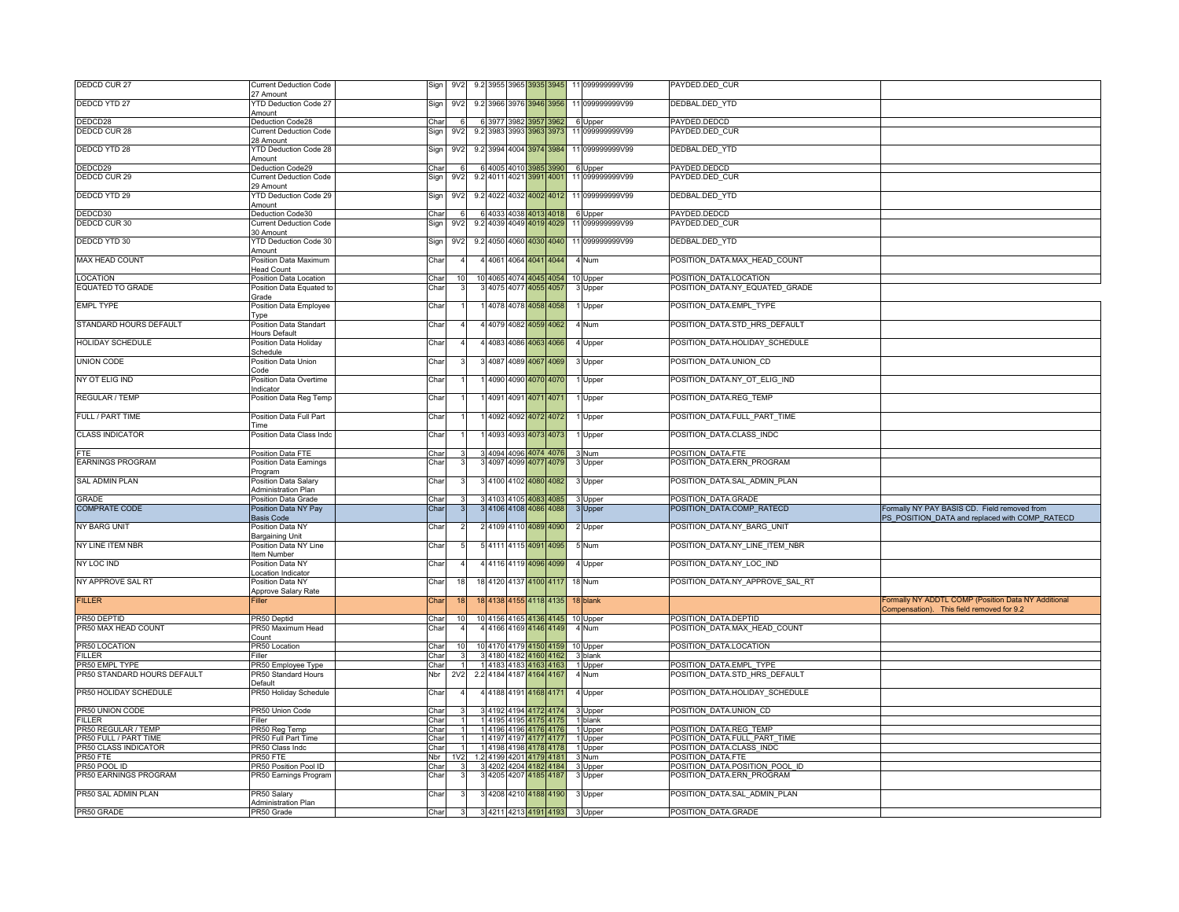| | | | | | | | | | | | | | | |
|---|---|---|---|---|---|---|---|---|---|---|---|---|---|---|
| DEDCD CUR 27 | Current Deduction Code 27 Amount | | Sign | 9V2 | 9.2 | 3955 | 3965 | 3935 | 3945 | 11 | 099999999V99 | PAYDED.DED_CUR | |
| DEDCD YTD 27 | YTD Deduction Code 27 Amount | | Sign | 9V2 | 9.2 | 3966 | 3976 | 3946 | 3956 | 11 | 099999999V99 | DEDBAL.DED_YTD | |
| DEDCD28 | Deduction Code28 | | Char | 6 | 6 | 3977 | 3982 | 3957 | 3962 | 6 | Upper | PAYDED.DEDCD | |
| DEDCD CUR 28 | Current Deduction Code 28 Amount | | Sign | 9V2 | 9.2 | 3983 | 3993 | 3963 | 3973 | 11 | 099999999V99 | PAYDED.DED_CUR | |
| DEDCD YTD 28 | YTD Deduction Code 28 Amount | | Sign | 9V2 | 9.2 | 3994 | 4004 | 3974 | 3984 | 11 | 099999999V99 | DEDBAL.DED_YTD | |
| DEDCD29 | Deduction Code29 | | Char | 6 | 6 | 4005 | 4010 | 3985 | 3990 | 6 | Upper | PAYDED.DEDCD | |
| DEDCD CUR 29 | Current Deduction Code 29 Amount | | Sign | 9V2 | 9.2 | 4011 | 4021 | 3991 | 4001 | 11 | 099999999V99 | PAYDED.DED_CUR | |
| DEDCD YTD 29 | YTD Deduction Code 29 Amount | | Sign | 9V2 | 9.2 | 4022 | 4032 | 4002 | 4012 | 11 | 099999999V99 | DEDBAL.DED_YTD | |
| DEDCD30 | Deduction Code30 | | Char | 6 | 6 | 4033 | 4038 | 4013 | 4018 | 6 | Upper | PAYDED.DEDCD | |
| DEDCD CUR 30 | Current Deduction Code 30 Amount | | Sign | 9V2 | 9.2 | 4039 | 4049 | 4019 | 4029 | 11 | 099999999V99 | PAYDED.DED_CUR | |
| DEDCD YTD 30 | YTD Deduction Code 30 Amount | | Sign | 9V2 | 9.2 | 4050 | 4060 | 4030 | 4040 | 11 | 099999999V99 | DEDBAL.DED_YTD | |
| MAX HEAD COUNT | Position Data Maximum Head Count | | Char | 4 | 4 | 4061 | 4064 | 4041 | 4044 | 4 | Num | POSITION_DATA.MAX_HEAD_COUNT | |
| LOCATION | Position Data Location | | Char | 10 | 10 | 4065 | 4074 | 4045 | 4054 | 10 | Upper | POSITION_DATA.LOCATION | |
| EQUATED TO GRADE | Position Data Equated to Grade | | Char | 3 | 3 | 4075 | 4077 | 4055 | 4057 | 3 | Upper | POSITION_DATA.NY_EQUATED_GRADE | |
| EMPL TYPE | Position Data Employee Type | | Char | 1 | 1 | 4078 | 4078 | 4058 | 4058 | 1 | Upper | POSITION_DATA.EMPL_TYPE | |
| STANDARD HOURS DEFAULT | Position Data Standart Hours Default | | Char | 4 | 4 | 4079 | 4082 | 4059 | 4062 | 4 | Num | POSITION_DATA.STD_HRS_DEFAULT | |
| HOLIDAY SCHEDULE | Position Data Holiday Schedule | | Char | 4 | 4 | 4083 | 4086 | 4063 | 4066 | 4 | Upper | POSITION_DATA.HOLIDAY_SCHEDULE | |
| UNION CODE | Position Data Union Code | | Char | 3 | 3 | 4087 | 4089 | 4067 | 4069 | 3 | Upper | POSITION_DATA.UNION_CD | |
| NY OT ELIG IND | Position Data Overtime Indicator | | Char | 1 | 1 | 4090 | 4090 | 4070 | 4070 | 1 | Upper | POSITION_DATA.NY_OT_ELIG_IND | |
| REGULAR / TEMP | Position Data Reg Temp | | Char | 1 | 1 | 4091 | 4091 | 4071 | 4071 | 1 | Upper | POSITION_DATA.REG_TEMP | |
| FULL / PART TIME | Position Data Full Part Time | | Char | 1 | 1 | 4092 | 4092 | 4072 | 4072 | 1 | Upper | POSITION_DATA.FULL_PART_TIME | |
| CLASS INDICATOR | Position Data Class Indc | | Char | 1 | 1 | 4093 | 4093 | 4073 | 4073 | 1 | Upper | POSITION_DATA.CLASS_INDC | |
| FTE | Position Data FTE | | Char | 3 | 3 | 4094 | 4096 | 4074 | 4076 | 3 | Num | POSITION_DATA.FTE | |
| EARNINGS PROGRAM | Position Data Earnings Program | | Char | 3 | 3 | 4097 | 4099 | 4077 | 4079 | 3 | Upper | POSITION_DATA.ERN_PROGRAM | |
| SAL ADMIN PLAN | Position Data Salary Administration Plan | | Char | 3 | 3 | 4100 | 4102 | 4080 | 4082 | 3 | Upper | POSITION_DATA.SAL_ADMIN_PLAN | |
| GRADE | Position Data Grade | | Char | 3 | 3 | 4103 | 4105 | 4083 | 4085 | 3 | Upper | POSITION_DATA.GRADE | |
| COMPRATE CODE | Position Data NY Pay Basis Code | | Char | 3 | 3 | 4106 | 4108 | 4086 | 4088 | 3 | Upper | POSITION_DATA.COMP_RATECD | Formally NY PAY BASIS CD. Field removed from PS_POSITION_DATA and replaced with COMP_RATECD |
| NY BARG UNIT | Position Data NY Bargaining Unit | | Char | 2 | 2 | 4109 | 4110 | 4089 | 4090 | 2 | Upper | POSITION_DATA.NY_BARG_UNIT | |
| NY LINE ITEM NBR | Position Data NY Line Item Number | | Char | 5 | 5 | 4111 | 4115 | 4091 | 4095 | 5 | Num | POSITION_DATA.NY_LINE_ITEM_NBR | |
| NY LOC IND | Position Data NY Location Indicator | | Char | 4 | 4 | 4116 | 4119 | 4096 | 4099 | 4 | Upper | POSITION_DATA.NY_LOC_IND | |
| NY APPROVE SAL RT | Position Data NY Approve Salary Rate | | Char | 18 | 18 | 4120 | 4137 | 4100 | 4117 | 18 | Num | POSITION_DATA.NY_APPROVE_SAL_RT | |
| FILLER | Filler | | Char | 18 | 18 | 4138 | 4155 | 4118 | 4135 | 18 | blank | | Formally NY ADDTL COMP (Position Data NY Additional Compensation). This field removed for 9.2 |
| PR50 DEPTID | PR50 Deptid | | Char | 10 | 10 | 4156 | 4165 | 4136 | 4145 | 10 | Upper | POSITION_DATA.DEPTID | |
| PR50 MAX HEAD COUNT | PR50 Maximum Head Count | | Char | 4 | 4 | 4166 | 4169 | 4146 | 4149 | 4 | Num | POSITION_DATA.MAX_HEAD_COUNT | |
| PR50 LOCATION | PR50 Location | | Char | 10 | 10 | 4170 | 4179 | 4150 | 4159 | 10 | Upper | POSITION_DATA.LOCATION | |
| FILLER | Filler | | Char | 3 | 3 | 4180 | 4182 | 4160 | 4162 | 3 | blank | | |
| PR50 EMPL TYPE | PR50 Employee Type | | Char | 1 | 1 | 4183 | 4183 | 4163 | 4163 | 1 | Upper | POSITION_DATA.EMPL_TYPE | |
| PR50 STANDARD HOURS DEFAULT | PR50 Standard Hours Default | | Nbr | 2V2 | 2.2 | 4184 | 4187 | 4164 | 4167 | 4 | Num | POSITION_DATA.STD_HRS_DEFAULT | |
| PR50 HOLIDAY SCHEDULE | PR50 Holiday Schedule | | Char | 4 | 4 | 4188 | 4191 | 4168 | 4171 | 4 | Upper | POSITION_DATA.HOLIDAY_SCHEDULE | |
| PR50 UNION CODE | PR50 Union Code | | Char | 3 | 3 | 4192 | 4194 | 4172 | 4174 | 3 | Upper | POSITION_DATA.UNION_CD | |
| FILLER | Filler | | Char | 1 | 1 | 4195 | 4195 | 4175 | 4175 | 1 | blank | | |
| PR50 REGULAR / TEMP | PR50 Reg Temp | | Char | 1 | 1 | 4196 | 4196 | 4176 | 4176 | 1 | Upper | POSITION_DATA.REG_TEMP | |
| PR50 FULL / PART TIME | PR50 Full Part Time | | Char | 1 | 1 | 4197 | 4197 | 4177 | 4177 | 1 | Upper | POSITION_DATA.FULL_PART_TIME | |
| PR50 CLASS INDICATOR | PR50 Class Indc | | Char | 1 | 1 | 4198 | 4198 | 4178 | 4178 | 1 | Upper | POSITION_DATA.CLASS_INDC | |
| PR50 FTE | PR50 FTE | | Nbr | 1V2 | 1.2 | 4199 | 4201 | 4179 | 4181 | 3 | Num | POSITION_DATA.FTE | |
| PR50 POOL ID | PR50 Position Pool ID | | Char | 3 | 3 | 4202 | 4204 | 4182 | 4184 | 3 | Upper | POSITION_DATA.POSITION_POOL_ID | |
| PR50 EARNINGS PROGRAM | PR50 Earnings Program | | Char | 3 | 3 | 4205 | 4207 | 4185 | 4187 | 3 | Upper | POSITION_DATA.ERN_PROGRAM | |
| PR50 SAL ADMIN PLAN | PR50 Salary Administration Plan | | Char | 3 | 3 | 4208 | 4210 | 4188 | 4190 | 3 | Upper | POSITION_DATA.SAL_ADMIN_PLAN | |
| PR50 GRADE | PR50 Grade | | Char | 3 | 3 | 4211 | 4213 | 4191 | 4193 | 3 | Upper | POSITION_DATA.GRADE | |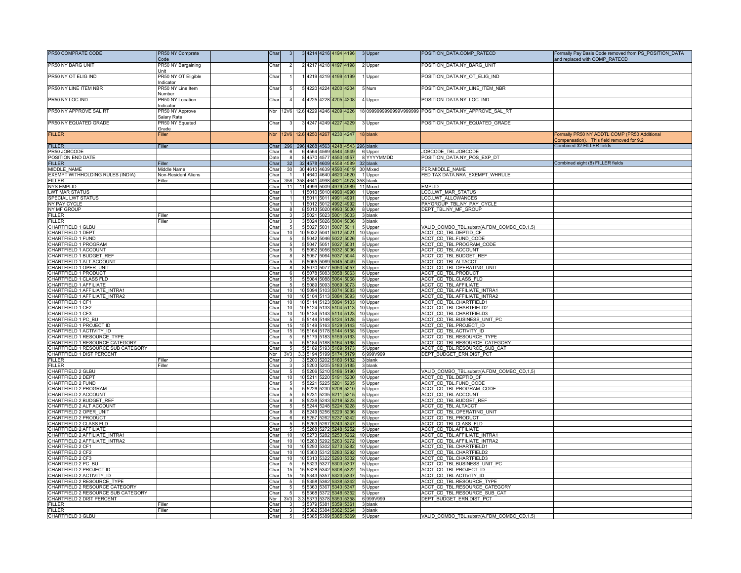| | | | | | | | | | | | | | |
|---|---|---|---|---|---|---|---|---|---|---|---|---|---|
| PR50 COMPRATE CODE | PR50 NY Comprate Code | | Char | 3 | 3 | 4214 | 4216 | 4194 | 4196 | 3 | Upper | POSITION_DATA.COMP_RATECD | Formally Pay Basis Code removed from PS_POSITION_DATA and replaced with COMP_RATECD |
| PR50 NY BARG UNIT | PR50 NY Bargaining Unit | | Char | 2 | 2 | 4217 | 4218 | 4197 | 4198 | 2 | Upper | POSITION_DATA.NY_BARG_UNIT | |
| PR50 NY OT ELIG IND | PR50 NY OT Eligible Indicator | | Char | 1 | 1 | 4219 | 4219 | 4199 | 4199 | 1 | Upper | POSITION_DATA.NY_OT_ELIG_IND | |
| PR50 NY LINE ITEM NBR | PR50 NY Line Item Number | | Char | 5 | 5 | 4220 | 4224 | 4200 | 4204 | 5 | Num | POSITION_DATA.NY_LINE_ITEM_NBR | |
| PR50 NY LOC IND | PR50 NY Location Indicator | | Char | 4 | 4 | 4225 | 4228 | 4205 | 4208 | 4 | Upper | POSITION_DATA.NY_LOC_IND | |
| PR50 NY APPROVE SAL RT | PR50 NY Approve Salary Rate | | Nbr | 12V6 | 12.6 | 4229 | 4246 | 4209 | 4226 | 18 | 0999999999999V999999 | POSITION_DATA.NY_APPROVE_SAL_RT | |
| PR50 NY EQUATED GRADE | PR50 NY Equated Grade | | Char | 3 | 3 | 4247 | 4249 | 4227 | 4229 | 3 | Upper | POSITION_DATA.NY_EQUATED_GRADE | |
| FILLER | Filler | | Nbr | 12V6 | 12.6 | 4250 | 4267 | 4230 | 4247 | 18 | blank | | Formally PR50 NY ADDTL COMP (PR50 Additional Compensation). This field removed for 9.2 |
| FILLER | Filler | | Char | 296 | 296 | 4268 | 4563 | 4248 | 4543 | 296 | blank | | Combined 32 FILLER fields |
| PR50 JOBCODE | | | Char | 6 | 6 | 4564 | 4569 | 4544 | 4549 | 6 | Upper | JOBCODE_TBL.JOBCODE | |
| POSITION END DATE | | | Date | 8 | 8 | 4570 | 4577 | 4550 | 4557 | 8 | YYYYMMDD | POSITION_DATA.NY_POS_EXP_DT | |
| FILLER | Filler | | Char | 32 | 32 | 4578 | 4609 | 4558 | 4589 | 32 | blank | | Combined eight (8) FILLER fields |
| MIDDLE_NAME | Middle Name | | Char | 30 | 30 | 4610 | 4639 | 4590 | 4619 | 30 | Mixed | PER.MIDDLE_NAME | |
| EXEMPT WITHHOLDING RULES (INDIA) | Non-Resident Aliens | | Char | 1 | 1 | 4640 | 4640 | 4620 | 4620 | 1 | Upper | FED TAX DATA.NRA_EXEMPT_WHRULE | |
| FILLER | Filler | | Char | 358 | 358 | 4641 | 4998 | 4621 | 4978 | 358 | blank | | |
| NYS EMPLID | | | Char | 11 | 11 | 4999 | 5009 | 4979 | 4989 | 11 | Mixed | EMPLID | |
| LWT MAR STATUS | | | Char | 1 | 1 | 5010 | 5010 | 4990 | 4990 | 1 | Upper | LOC.LWT_MAR_STATUS | |
| SPECIAL LWT STATUS | | | Char | 1 | 1 | 5011 | 5011 | 4991 | 4991 | 1 | Upper | LOC.LWT_ALLOWANCES | |
| NY PAY CYCLE | | | Char | 1 | 1 | 5012 | 5012 | 4992 | 4992 | 1 | Upper | PAYGROUP_TBL.NY_PAY_CYCLE | |
| NY MF GROUP | | | Char | 8 | 8 | 5013 | 5020 | 4993 | 5000 | 8 | Upper | DEPT_TBL.NY_MF_GROUP | |
| FILLER | Filler | | Char | 3 | 3 | 5021 | 5023 | 5001 | 5003 | 3 | blank | | |
| FILLER | Filler | | Char | 3 | 3 | 5024 | 5026 | 5004 | 5006 | 3 | blank | | |
| CHARTFIELD 1 GLBU | | | Char | 5 | 5 | 5027 | 5031 | 5007 | 5011 | 5 | Upper | VALID_COMBO_TBL.substr(A.FDM_COMBO_CD,1,5) | |
| CHARTFIELD 1 DEPT | | | Char | 10 | 10 | 5032 | 5041 | 5012 | 5021 | 10 | Upper | ACCT_CD_TBL.DEPTID_CF | |
| CHARTFIELD 1 FUND | | | Char | 5 | 5 | 5042 | 5046 | 5022 | 5026 | 5 | Upper | ACCT_CD_TBL.FUND_CODE | |
| CHARTFIELD 1 PROGRAM | | | Char | 5 | 5 | 5047 | 5051 | 5027 | 5031 | 5 | Upper | ACCT_CD_TBL.PROGRAM_CODE | |
| CHARTFIELD 1 ACCOUNT | | | Char | 5 | 5 | 5052 | 5056 | 5032 | 5036 | 5 | Upper | ACCT_CD_TBL.ACCOUNT | |
| CHARTFIELD 1 BUDGET_REF | | | Char | 8 | 8 | 5057 | 5064 | 5037 | 5044 | 8 | Upper | ACCT_CD_TBL.BUDGET_REF | |
| CHARTFIELD 1 ALT ACCOUNT | | | Char | 5 | 5 | 5065 | 5069 | 5045 | 5049 | 5 | Upper | ACCT_CD_TBL.ALTACCT | |
| CHARTFIELD 1 OPER_UNIT | | | Char | 8 | 8 | 5070 | 5077 | 5050 | 5057 | 8 | Upper | ACCT_CD_TBL.OPERATING_UNIT | |
| CHARTFIELD 1 PRODUCT | | | Char | 6 | 6 | 5078 | 5083 | 5058 | 5063 | 6 | Upper | ACCT_CD_TBL.PRODUCT | |
| CHARTFIELD 1 CLASS FLD | | | Char | 5 | 5 | 5084 | 5088 | 5064 | 5068 | 5 | Upper | ACCT_CD_TBL.CLASS_FLD | |
| CHARTFIELD 1 AFFILIATE | | | Char | 5 | 5 | 5089 | 5093 | 5069 | 5073 | 5 | Upper | ACCT_CD_TBL.AFFILIATE | |
| CHARTFIELD 1 AFFILIATE_INTRA1 | | | Char | 10 | 10 | 5094 | 5103 | 5074 | 5083 | 10 | Upper | ACCT_CD_TBL.AFFILIATE_INTRA1 | |
| CHARTFIELD 1 AFFILIATE_INTRA2 | | | Char | 10 | 10 | 5104 | 5113 | 5084 | 5093 | 10 | Upper | ACCT_CD_TBL.AFFILIATE_INTRA2 | |
| CHARTFIELD 1 CF1 | | | Char | 10 | 10 | 5114 | 5123 | 5094 | 5103 | 10 | Upper | ACCT_CD_TBL.CHARTFIELD1 | |
| CHARTFIELD 1 CF2 | | | Char | 10 | 10 | 5124 | 5133 | 5104 | 5113 | 10 | Upper | ACCT_CD_TBL.CHARTFIELD2 | |
| CHARTFIELD 1 CF3 | | | Char | 10 | 10 | 5134 | 5143 | 5114 | 5123 | 10 | Upper | ACCT_CD_TBL.CHARTFIELD3 | |
| CHARTFIELD 1 PC_BU | | | Char | 5 | 5 | 5144 | 5148 | 5124 | 5128 | 5 | Upper | ACCT_CD_TBL.BUSINESS_UNIT_PC | |
| CHARTFIELD 1 PROJECT ID | | | Char | 15 | 15 | 5149 | 5163 | 5129 | 5143 | 15 | Upper | ACCT_CD_TBL.PROJECT_ID | |
| CHARTFIELD 1 ACTIVITY_ID | | | Char | 15 | 15 | 5164 | 5178 | 5144 | 5158 | 15 | Upper | ACCT_CD_TBL.ACTIVITY_ID | |
| CHARTFIELD 1 RESOURCE_TYPE | | | Char | 5 | 5 | 5179 | 5183 | 5159 | 5163 | 5 | Upper | ACCT_CD_TBL.RESOURCE_TYPE | |
| CHARTFIELD 1 RESOURCE CATEGORY | | | Char | 5 | 5 | 5184 | 5188 | 5164 | 5168 | 5 | Upper | ACCT_CD_TBL.RESOURCE_CATEGORY | |
| CHARTFIELD 1 RESOURCE SUB CATEGORY | | | Char | 5 | 5 | 5189 | 5193 | 5169 | 5173 | 5 | Upper | ACCT_CD_TBL.RESOURCE_SUB_CAT | |
| CHARTFIELD 1 DIST PERCENT | | | Nbr | 3V3 | 3.3 | 5194 | 5199 | 5174 | 5179 | 6 | 999V999 | DEPT_BUDGET_ERN.DIST_PCT | |
| FILLER | Filler | | Char | 3 | 3 | 5200 | 5202 | 5180 | 5182 | 3 | blank | | |
| FILLER | Filler | | Char | 3 | 3 | 5203 | 5205 | 5183 | 5185 | 3 | blank | | |
| CHARTFIELD 2 GLBU | | | Char | 5 | 5 | 5206 | 5210 | 5186 | 5190 | 5 | Upper | VALID_COMBO_TBL.substr(A.FDM_COMBO_CD,1,5) | |
| CHARTFIELD 2 DEPT | | | Char | 10 | 10 | 5211 | 5220 | 5191 | 5200 | 10 | Upper | ACCT_CD_TBL.DEPTID_CF | |
| CHARTFIELD 2 FUND | | | Char | 5 | 5 | 5221 | 5225 | 5201 | 5205 | 5 | Upper | ACCT_CD_TBL.FUND_CODE | |
| CHARTFIELD 2 PROGRAM | | | Char | 5 | 5 | 5226 | 5230 | 5206 | 5210 | 5 | Upper | ACCT_CD_TBL.PROGRAM_CODE | |
| CHARTFIELD 2 ACCOUNT | | | Char | 5 | 5 | 5231 | 5235 | 5211 | 5215 | 5 | Upper | ACCT_CD_TBL.ACCOUNT | |
| CHARTFIELD 2 BUDGET_REF | | | Char | 8 | 8 | 5236 | 5243 | 5216 | 5223 | 8 | Upper | ACCT_CD_TBL.BUDGET_REF | |
| CHARTFIELD 2 ALT ACCOUNT | | | Char | 5 | 5 | 5244 | 5248 | 5224 | 5228 | 5 | Upper | ACCT_CD_TBL.ALTACCT | |
| CHARTFIELD 2 OPER_UNIT | | | Char | 8 | 8 | 5249 | 5256 | 5229 | 5236 | 8 | Upper | ACCT_CD_TBL.OPERATING_UNIT | |
| CHARTFIELD 2 PRODUCT | | | Char | 6 | 6 | 5257 | 5262 | 5237 | 5242 | 6 | Upper | ACCT_CD_TBL.PRODUCT | |
| CHARTFIELD 2 CLASS FLD | | | Char | 5 | 5 | 5263 | 5267 | 5243 | 5247 | 5 | Upper | ACCT_CD_TBL.CLASS_FLD | |
| CHARTFIELD 2 AFFILIATE | | | Char | 5 | 5 | 5268 | 5272 | 5248 | 5252 | 5 | Upper | ACCT_CD_TBL.AFFILIATE | |
| CHARTFIELD 2 AFFILIATE_INTRA1 | | | Char | 10 | 10 | 5273 | 5282 | 5253 | 5262 | 10 | Upper | ACCT_CD_TBL.AFFILIATE_INTRA1 | |
| CHARTFIELD 2 AFFILIATE_INTRA2 | | | Char | 10 | 10 | 5283 | 5292 | 5263 | 5272 | 10 | Upper | ACCT_CD_TBL.AFFILIATE_INTRA2 | |
| CHARTFIELD 2 CF1 | | | Char | 10 | 10 | 5293 | 5302 | 5273 | 5282 | 10 | Upper | ACCT_CD_TBL.CHARTFIELD1 | |
| CHARTFIELD 2 CF2 | | | Char | 10 | 10 | 5303 | 5312 | 5283 | 5292 | 10 | Upper | ACCT_CD_TBL.CHARTFIELD2 | |
| CHARTFIELD 2 CF3 | | | Char | 10 | 10 | 5313 | 5322 | 5293 | 5302 | 10 | Upper | ACCT_CD_TBL.CHARTFIELD3 | |
| CHARTFIELD 2 PC_BU | | | Char | 5 | 5 | 5323 | 5327 | 5303 | 5307 | 5 | Upper | ACCT_CD_TBL.BUSINESS_UNIT_PC | |
| CHARTFIELD 2 PROJECT ID | | | Char | 15 | 15 | 5328 | 5342 | 5308 | 5322 | 15 | Upper | ACCT_CD_TBL.PROJECT_ID | |
| CHARTFIELD 2 ACTIVITY_ID | | | Char | 15 | 15 | 5343 | 5357 | 5323 | 5337 | 15 | Upper | ACCT_CD_TBL.ACTIVITY_ID | |
| CHARTFIELD 2 RESOURCE_TYPE | | | Char | 5 | 5 | 5358 | 5362 | 5338 | 5342 | 5 | Upper | ACCT_CD_TBL.RESOURCE_TYPE | |
| CHARTFIELD 2 RESOURCE CATEGORY | | | Char | 5 | 5 | 5363 | 5367 | 5343 | 5347 | 5 | Upper | ACCT_CD_TBL.RESOURCE_CATEGORY | |
| CHARTFIELD 2 RESOURCE SUB CATEGORY | | | Char | 5 | 5 | 5368 | 5372 | 5348 | 5352 | 5 | Upper | ACCT_CD_TBL.RESOURCE_SUB_CAT | |
| CHARTFIELD 2 DIST PERCENT | | | Nbr | 3V3 | 3.3 | 5373 | 5378 | 5353 | 5358 | 6 | 999V999 | DEPT_BUDGET_ERN.DIST_PCT | |
| FILLER | Filler | | Char | 3 | 3 | 5379 | 5381 | 5359 | 5361 | 3 | blank | | |
| FILLER | Filler | | Char | 3 | 3 | 5382 | 5384 | 5362 | 5364 | 3 | blank | | |
| CHARTFIELD 3 GLBU | | | Char | 5 | 5 | 5385 | 5389 | 5365 | 5369 | 5 | Upper | VALID_COMBO_TBL.substr(A.FDM_COMBO_CD,1,5) | |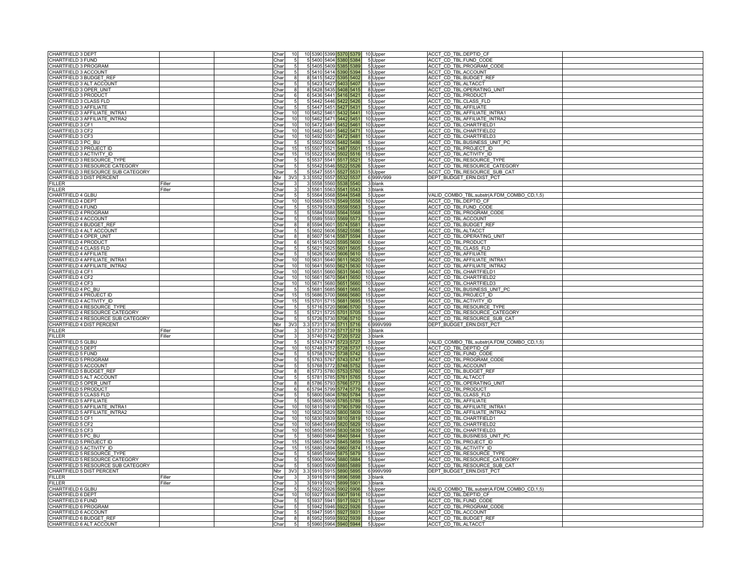| | | | | | | | | | | | | |
|---|---|---|---|---|---|---|---|---|---|---|---|---|
| CHARTFIELD 3 DEPT | | | Char | 10 | 10 | 5390 | 5399 | 5370 | 5379 | 10 | Upper | ACCT_CD_TBL.DEPTID_CF |
| CHARTFIELD 3 FUND | | | Char | 5 | 5 | 5400 | 5404 | 5380 | 5384 | 5 | Upper | ACCT_CD_TBL.FUND_CODE |
| CHARTFIELD 3 PROGRAM | | | Char | 5 | 5 | 5405 | 5409 | 5385 | 5389 | 5 | Upper | ACCT_CD_TBL.PROGRAM_CODE |
| CHARTFIELD 3 ACCOUNT | | | Char | 5 | 5 | 5410 | 5414 | 5390 | 5394 | 5 | Upper | ACCT_CD_TBL.ACCOUNT |
| CHARTFIELD 3 BUDGET_REF | | | Char | 8 | 8 | 5415 | 5422 | 5395 | 5402 | 8 | Upper | ACCT_CD_TBL.BUDGET_REF |
| CHARTFIELD 3 ALT ACCOUNT | | | Char | 5 | 5 | 5423 | 5427 | 5403 | 5407 | 5 | Upper | ACCT_CD_TBL.ALTACCT |
| CHARTFIELD 3 OPER_UNIT | | | Char | 8 | 8 | 5428 | 5435 | 5408 | 5415 | 8 | Upper | ACCT_CD_TBL.OPERATING_UNIT |
| CHARTFIELD 3 PRODUCT | | | Char | 6 | 6 | 5436 | 5441 | 5416 | 5421 | 6 | Upper | ACCT_CD_TBL.PRODUCT |
| CHARTFIELD 3 CLASS FLD | | | Char | 5 | 5 | 5442 | 5446 | 5422 | 5426 | 5 | Upper | ACCT_CD_TBL.CLASS_FLD |
| CHARTFIELD 3 AFFILIATE | | | Char | 5 | 5 | 5447 | 5451 | 5427 | 5431 | 5 | Upper | ACCT_CD_TBL.AFFILIATE |
| CHARTFIELD 3 AFFILIATE_INTRA1 | | | Char | 10 | 10 | 5452 | 5461 | 5432 | 5441 | 10 | Upper | ACCT_CD_TBL.AFFILIATE_INTRA1 |
| CHARTFIELD 3 AFFILIATE_INTRA2 | | | Char | 10 | 10 | 5462 | 5471 | 5442 | 5451 | 10 | Upper | ACCT_CD_TBL.AFFILIATE_INTRA2 |
| CHARTFIELD 3 CF1 | | | Char | 10 | 10 | 5472 | 5481 | 5452 | 5461 | 10 | Upper | ACCT_CD_TBL.CHARTFIELD1 |
| CHARTFIELD 3 CF2 | | | Char | 10 | 10 | 5482 | 5491 | 5462 | 5471 | 10 | Upper | ACCT_CD_TBL.CHARTFIELD2 |
| CHARTFIELD 3 CF3 | | | Char | 10 | 10 | 5492 | 5501 | 5472 | 5481 | 10 | Upper | ACCT_CD_TBL.CHARTFIELD3 |
| CHARTFIELD 3 PC_BU | | | Char | 5 | 5 | 5502 | 5506 | 5482 | 5486 | 5 | Upper | ACCT_CD_TBL.BUSINESS_UNIT_PC |
| CHARTFIELD 3 PROJECT ID | | | Char | 15 | 15 | 5507 | 5521 | 5487 | 5501 | 15 | Upper | ACCT_CD_TBL.PROJECT_ID |
| CHARTFIELD 3 ACTIVITY_ID | | | Char | 15 | 15 | 5522 | 5536 | 5502 | 5516 | 15 | Upper | ACCT_CD_TBL.ACTIVITY_ID |
| CHARTFIELD 3 RESOURCE_TYPE | | | Char | 5 | 5 | 5537 | 5541 | 5517 | 5521 | 5 | Upper | ACCT_CD_TBL.RESOURCE_TYPE |
| CHARTFIELD 3 RESOURCE CATEGORY | | | Char | 5 | 5 | 5542 | 5546 | 5522 | 5526 | 5 | Upper | ACCT_CD_TBL.RESOURCE_CATEGORY |
| CHARTFIELD 3 RESOURCE SUB CATEGORY | | | Char | 5 | 5 | 5547 | 5551 | 5527 | 5531 | 5 | Upper | ACCT_CD_TBL.RESOURCE_SUB_CAT |
| CHARTFIELD 3 DIST PERCENT | | | Nbr | 3V3 | 3.3 | 5552 | 5557 | 5532 | 5537 | 6 | 999V999 | DEPT_BUDGET_ERN.DIST_PCT |
| FILLER | Filler | | Char | 3 | 3 | 5558 | 5560 | 5538 | 5540 | 3 | blank | |
| FILLER | Filler | | Char | 3 | 3 | 5561 | 5563 | 5541 | 5543 | 3 | blank | |
| CHARTFIELD 4 GLBU | | | Char | 5 | 5 | 5564 | 5568 | 5544 | 5548 | 5 | Upper | VALID_COMBO_TBL.substr(A.FDM_COMBO_CD,1,5) |
| CHARTFIELD 4 DEPT | | | Char | 10 | 10 | 5569 | 5578 | 5549 | 5558 | 10 | Upper | ACCT_CD_TBL.DEPTID_CF |
| CHARTFIELD 4 FUND | | | Char | 5 | 5 | 5579 | 5583 | 5559 | 5563 | 5 | Upper | ACCT_CD_TBL.FUND_CODE |
| CHARTFIELD 4 PROGRAM | | | Char | 5 | 5 | 5584 | 5588 | 5564 | 5568 | 5 | Upper | ACCT_CD_TBL.PROGRAM_CODE |
| CHARTFIELD 4 ACCOUNT | | | Char | 5 | 5 | 5589 | 5593 | 5569 | 5573 | 5 | Upper | ACCT_CD_TBL.ACCOUNT |
| CHARTFIELD 4 BUDGET_REF | | | Char | 8 | 8 | 5594 | 5601 | 5574 | 5581 | 8 | Upper | ACCT_CD_TBL.BUDGET_REF |
| CHARTFIELD 4 ALT ACCOUNT | | | Char | 5 | 5 | 5602 | 5606 | 5582 | 5586 | 5 | Upper | ACCT_CD_TBL.ALTACCT |
| CHARTFIELD 4 OPER_UNIT | | | Char | 8 | 8 | 5607 | 5614 | 5587 | 5594 | 8 | Upper | ACCT_CD_TBL.OPERATING_UNIT |
| CHARTFIELD 4 PRODUCT | | | Char | 6 | 6 | 5615 | 5620 | 5595 | 5600 | 6 | Upper | ACCT_CD_TBL.PRODUCT |
| CHARTFIELD 4 CLASS FLD | | | Char | 5 | 5 | 5621 | 5625 | 5601 | 5605 | 5 | Upper | ACCT_CD_TBL.CLASS_FLD |
| CHARTFIELD 4 AFFILIATE | | | Char | 5 | 5 | 5626 | 5630 | 5606 | 5610 | 5 | Upper | ACCT_CD_TBL.AFFILIATE |
| CHARTFIELD 4 AFFILIATE_INTRA1 | | | Char | 10 | 10 | 5631 | 5640 | 5611 | 5620 | 10 | Upper | ACCT_CD_TBL.AFFILIATE_INTRA1 |
| CHARTFIELD 4 AFFILIATE_INTRA2 | | | Char | 10 | 10 | 5641 | 5650 | 5621 | 5630 | 10 | Upper | ACCT_CD_TBL.AFFILIATE_INTRA2 |
| CHARTFIELD 4 CF1 | | | Char | 10 | 10 | 5651 | 5660 | 5631 | 5640 | 10 | Upper | ACCT_CD_TBL.CHARTFIELD1 |
| CHARTFIELD 4 CF2 | | | Char | 10 | 10 | 5661 | 5670 | 5641 | 5650 | 10 | Upper | ACCT_CD_TBL.CHARTFIELD2 |
| CHARTFIELD 4 CF3 | | | Char | 10 | 10 | 5671 | 5680 | 5651 | 5660 | 10 | Upper | ACCT_CD_TBL.CHARTFIELD3 |
| CHARTFIELD 4 PC_BU | | | Char | 5 | 5 | 5681 | 5685 | 5661 | 5665 | 5 | Upper | ACCT_CD_TBL.BUSINESS_UNIT_PC |
| CHARTFIELD 4 PROJECT ID | | | Char | 15 | 15 | 5686 | 5700 | 5666 | 5680 | 15 | Upper | ACCT_CD_TBL.PROJECT_ID |
| CHARTFIELD 4 ACTIVITY_ID | | | Char | 15 | 15 | 5701 | 5715 | 5681 | 5695 | 15 | Upper | ACCT_CD_TBL.ACTIVITY_ID |
| CHARTFIELD 4 RESOURCE_TYPE | | | Char | 5 | 5 | 5716 | 5720 | 5696 | 5700 | 5 | Upper | ACCT_CD_TBL.RESOURCE_TYPE |
| CHARTFIELD 4 RESOURCE CATEGORY | | | Char | 5 | 5 | 5721 | 5725 | 5701 | 5705 | 5 | Upper | ACCT_CD_TBL.RESOURCE_CATEGORY |
| CHARTFIELD 4 RESOURCE SUB CATEGORY | | | Char | 5 | 5 | 5726 | 5730 | 5706 | 5710 | 5 | Upper | ACCT_CD_TBL.RESOURCE_SUB_CAT |
| CHARTFIELD 4 DIST PERCENT | | | Nbr | 3V3 | 3.3 | 5731 | 5736 | 5711 | 5716 | 6 | 999V999 | DEPT_BUDGET_ERN.DIST_PCT |
| FILLER | Filler | | Char | 3 | 3 | 5737 | 5739 | 5717 | 5719 | 3 | blank | |
| FILLER | Filler | | Char | 3 | 3 | 5740 | 5742 | 5720 | 5722 | 3 | blank | |
| CHARTFIELD 5 GLBU | | | Char | 5 | 5 | 5743 | 5747 | 5723 | 5727 | 5 | Upper | VALID_COMBO_TBL.substr(A.FDM_COMBO_CD,1,5) |
| CHARTFIELD 5 DEPT | | | Char | 10 | 10 | 5748 | 5757 | 5728 | 5737 | 10 | Upper | ACCT_CD_TBL.DEPTID_CF |
| CHARTFIELD 5 FUND | | | Char | 5 | 5 | 5758 | 5762 | 5738 | 5742 | 5 | Upper | ACCT_CD_TBL.FUND_CODE |
| CHARTFIELD 5 PROGRAM | | | Char | 5 | 5 | 5763 | 5767 | 5743 | 5747 | 5 | Upper | ACCT_CD_TBL.PROGRAM_CODE |
| CHARTFIELD 5 ACCOUNT | | | Char | 5 | 5 | 5768 | 5772 | 5748 | 5752 | 5 | Upper | ACCT_CD_TBL.ACCOUNT |
| CHARTFIELD 5 BUDGET_REF | | | Char | 8 | 8 | 5773 | 5780 | 5753 | 5760 | 8 | Upper | ACCT_CD_TBL.BUDGET_REF |
| CHARTFIELD 5 ALT ACCOUNT | | | Char | 5 | 5 | 5781 | 5785 | 5761 | 5765 | 5 | Upper | ACCT_CD_TBL.ALTACCT |
| CHARTFIELD 5 OPER_UNIT | | | Char | 8 | 8 | 5786 | 5793 | 5766 | 5773 | 8 | Upper | ACCT_CD_TBL.OPERATING_UNIT |
| CHARTFIELD 5 PRODUCT | | | Char | 6 | 6 | 5794 | 5799 | 5774 | 5779 | 6 | Upper | ACCT_CD_TBL.PRODUCT |
| CHARTFIELD 5 CLASS FLD | | | Char | 5 | 5 | 5800 | 5804 | 5780 | 5784 | 5 | Upper | ACCT_CD_TBL.CLASS_FLD |
| CHARTFIELD 5 AFFILIATE | | | Char | 5 | 5 | 5805 | 5809 | 5785 | 5789 | 5 | Upper | ACCT_CD_TBL.AFFILIATE |
| CHARTFIELD 5 AFFILIATE_INTRA1 | | | Char | 10 | 10 | 5810 | 5819 | 5790 | 5799 | 10 | Upper | ACCT_CD_TBL.AFFILIATE_INTRA1 |
| CHARTFIELD 5 AFFILIATE_INTRA2 | | | Char | 10 | 10 | 5820 | 5829 | 5800 | 5809 | 10 | Upper | ACCT_CD_TBL.AFFILIATE_INTRA2 |
| CHARTFIELD 5 CF1 | | | Char | 10 | 10 | 5830 | 5839 | 5810 | 5819 | 10 | Upper | ACCT_CD_TBL.CHARTFIELD1 |
| CHARTFIELD 5 CF2 | | | Char | 10 | 10 | 5840 | 5849 | 5820 | 5829 | 10 | Upper | ACCT_CD_TBL.CHARTFIELD2 |
| CHARTFIELD 5 CF3 | | | Char | 10 | 10 | 5850 | 5859 | 5830 | 5839 | 10 | Upper | ACCT_CD_TBL.CHARTFIELD3 |
| CHARTFIELD 5 PC_BU | | | Char | 5 | 5 | 5860 | 5864 | 5840 | 5844 | 5 | Upper | ACCT_CD_TBL.BUSINESS_UNIT_PC |
| CHARTFIELD 5 PROJECT ID | | | Char | 15 | 15 | 5865 | 5879 | 5845 | 5859 | 15 | Upper | ACCT_CD_TBL.PROJECT_ID |
| CHARTFIELD 5 ACTIVITY_ID | | | Char | 15 | 15 | 5880 | 5894 | 5860 | 5874 | 15 | Upper | ACCT_CD_TBL.ACTIVITY_ID |
| CHARTFIELD 5 RESOURCE_TYPE | | | Char | 5 | 5 | 5895 | 5899 | 5875 | 5879 | 5 | Upper | ACCT_CD_TBL.RESOURCE_TYPE |
| CHARTFIELD 5 RESOURCE CATEGORY | | | Char | 5 | 5 | 5900 | 5904 | 5880 | 5884 | 5 | Upper | ACCT_CD_TBL.RESOURCE_CATEGORY |
| CHARTFIELD 5 RESOURCE SUB CATEGORY | | | Char | 5 | 5 | 5905 | 5909 | 5885 | 5889 | 5 | Upper | ACCT_CD_TBL.RESOURCE_SUB_CAT |
| CHARTFIELD 5 DIST PERCENT | | | Nbr | 3V3 | 3.3 | 5910 | 5915 | 5890 | 5895 | 6 | 999V999 | DEPT_BUDGET_ERN.DIST_PCT |
| FILLER | Filler | | Char | 3 | 3 | 5916 | 5918 | 5896 | 5898 | 3 | blank | |
| FILLER | Filler | | Char | 3 | 3 | 5919 | 5921 | 5899 | 5901 | 3 | blank | |
| CHARTFIELD 6 GLBU | | | Char | 5 | 5 | 5922 | 5926 | 5902 | 5906 | 5 | Upper | VALID_COMBO_TBL.substr(A.FDM_COMBO_CD,1,5) |
| CHARTFIELD 6 DEPT | | | Char | 10 | 10 | 5927 | 5936 | 5907 | 5916 | 10 | Upper | ACCT_CD_TBL.DEPTID_CF |
| CHARTFIELD 6 FUND | | | Char | 5 | 5 | 5937 | 5941 | 5917 | 5921 | 5 | Upper | ACCT_CD_TBL.FUND_CODE |
| CHARTFIELD 6 PROGRAM | | | Char | 5 | 5 | 5942 | 5946 | 5922 | 5926 | 5 | Upper | ACCT_CD_TBL.PROGRAM_CODE |
| CHARTFIELD 6 ACCOUNT | | | Char | 5 | 5 | 5947 | 5951 | 5927 | 5931 | 5 | Upper | ACCT_CD_TBL.ACCOUNT |
| CHARTFIELD 6 BUDGET_REF | | | Char | 8 | 8 | 5952 | 5959 | 5932 | 5939 | 8 | Upper | ACCT_CD_TBL.BUDGET_REF |
| CHARTFIELD 6 ALT ACCOUNT | | | Char | 5 | 5 | 5960 | 5964 | 5940 | 5944 | 5 | Upper | ACCT_CD_TBL.ALTACCT |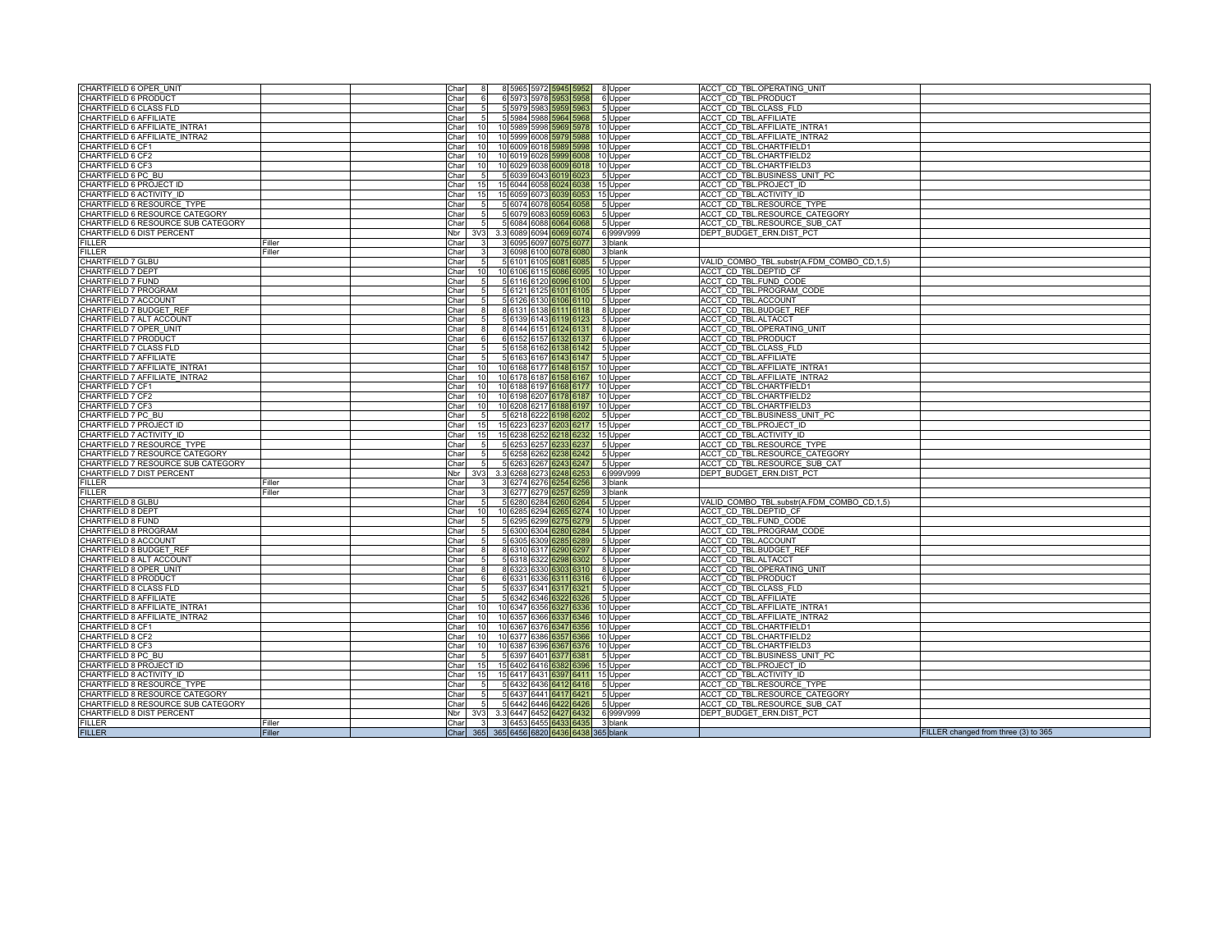| | | | | | | | | | | | | | |
|---|---|---|---|---|---|---|---|---|---|---|---|---|---|
| CHARTFIELD 6 OPER_UNIT | | | Char | 8 | 8 | 5965 | 5972 | 5945 | 5952 | 8 | Upper | ACCT_CD_TBL.OPERATING_UNIT | |
| CHARTFIELD 6 PRODUCT | | | Char | 6 | 6 | 5973 | 5978 | 5953 | 5958 | 6 | Upper | ACCT_CD_TBL.PRODUCT | |
| CHARTFIELD 6 CLASS FLD | | | Char | 5 | 5 | 5979 | 5983 | 5959 | 5963 | 5 | Upper | ACCT_CD_TBL.CLASS_FLD | |
| CHARTFIELD 6 AFFILIATE | | | Char | 5 | 5 | 5984 | 5988 | 5964 | 5968 | 5 | Upper | ACCT_CD_TBL.AFFILIATE | |
| CHARTFIELD 6 AFFILIATE_INTRA1 | | | Char | 10 | 10 | 5989 | 5998 | 5969 | 5978 | 10 | Upper | ACCT_CD_TBL.AFFILIATE_INTRA1 | |
| CHARTFIELD 6 AFFILIATE_INTRA2 | | | Char | 10 | 10 | 5999 | 6008 | 5979 | 5988 | 10 | Upper | ACCT_CD_TBL.AFFILIATE_INTRA2 | |
| CHARTFIELD 6 CF1 | | | Char | 10 | 10 | 6009 | 6018 | 5989 | 5998 | 10 | Upper | ACCT_CD_TBL.CHARTFIELD1 | |
| CHARTFIELD 6 CF2 | | | Char | 10 | 10 | 6019 | 6028 | 5999 | 6008 | 10 | Upper | ACCT_CD_TBL.CHARTFIELD2 | |
| CHARTFIELD 6 CF3 | | | Char | 10 | 10 | 6029 | 6038 | 6009 | 6018 | 10 | Upper | ACCT_CD_TBL.CHARTFIELD3 | |
| CHARTFIELD 6 PC_BU | | | Char | 5 | 5 | 6039 | 6043 | 6019 | 6023 | 5 | Upper | ACCT_CD_TBL.BUSINESS_UNIT_PC | |
| CHARTFIELD 6 PROJECT ID | | | Char | 15 | 15 | 6044 | 6058 | 6024 | 6038 | 15 | Upper | ACCT_CD_TBL.PROJECT_ID | |
| CHARTFIELD 6 ACTIVITY_ID | | | Char | 15 | 15 | 6059 | 6073 | 6039 | 6053 | 15 | Upper | ACCT_CD_TBL.ACTIVITY_ID | |
| CHARTFIELD 6 RESOURCE_TYPE | | | Char | 5 | 5 | 6074 | 6078 | 6054 | 6058 | 5 | Upper | ACCT_CD_TBL.RESOURCE_TYPE | |
| CHARTFIELD 6 RESOURCE CATEGORY | | | Char | 5 | 5 | 6079 | 6083 | 6059 | 6063 | 5 | Upper | ACCT_CD_TBL.RESOURCE_CATEGORY | |
| CHARTFIELD 6 RESOURCE SUB CATEGORY | | | Char | 5 | 5 | 6084 | 6088 | 6064 | 6068 | 5 | Upper | ACCT_CD_TBL.RESOURCE_SUB_CAT | |
| CHARTFIELD 6 DIST PERCENT | | | Nbr | 3V3 | 3.3 | 6089 | 6094 | 6069 | 6074 | 6 | 999V999 | DEPT_BUDGET_ERN.DIST_PCT | |
| FILLER | Filler | | Char | 3 | 3 | 6095 | 6097 | 6075 | 6077 | 3 | blank | | |
| FILLER | Filler | | Char | 3 | 3 | 6098 | 6100 | 6078 | 6080 | 3 | blank | | |
| CHARTFIELD 7 GLBU | | | Char | 5 | 5 | 6101 | 6105 | 6081 | 6085 | 5 | Upper | VALID_COMBO_TBL.substr(A.FDM_COMBO_CD,1,5) | |
| CHARTFIELD 7 DEPT | | | Char | 10 | 10 | 6106 | 6115 | 6086 | 6095 | 10 | Upper | ACCT_CD_TBL.DEPTID_CF | |
| CHARTFIELD 7 FUND | | | Char | 5 | 5 | 6116 | 6120 | 6096 | 6100 | 5 | Upper | ACCT_CD_TBL.FUND_CODE | |
| CHARTFIELD 7 PROGRAM | | | Char | 5 | 5 | 6121 | 6125 | 6101 | 6105 | 5 | Upper | ACCT_CD_TBL.PROGRAM_CODE | |
| CHARTFIELD 7 ACCOUNT | | | Char | 5 | 5 | 6126 | 6130 | 6106 | 6110 | 5 | Upper | ACCT_CD_TBL.ACCOUNT | |
| CHARTFIELD 7 BUDGET_REF | | | Char | 8 | 8 | 6131 | 6138 | 6111 | 6118 | 8 | Upper | ACCT_CD_TBL.BUDGET_REF | |
| CHARTFIELD 7 ALT ACCOUNT | | | Char | 5 | 5 | 6139 | 6143 | 6119 | 6123 | 5 | Upper | ACCT_CD_TBL.ALTACCT | |
| CHARTFIELD 7 OPER_UNIT | | | Char | 8 | 8 | 6144 | 6151 | 6124 | 6131 | 8 | Upper | ACCT_CD_TBL.OPERATING_UNIT | |
| CHARTFIELD 7 PRODUCT | | | Char | 6 | 6 | 6152 | 6157 | 6132 | 6137 | 6 | Upper | ACCT_CD_TBL.PRODUCT | |
| CHARTFIELD 7 CLASS FLD | | | Char | 5 | 5 | 6158 | 6162 | 6138 | 6142 | 5 | Upper | ACCT_CD_TBL.CLASS_FLD | |
| CHARTFIELD 7 AFFILIATE | | | Char | 5 | 5 | 6163 | 6167 | 6143 | 6147 | 5 | Upper | ACCT_CD_TBL.AFFILIATE | |
| CHARTFIELD 7 AFFILIATE_INTRA1 | | | Char | 10 | 10 | 6168 | 6177 | 6148 | 6157 | 10 | Upper | ACCT_CD_TBL.AFFILIATE_INTRA1 | |
| CHARTFIELD 7 AFFILIATE_INTRA2 | | | Char | 10 | 10 | 6178 | 6187 | 6158 | 6167 | 10 | Upper | ACCT_CD_TBL.AFFILIATE_INTRA2 | |
| CHARTFIELD 7 CF1 | | | Char | 10 | 10 | 6188 | 6197 | 6168 | 6177 | 10 | Upper | ACCT_CD_TBL.CHARTFIELD1 | |
| CHARTFIELD 7 CF2 | | | Char | 10 | 10 | 6198 | 6207 | 6178 | 6187 | 10 | Upper | ACCT_CD_TBL.CHARTFIELD2 | |
| CHARTFIELD 7 CF3 | | | Char | 10 | 10 | 6208 | 6217 | 6188 | 6197 | 10 | Upper | ACCT_CD_TBL.CHARTFIELD3 | |
| CHARTFIELD 7 PC_BU | | | Char | 5 | 5 | 6218 | 6222 | 6198 | 6202 | 5 | Upper | ACCT_CD_TBL.BUSINESS_UNIT_PC | |
| CHARTFIELD 7 PROJECT ID | | | Char | 15 | 15 | 6223 | 6237 | 6203 | 6217 | 15 | Upper | ACCT_CD_TBL.PROJECT_ID | |
| CHARTFIELD 7 ACTIVITY_ID | | | Char | 15 | 15 | 6238 | 6252 | 6218 | 6232 | 15 | Upper | ACCT_CD_TBL.ACTIVITY_ID | |
| CHARTFIELD 7 RESOURCE_TYPE | | | Char | 5 | 5 | 6253 | 6257 | 6233 | 6237 | 5 | Upper | ACCT_CD_TBL.RESOURCE_TYPE | |
| CHARTFIELD 7 RESOURCE CATEGORY | | | Char | 5 | 5 | 6258 | 6262 | 6238 | 6242 | 5 | Upper | ACCT_CD_TBL.RESOURCE_CATEGORY | |
| CHARTFIELD 7 RESOURCE SUB CATEGORY | | | Char | 5 | 5 | 6263 | 6267 | 6243 | 6247 | 5 | Upper | ACCT_CD_TBL.RESOURCE_SUB_CAT | |
| CHARTFIELD 7 DIST PERCENT | | | Nbr | 3V3 | 3.3 | 6268 | 6273 | 6248 | 6253 | 6 | 999V999 | DEPT_BUDGET_ERN.DIST_PCT | |
| FILLER | Filler | | Char | 3 | 3 | 6274 | 6276 | 6254 | 6256 | 3 | blank | | |
| FILLER | Filler | | Char | 3 | 3 | 6277 | 6279 | 6257 | 6259 | 3 | blank | | |
| CHARTFIELD 8 GLBU | | | Char | 5 | 5 | 6280 | 6284 | 6260 | 6264 | 5 | Upper | VALID_COMBO_TBL.substr(A.FDM_COMBO_CD,1,5) | |
| CHARTFIELD 8 DEPT | | | Char | 10 | 10 | 6285 | 6294 | 6265 | 6274 | 10 | Upper | ACCT_CD_TBL.DEPTID_CF | |
| CHARTFIELD 8 FUND | | | Char | 5 | 5 | 6295 | 6299 | 6275 | 6279 | 5 | Upper | ACCT_CD_TBL.FUND_CODE | |
| CHARTFIELD 8 PROGRAM | | | Char | 5 | 5 | 6300 | 6304 | 6280 | 6284 | 5 | Upper | ACCT_CD_TBL.PROGRAM_CODE | |
| CHARTFIELD 8 ACCOUNT | | | Char | 5 | 5 | 6305 | 6309 | 6285 | 6289 | 5 | Upper | ACCT_CD_TBL.ACCOUNT | |
| CHARTFIELD 8 BUDGET_REF | | | Char | 8 | 8 | 6310 | 6317 | 6290 | 6297 | 8 | Upper | ACCT_CD_TBL.BUDGET_REF | |
| CHARTFIELD 8 ALT ACCOUNT | | | Char | 5 | 5 | 6318 | 6322 | 6298 | 6302 | 5 | Upper | ACCT_CD_TBL.ALTACCT | |
| CHARTFIELD 8 OPER_UNIT | | | Char | 8 | 8 | 6323 | 6330 | 6303 | 6310 | 8 | Upper | ACCT_CD_TBL.OPERATING_UNIT | |
| CHARTFIELD 8 PRODUCT | | | Char | 6 | 6 | 6331 | 6336 | 6311 | 6316 | 6 | Upper | ACCT_CD_TBL.PRODUCT | |
| CHARTFIELD 8 CLASS FLD | | | Char | 5 | 5 | 6337 | 6341 | 6317 | 6321 | 5 | Upper | ACCT_CD_TBL.CLASS_FLD | |
| CHARTFIELD 8 AFFILIATE | | | Char | 5 | 5 | 6342 | 6346 | 6322 | 6326 | 5 | Upper | ACCT_CD_TBL.AFFILIATE | |
| CHARTFIELD 8 AFFILIATE_INTRA1 | | | Char | 10 | 10 | 6347 | 6356 | 6327 | 6336 | 10 | Upper | ACCT_CD_TBL.AFFILIATE_INTRA1 | |
| CHARTFIELD 8 AFFILIATE_INTRA2 | | | Char | 10 | 10 | 6357 | 6366 | 6337 | 6346 | 10 | Upper | ACCT_CD_TBL.AFFILIATE_INTRA2 | |
| CHARTFIELD 8 CF1 | | | Char | 10 | 10 | 6367 | 6376 | 6347 | 6356 | 10 | Upper | ACCT_CD_TBL.CHARTFIELD1 | |
| CHARTFIELD 8 CF2 | | | Char | 10 | 10 | 6377 | 6386 | 6357 | 6366 | 10 | Upper | ACCT_CD_TBL.CHARTFIELD2 | |
| CHARTFIELD 8 CF3 | | | Char | 10 | 10 | 6387 | 6396 | 6367 | 6376 | 10 | Upper | ACCT_CD_TBL.CHARTFIELD3 | |
| CHARTFIELD 8 PC_BU | | | Char | 5 | 5 | 6397 | 6401 | 6377 | 6381 | 5 | Upper | ACCT_CD_TBL.BUSINESS_UNIT_PC | |
| CHARTFIELD 8 PROJECT ID | | | Char | 15 | 15 | 6402 | 6416 | 6382 | 6396 | 15 | Upper | ACCT_CD_TBL.PROJECT_ID | |
| CHARTFIELD 8 ACTIVITY_ID | | | Char | 15 | 15 | 6417 | 6431 | 6397 | 6411 | 15 | Upper | ACCT_CD_TBL.ACTIVITY_ID | |
| CHARTFIELD 8 RESOURCE_TYPE | | | Char | 5 | 5 | 6432 | 6436 | 6412 | 6416 | 5 | Upper | ACCT_CD_TBL.RESOURCE_TYPE | |
| CHARTFIELD 8 RESOURCE CATEGORY | | | Char | 5 | 5 | 6437 | 6441 | 6417 | 6421 | 5 | Upper | ACCT_CD_TBL.RESOURCE_CATEGORY | |
| CHARTFIELD 8 RESOURCE SUB CATEGORY | | | Char | 5 | 5 | 6442 | 6446 | 6422 | 6426 | 5 | Upper | ACCT_CD_TBL.RESOURCE_SUB_CAT | |
| CHARTFIELD 8 DIST PERCENT | | | Nbr | 3V3 | 3.3 | 6447 | 6452 | 6427 | 6432 | 6 | 999V999 | DEPT_BUDGET_ERN.DIST_PCT | |
| FILLER | Filler | | Char | 3 | 3 | 6453 | 6455 | 6433 | 6435 | 3 | blank | | |
| FILLER | Filler | | Char | 365 | 365 | 6456 | 6820 | 6436 | 6438 | 365 | blank | | FILLER changed from three (3) to 365 |